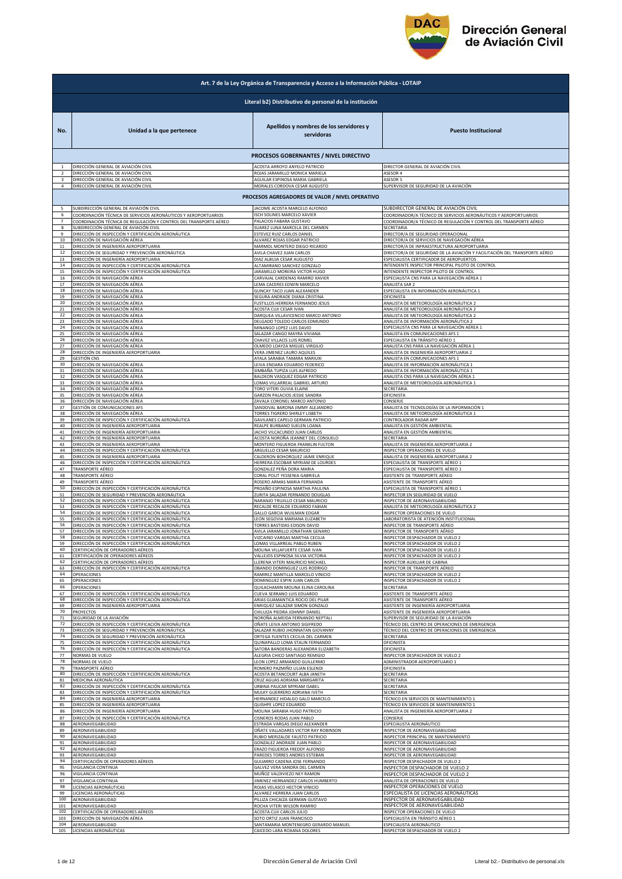# Dirección General de Aviación Civil

| Art. 7 de la Ley Orgánica de Transparencia y Acceso a la Información Pública - LOTAIP | | | |
|---|---|---|---|
| Literal b2) Distributivo de personal de la institución | | | |
| **No.** | **Unidad a la que pertenece** | **Apellidos y nombres de los servidores y servidoras** | **Puesto Institucional** |
| **PROCESOS GOBERNANTES / NIVEL DIRECTIVO** | | | |
| 1 | DIRECCIÓN GENERAL DE AVIACIÓN CIVIL | ACOSTA ARROYO ANYELO PATRICIO | DIRECTOR GENERAL DE AVIACIÓN CIVIL |
| 2 | DIRECCIÓN GENERAL DE AVIACIÓN CIVIL | ROJAS JARAMILLO MONICA MARIELA | ASESOR 4 |
| 3 | DIRECCIÓN GENERAL DE AVIACIÓN CIVIL | AGUILAR ESPINOSA MARIA GABRIELA | ASESOR 5 |
| 4 | DIRECCIÓN GENERAL DE AVIACIÓN CIVIL | MORALES CORDOVA CESAR AUGUSTO | SUPERVISOR DE SEGURIDAD DE LA AVIACIÓN |
| **PROCESOS AGREGADORES DE VALOR / NIVEL OPERATIVO** | | | |
| 5 | SUBDIRECCIÓN GENERAL DE AVIACIÓN CIVIL | JACOME ACOSTA MARCELO ALFONSO | SUBDIRECTOR GENERAL DE AVIACIÓN CIVIL |
| 6 | COORDINACIÓN TÉCNICA DE SERVICIOS AERONÁUTICOS Y AEROPORTUARIOS | ISCH SOLINES MARCELO XAVIER | COORDINADOR/A TÉCNICO DE SERVICIOS AERONÁUTICOS Y AEROPORTUARIOS |
| 7 | COORDINACIÓN TÉCNICA DE REGULACIÓN Y CONTROL DEL TRANSPORTE AÉREO | PALACIOS FABARA GUSTAVO | COORDINADOR/A TÉCNICO DE REGULACIÓN Y CONTROL DEL TRANSPORTE AÉREO |
| 8 | SUBDIRECCIÓN GENERAL DE AVIACIÓN CIVIL | SUAREZ LUNA MARCELA DEL CARMEN | SECRETARIA |
| 9 | DIRECCIÓN DE INSPECCIÓN Y CERTIFICACIÓN AERONÁUTICA | ESTEVEZ RUIZ CARLOS DANIEL | DIRECTOR/A DE SEGURIDAD OPERACIONAL |
| 10 | DIRECCIÓN DE NAVEGACIÓN AÉREA | ALVAREZ ROJAS EDGAR PATRICIO | DIRECTOR/A DE SERVICIOS DE NAVEGACIÓN AÉREA |
| 11 | DIRECCIÓN DE INGENIERÍA AEROPORTUARIA | MARMOL MONTERO DIEGO RICARDO | DIRECTOR/A DE INFRAESTRUCTURA AEROPORTUARIA |
| 12 | DIRECCIÓN DE SEGURIDAD Y PREVENCIÓN AERONÁUTICA | AVILA CHAVEZ JUAN CARLOS | DIRECTOR/A DE SEGURIDAD DE LA AVIACIÓN Y FACILITACIÓN DEL TRANSPORTE AÉREO |
| 13 | DIRECCIÓN DE INGENIERÍA AEROPORTUARIA | DIAZ ALBUJA CESAR AUGUSTO | ESPECIALISTA CERTIFICADOR DE AEROPUERTOS |
| 14 | DIRECCIÓN DE INSPECCIÓN Y CERTIFICACIÓN AERONÁUTICA | ALTAMIRANO SANCHEZ GONZALO | INTENDENTE INSPECTOR PRINCIPAL PILOTO DE CONTROL |
| 15 | DIRECCIÓN DE INSPECCIÓN Y CERTIFICACIÓN AERONÁUTICA | JARAMILLO MOREIRA VICTOR HUGO | INTENDENTE INSPECTOR PILOTO DE CONTROL |
| 16 | DIRECCIÓN DE NAVEGACIÓN AÉREA | CARVAJAL CARDENAS RAMIRO XAVIER | ESPECIALISTA CNS PARA LA NAVEGACIÓN AÉREA 1 |
| 17 | DIRECCIÓN DE NAVEGACIÓN AÉREA | LEMA CACERES EDWIN MARCELO | ANALISTA SAR 2 |
| 18 | DIRECCIÓN DE NAVEGACIÓN AÉREA | GUNCAY TACO JUAN ALEXANDER | ESPECIALISTA EN INFORMACIÓN AERONÁUTICA 1 |
| 19 | DIRECCIÓN DE NAVEGACIÓN AÉREA | SEGURA ANDRADE DIANA CRISTINA | OFICINISTA |
| 20 | DIRECCIÓN DE NAVEGACIÓN AÉREA | FUSTILLOS HERRERA FERNANDO JESUS | ANALISTA DE METEOROLOGÍA AERONÁUTICA 2 |
| 21 | DIRECCIÓN DE NAVEGACIÓN AÉREA | ACOSTA CUJI CESAR IVAN | ANALISTA DE METEOROLOGÍA AERONÁUTICA 2 |
| 22 | DIRECCIÓN DE NAVEGACIÓN AÉREA | DARQUEA VILLAVICENCIO MARCO ANTONIO | ANALISTA DE METEOROLOGÍA AERONÁUTICA 2 |
| 23 | DIRECCIÓN DE NAVEGACIÓN AÉREA | DELGADO TOLEDO CARLOS EDMUNDO | ANALISTA DE INFORMACIÓN AERONÁUTICA 2 |
| 24 | DIRECCIÓN DE NAVEGACIÓN AÉREA | MINANGO LOPEZ LUIS DAVID | ESPECIALISTA CNS PARA LA NAVEGACIÓN AÉREA 1 |
| 25 | DIRECCIÓN DE NAVEGACIÓN AÉREA | SALAZAR CANGO MAYRA VIVIANA | ANALISTA EN COMUNICACIONES AFS 1 |
| 26 | DIRECCIÓN DE NAVEGACIÓN AÉREA | CHAVEZ VILLACIS LUIS ROMEL | ESPECIALISTA EN TRÁNSITO AÉREO 1 |
| 27 | DIRECCIÓN DE NAVEGACIÓN AÉREA | OLMEDO LOAYZA MIGUEL VIRGILIO | ANALISTA CNS PARA LA NAVEGACIÓN AÉREA 1 |
| 28 | DIRECCIÓN DE INGENIERÍA AEROPORTUARIA | VERA JIMENEZ LAURO AQUILES | ANALISTA DE INGENIERÍA AEROPORTUARIA 2 |
| 29 | GESTIÓN CNS | AYALA SARABIA TAMARA MARIUXI | ANALISTA EN COMUNICACIONES AFS 1 |
| 30 | DIRECCIÓN DE NAVEGACIÓN AÉREA | LEIVA ENDARA EDUARDO FEDERICO | ANALISTA DE INFORMACIÓN AERONÁUTICA 1 |
| 31 | DIRECCIÓN DE NAVEGACIÓN AÉREA | SIMBAÑA TUPIZA LUIS ALFREDO | ANALISTA DE INFORMACIÓN AERONÁUTICA 1 |
| 32 | DIRECCIÓN DE NAVEGACIÓN AÉREA | BALDEON VASQUEZ EDGAR PATRICIO | ANALISTA CNS PARA LA NAVEGACIÓN AÉREA 1 |
| 33 | DIRECCIÓN DE NAVEGACIÓN AÉREA | LOMAS VILLARREAL GABRIEL ARTURO | ANALISTA DE METEOROLOGÍA AERONÁUTICA 1 |
| 34 | DIRECCIÓN DE NAVEGACIÓN AÉREA | TORO VITERI OLIVIA ELAINE | SECRETARIA |
| 35 | DIRECCIÓN DE NAVEGACIÓN AÉREA | GARZON PALACIOS JESSIE SANDRA | OFICINISTA |
| 36 | DIRECCIÓN DE NAVEGACIÓN AÉREA | ZAVALA CORONEL MARCO ANTONIO | CONSERJE |
| 37 | GESTIÓN DE COMUNICACIONES AFS | SANDOVAL BARONA JIMMY ALEJANDRO | ANALISTA DE TECNOLOGÍAS DE LA INFORMACIÓN 1 |
| 38 | DIRECCIÓN DE NAVEGACIÓN AÉREA | TORRES TIGRERO SHIRLEY LISBETH | ANALISTA DE METEOROLOGÍA AERONÁUTICA 1 |
| 39 | DIRECCIÓN DE INSPECCIÓN Y CERTIFICACIÓN AERONÁUTICA | GAVILANES CAPELO GERMAN PATRICIO | CONTROLADOR RADAR APP |
| 40 | DIRECCIÓN DE INGENIERÍA AEROPORTUARIA | REALPE BURBANO SUELEN LOANA | ANALISTA EN GESTIÓN AMBIENTAL |
| 41 | DIRECCIÓN DE INGENIERÍA AEROPORTUARIA | JACHO VILCACUNDO JUAN CARLOS | ANALISTA EN GESTIÓN AMBIENTAL |
| 42 | DIRECCIÓN DE INGENIERÍA AEROPORTUARIA | ACOSTA NOROÑA JEANNET DEL CONSUELO | SECRETARIA |
| 43 | DIRECCIÓN DE INGENIERÍA AEROPORTUARIA | MONTERO FIGUEROA FRANKLIN FULTON | ANALISTA DE INGENIERÍA AEROPORTUARIA 2 |
| 44 | DIRECCIÓN DE INSPECCIÓN Y CERTIFICACIÓN AERONÁUTICA | ARGUELLO CESAR MAURICIO | INSPECTOR OPERACIONES DE VUELO |
| 45 | DIRECCIÓN DE INGENIERÍA AEROPORTUARIA | CALDERON BOHORQUEZ JAIME ENRIQUE | ANALISTA DE INGENIERÍA AEROPORTUARIA 2 |
| 46 | DIRECCIÓN DE INSPECCIÓN Y CERTIFICACIÓN AERONÁUTICA | HERRERA ESCOBAR MYRIAM DE LOURDES | ESPECIALISTA DE TRANSPORTE AÉREO 1 |
| 47 | TRANSPORTE AÉREO | GONZALEZ PEÑA DORA MARIA | ESPECIALISTA DE TRANSPORTE AÉREO 1 |
| 48 | TRANSPORTE AÉREO | CORAL POLIT YESSENIA GABRIELA | ASISTENTE DE TRANSPORTE AÉREO |
| 49 | TRANSPORTE AÉREO | ROSERO ARMAS MARIA FERNANDA | ASISTENTE DE TRANSPORTE AÉREO |
| 50 | DIRECCIÓN DE INSPECCIÓN Y CERTIFICACIÓN AERONÁUTICA | PROAÑO ESPINOSA MARTHA PAULINA | ESPECIALISTA DE TRANSPORTE AÉREO 1 |
| 51 | DIRECCIÓN DE SEGURIDAD Y PREVENCIÓN AERONÁUTICA | ZURITA SALAZAR FERNANDO DOUGLAS | INSPECTOR EN SEGURIDAD DE VUELO |
| 52 | DIRECCIÓN DE INSPECCIÓN Y CERTIFICACIÓN AERONÁUTICA | NARANJO TRUJILLO CESAR MAURICIO | INSPECTOR DE AERONAVEGABILIDAD |
| 53 | DIRECCIÓN DE INSPECCIÓN Y CERTIFICACIÓN AERONÁUTICA | RECALDE RECALDE EDUARDO FABIAN | ANALISTA DE METEOROLOGÍA AERONÁUTICA 2 |
| 54 | DIRECCIÓN DE INSPECCIÓN Y CERTIFICACIÓN AERONÁUTICA | GALLO GARCIA WUILMAN EDGAR | INSPECTOR OPERACIONES DE VUELO |
| 55 | DIRECCIÓN DE INSPECCIÓN Y CERTIFICACIÓN AERONÁUTICA | LEON SEGOVIA MARIANA ELIZABETH | LABORATORISTA DE ATENCIÓN INSTITUCIONAL |
| 56 | DIRECCIÓN DE INSPECCIÓN Y CERTIFICACIÓN AERONÁUTICA | TORRES BASTIDAS EDISON DAVID | INSPECTOR DE TRANSPORTE AÉREO |
| 57 | DIRECCIÓN DE INSPECCIÓN Y CERTIFICACIÓN AERONÁUTICA | AVILA JARAMILLO JONATHAN GENARO | INSPECTOR DE TRANSPORTE AÉREO |
| 58 | DIRECCIÓN DE INSPECCIÓN Y CERTIFICACIÓN AERONÁUTICA | VIZCAINO VARGAS MARTHA CECILIA | INSPECTOR DESPACHADOR DE VUELO 2 |
| 59 | DIRECCIÓN DE INSPECCIÓN Y CERTIFICACIÓN AERONÁUTICA | LOMAS VILLARREAL PABLO RUBEN | INSPECTOR DESPACHADOR DE VUELO 2 |
| 60 | CERTIFICACIÓN DE OPERADORES AÉREOS | MOLINA VILLAFUERTE CESAR IVAN | INSPECTOR DESPACHADOR DE VUELO 2 |
| 61 | CERTIFICACIÓN DE OPERADORES AÉREOS | VALLEJOS ESPINOSA SILVIA VICTORIA | INSPECTOR DESPACHADOR DE VUELO 2 |
| 62 | CERTIFICACIÓN DE OPERADORES AÉREOS | LLERENA VITERI MAURICIO MICHAEL | INSPECTOR AUXILIAR DE CABINA |
| 63 | DIRECCIÓN DE INSPECCIÓN Y CERTIFICACIÓN AERONÁUTICA | OBANDO DOMINGUEZ LUIS RODRIGO | INSPECTOR DE TRANSPORTE AÉREO |
| 64 | OPERACIONES | RAMIREZ MANTILLA MARCELO VINICIO | INSPECTOR DESPACHADOR DE VUELO 2 |
| 65 | OPERACIONES | DOMINGUEZ ESPIN JUAN CARLOS | INSPECTOR DESPACHADOR DE VUELO 2 |
| 66 | OPERACIONES | QUILACHAMIN MOLINA ELINA CAROLINA | SECRETARIA |
| 67 | DIRECCIÓN DE INSPECCIÓN Y CERTIFICACIÓN AERONÁUTICA | CUEVA SERRANO LUIS EDUARDO | ASISTENTE DE TRANSPORTE AÉREO |
| 68 | DIRECCIÓN DE INSPECCIÓN Y CERTIFICACIÓN AERONÁUTICA | ARIAS GUAMANTICA ROCIO DEL PILAR | ASISTENTE DE TRANSPORTE AÉREO |
| 69 | DIRECCIÓN DE INGENIERÍA AEROPORTUARIA | ENRIQUEZ SALAZAR SIMON GONZALO | ASISTENTE DE INGENIERÍA AEROPORTUARIA |
| 70 | PROYECTOS | CHILUIZA PIEDRA JOHNNY DANIEL | ASISTENTE DE INGENIERÍA AEROPORTUARIA |
| 71 | SEGURIDAD DE LA AVIACIÓN | NOROÑA ALMEIDA FERNANDO NEPTALI | SUPERVISOR DE SEGURIDAD DE LA AVIACIÓN |
| 72 | DIRECCIÓN DE INSPECCIÓN Y CERTIFICACIÓN AERONÁUTICA | OÑATE LEIVA ANTONIO SIGIFREDO | TÉCNICO DEL CENTRO DE OPERACIONES DE EMERGENCIA |
| 73 | DIRECCIÓN DE SEGURIDAD Y PREVENCIÓN AERONÁUTICA | SALAZAR RUBIO JHONNATAN GIOVANNY | TÉCNICO DEL CENTRO DE OPERACIONES DE EMERGENCIA |
| 74 | DIRECCIÓN DE SEGURIDAD Y PREVENCIÓN AERONÁUTICA | ORTEGA FUENTES CECILIA DEL CARMEN | SECRETARIA |
| 75 | DIRECCIÓN DE INSPECCIÓN Y CERTIFICACIÓN AERONÁUTICA | QUINAPALLO LOMA STALIN FERNANDO | OFICINISTA |
| 76 | DIRECCIÓN DE INSPECCIÓN Y CERTIFICACIÓN AERONÁUTICA | SATOBA BANDERAS ALEXANDRA ELIZABETH | OFICINISTA |
| 77 | NORMAS DE VUELO | ALEGRIA CHICO SANTIAGO REMIGIO | INSPECTOR DESPACHADOR DE VUELO 2 |
| 78 | NORMAS DE VUELO | LEON LOPEZ ARMANDO GUILLERMO | ADMINISTRADOR AEROPORTUARIO 1 |
| 79 | TRANSPORTE AÉREO | ROMERO PAZMIÑO LILIAN ESLENDI | OFICINISTA |
| 80 | DIRECCIÓN DE INSPECCIÓN Y CERTIFICACIÓN AERONÁUTICA | ACOSTA BETANCOURT ALBA JANETH | SECRETARIA |
| 81 | MEDICINA AERONÁUTICA | CRUZ AGUAS ADRIANA MARGARITA | SECRETARIA |
| 82 | DIRECCIÓN DE INSPECCIÓN Y CERTIFICACIÓN AERONÁUTICA | URBINA PAUCAR MYRIAM ISABEL | SECRETARIA |
| 83 | DIRECCIÓN DE INSPECCIÓN Y CERTIFICACIÓN AERONÁUTICA | MULKY GUERRERO ADRIANA IVETH | SECRETARIA |
| 84 | DIRECCIÓN DE INGENIERÍA AEROPORTUARIA | HERNANDEZ HIDALGO GALO MARCELO | TÉCNICO EN SERVICIOS DE MANTENIMIENTO 1 |
| 85 | DIRECCIÓN DE INGENIERÍA AEROPORTUARIA | QUISHPE LOPEZ EDUARDO | TÉCNICO EN SERVICIOS DE MANTENIMIENTO 1 |
| 86 | DIRECCIÓN DE INGENIERÍA AEROPORTUARIA | MOLINA SARABIA HUGO PATRICIO | ANALISTA DE INGENIERÍA AEROPORTUARIA 2 |
| 87 | DIRECCIÓN DE INSPECCIÓN Y CERTIFICACIÓN AERONÁUTICA | CISNEROS RODAS JUAN PABLO | CONSERJE |
| 88 | AERONAVEGABILIDAD | ESTRADA VARGAS DIEGO ALEXANDER | ESPECIALISTA AERONÁUTICO |
| 89 | AERONAVEGABILIDAD | OÑATE VALLADARES VICTOR RAY ROBINSON | INSPECTOR DE AERONAVEGABILIDAD |
| 90 | AERONAVEGABILIDAD | RUBIO MERIZALDE FAUSTO PATRICIO | INSPECTOR PRINCIPAL DE MANTENIMIENTO |
| 91 | AERONAVEGABILIDAD | GONZALEZ ANDRADE JUAN PABLO | INSPECTOR DE AERONAVEGABILIDAD |
| 92 | AERONAVEGABILIDAD | ERAZO FIGUEROA FREDDY ALFONSO | INSPECTOR DE AERONAVEGABILIDAD |
| 93 | AERONAVEGABILIDAD | PAREDES TORRES ANDRES ESTEBAN | INSPECTOR DE AERONAVEGABILIDAD |
| 94 | CERTIFICACIÓN DE OPERADORES AÉREOS | GUIJARRO CADENA JOSE FERNANDO | INSPECTOR DESPACHADOR DE VUELO 2 |
| 95 | VIGILANCIA CONTINUA | GALVEZ VERA SANDRA DEL CARMEN | INSPECTOR DESPACHADOR DE VUELO 2 |
| 96 | VIGILANCIA CONTINUA | MUÑOZ VALDIVIEZO NEY RAMON | INSPECTOR DESPACHADOR DE VUELO 2 |
| 97 | VIGILANCIA CONTINUA | JIMENEZ HERNANDEZ CARLOS HUMBERTO | ANALISTA DE OPERACIONES DE VUELO |
| 98 | LICENCIAS AERONÁUTICAS | ROJAS VELASCO HECTOR VINICIO | INSPECTOR OPERACIONES DE VUELO |
| 99 | LICENCIAS AERONÁUTICAS | ALVAREZ HERRERA JUAN CARLOS | ESPECIALISTA DE LICENCIAS AERONÁUTICAS |
| 100 | AERONAVEGABILIDAD | PILLIZA CHICAIZA GERMAN GUSTAVO | INSPECTOR DE AERONAVEGABILIDAD |
| 101 | AERONAVEGABILIDAD | ROCHA VITERI WILSON RAMIRO | INSPECTOR DE AERONAVEGABILIDAD |
| 102 | CERTIFICACIÓN DE OPERADORES AÉREOS | ACOSTA CUJI CARLOS JULIO | INSPECTOR OPERACIONES DE VUELO |
| 103 | DIRECCIÓN DE NAVEGACIÓN AÉREA | SOTO ORTIZ JUAN FRANCISCO | ESPECIALISTA EN TRÁNSITO AÉREO 1 |
| 104 | AERONAVEGABILIDAD | SANTAMARIA MONTENEGRO GERARDO MANUEL | ESPECIALISTA AERONÁUTICO |
| 105 | LICENCIAS AERONÁUTICAS | CAICEDO LARA ROXANA DOLORES | INSPECTOR DESPACHADOR DE VUELO 2 |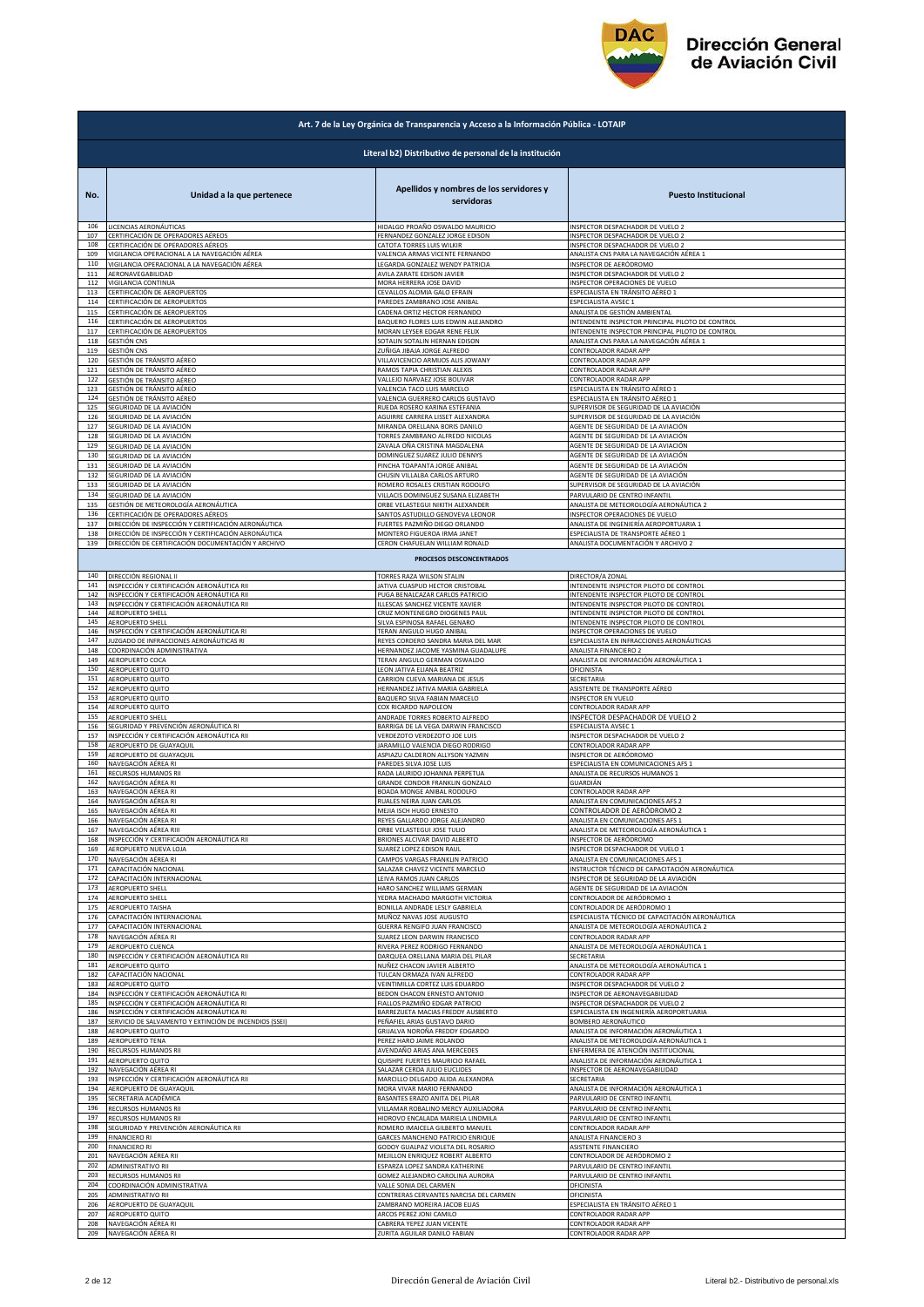# Dirección General de Aviación Civil

## Art. 7 de la Ley Orgánica de Transparencia y Acceso a la Información Pública - LOTAIP

### Literal b2) Distributivo de personal de la institución

| No. | Unidad a la que pertenece | Apellidos y nombres de los servidores y servidoras | Puesto Institucional |
|---|---|---|---|
| 106 | LICENCIAS AERONÁUTICAS | HIDALGO PROAÑO OSWALDO MAURICIO | INSPECTOR DESPACHADOR DE VUELO 2 |
| 107 | CERTIFICACIÓN DE OPERADORES AÉREOS | FERNANDEZ GONZALEZ JORGE EDISON | INSPECTOR DESPACHADOR DE VUELO 2 |
| 108 | CERTIFICACIÓN DE OPERADORES AÉREOS | CATOTA TORRES LUIS WILKIR | INSPECTOR DESPACHADOR DE VUELO 2 |
| 109 | VIGILANCIA OPERACIONAL A LA NAVEGACIÓN AÉREA | VALENCIA ARMAS VICENTE FERNANDO | ANALISTA CNS PARA LA NAVEGACIÓN AÉREA 1 |
| 110 | VIGILANCIA OPERACIONAL A LA NAVEGACIÓN AÉREA | LEGARDA GONZALEZ WENDY PATRICIA | INSPECTOR DE AERÓDROMO |
| 111 | AERONAVEGABILIDAD | AVILA ZARATE EDISON JAVIER | INSPECTOR DESPACHADOR DE VUELO 2 |
| 112 | VIGILANCIA CONTINUA | MORA HERRERA JOSE DAVID | INSPECTOR OPERACIONES DE VUELO |
| 113 | CERTIFICACIÓN DE AEROPUERTOS | CEVALLOS ALOMIA GALO EFRAIN | ESPECIALISTA EN TRÁNSITO AÉREO 1 |
| 114 | CERTIFICACIÓN DE AEROPUERTOS | PAREDES ZAMBRANO JOSE ANIBAL | ESPECIALISTA AVSEC 1 |
| 115 | CERTIFICACIÓN DE AEROPUERTOS | CADENA ORTIZ HECTOR FERNANDO | ANALISTA DE GESTIÓN AMBIENTAL |
| 116 | CERTIFICACIÓN DE AEROPUERTOS | BAQUERO FLORES LUIS EDWIN ALEJANDRO | INTENDENTE INSPECTOR PRINCIPAL PILOTO DE CONTROL |
| 117 | CERTIFICACIÓN DE AEROPUERTOS | MORAN LEYSER EDGAR RENE FELIX | INTENDENTE INSPECTOR PRINCIPAL PILOTO DE CONTROL |
| 118 | GESTIÓN CNS | SOTALIN SOTALIN HERNAN EDISON | ANALISTA CNS PARA LA NAVEGACIÓN AÉREA 1 |
| 119 | GESTIÓN CNS | ZUÑIGA JIBAJA JORGE ALFREDO | CONTROLADOR RADAR APP |
| 120 | GESTIÓN DE TRÁNSITO AÉREO | VILLAVICENCIO ARMIJOS ALIS JOWANY | CONTROLADOR RADAR APP |
| 121 | GESTIÓN DE TRÁNSITO AÉREO | RAMOS TAPIA CHRISTIAN ALEXIS | CONTROLADOR RADAR APP |
| 122 | GESTIÓN DE TRÁNSITO AÉREO | VALLEJO NARVAEZ JOSE BOLIVAR | CONTROLADOR RADAR APP |
| 123 | GESTIÓN DE TRÁNSITO AÉREO | VALENCIA TACO LUIS MARCELO | ESPECIALISTA EN TRÁNSITO AÉREO 1 |
| 124 | GESTIÓN DE TRÁNSITO AÉREO | VALENCIA GUERRERO CARLOS GUSTAVO | ESPECIALISTA EN TRÁNSITO AÉREO 1 |
| 125 | SEGURIDAD DE LA AVIACIÓN | RUEDA ROSERO KARINA ESTEFANIA | SUPERVISOR DE SEGURIDAD DE LA AVIACIÓN |
| 126 | SEGURIDAD DE LA AVIACIÓN | AGUIRRE CARRERA LISSET ALEXANDRA | SUPERVISOR DE SEGURIDAD DE LA AVIACIÓN |
| 127 | SEGURIDAD DE LA AVIACIÓN | MIRANDA ORELLANA BORIS DANILO | AGENTE DE SEGURIDAD DE LA AVIACIÓN |
| 128 | SEGURIDAD DE LA AVIACIÓN | TORRES ZAMBRANO ALFREDO NICOLAS | AGENTE DE SEGURIDAD DE LA AVIACIÓN |
| 129 | SEGURIDAD DE LA AVIACIÓN | ZAVALA OÑA CRISTINA MAGDALENA | AGENTE DE SEGURIDAD DE LA AVIACIÓN |
| 130 | SEGURIDAD DE LA AVIACIÓN | DOMINGUEZ SUAREZ JULIO DENNYS | AGENTE DE SEGURIDAD DE LA AVIACIÓN |
| 131 | SEGURIDAD DE LA AVIACIÓN | PINCHA TOAPANTA JORGE ANIBAL | AGENTE DE SEGURIDAD DE LA AVIACIÓN |
| 132 | SEGURIDAD DE LA AVIACIÓN | CHUSIN VILLALBA CARLOS ARTURO | AGENTE DE SEGURIDAD DE LA AVIACIÓN |
| 133 | SEGURIDAD DE LA AVIACIÓN | ROMERO ROSALES CRISTIAN RODOLFO | SUPERVISOR DE SEGURIDAD DE LA AVIACIÓN |
| 134 | SEGURIDAD DE LA AVIACIÓN | VILLACIS DOMINGUEZ SUSANA ELIZABETH | PARVULARIO DE CENTRO INFANTIL |
| 135 | GESTIÓN DE METEOROLOGÍA AERONÁUTICA | ORBE VELASTEGUI NIKITH ALEXANDER | ANALISTA DE METEOROLOGÍA AERONÁUTICA 2 |
| 136 | CERTIFICACIÓN DE OPERADORES AÉREOS | SANTOS ASTUDILLO GENOVEVA LEONOR | INSPECTOR OPERACIONES DE VUELO |
| 137 | DIRECCIÓN DE INSPECCIÓN Y CERTIFICACIÓN AERONÁUTICA | FUERTES PAZMIÑO DIEGO ORLANDO | ANALISTA DE INGENIERÍA AEROPORTUARIA 1 |
| 138 | DIRECCIÓN DE INSPECCIÓN Y CERTIFICACIÓN AERONÁUTICA | MONTERO FIGUEROA IRMA JANET | ESPECIALISTA DE TRANSPORTE AÉREO 1 |
| 139 | DIRECCIÓN DE CERTIFICACIÓN DOCUMENTACIÓN Y ARCHIVO | CERON CHAFUELAN WILLIAM RONALD | ANALISTA DOCUMENTACIÓN Y ARCHIVO 2 |
| | **PROCESOS DESCONCENTRADOS** | | |
| 140 | DIRECCIÓN REGIONAL II | TORRES RAZA WILSON STALIN | DIRECTOR/A ZONAL |
| 141 | INSPECCIÓN Y CERTIFICACIÓN AERONÁUTICA RII | JATIVA CUASPUD HECTOR CRISTOBAL | INTENDENTE INSPECTOR PILOTO DE CONTROL |
| 142 | INSPECCIÓN Y CERTIFICACIÓN AERONÁUTICA RII | PUGA BENALCAZAR CARLOS PATRICIO | INTENDENTE INSPECTOR PILOTO DE CONTROL |
| 143 | INSPECCIÓN Y CERTIFICACIÓN AERONÁUTICA RII | ILLESCAS SANCHEZ VICENTE XAVIER | INTENDENTE INSPECTOR PILOTO DE CONTROL |
| 144 | AEROPUERTO SHELL | CRUZ MONTENEGRO DIOGENES PAUL | INTENDENTE INSPECTOR PILOTO DE CONTROL |
| 145 | AEROPUERTO SHELL | SILVA ESPINOSA RAFAEL GENARO | INTENDENTE INSPECTOR PILOTO DE CONTROL |
| 146 | INSPECCIÓN Y CERTIFICACIÓN AERONÁUTICA RI | TERAN ANGULO HUGO ANIBAL | INSPECTOR OPERACIONES DE VUELO |
| 147 | JUZGADO DE INFRACCIONES AERONÁUTICAS RI | REYES CORDERO SANDRA MARIA DEL MAR | ESPECIALISTA EN INFRACCIONES AERONÁUTICAS |
| 148 | COORDINACIÓN ADMINISTRATIVA | HERNANDEZ JACOME YASMINA GUADALUPE | ANALISTA FINANCIERO 2 |
| 149 | AEROPUERTO COCA | TERAN ANGULO GERMAN OSWALDO | ANALISTA DE INFORMACIÓN AERONÁUTICA 1 |
| 150 | AEROPUERTO QUITO | LEON JATIVA ELIANA BEATRIZ | OFICINISTA |
| 151 | AEROPUERTO QUITO | CARRION CUEVA MARIANA DE JESUS | SECRETARIA |
| 152 | AEROPUERTO QUITO | HERNANDEZ JATIVA MARIA GABRIELA | ASISTENTE DE TRANSPORTE AÉREO |
| 153 | AEROPUERTO QUITO | BAQUERO SILVA FABIAN MARCELO | INSPECTOR EN VUELO |
| 154 | AEROPUERTO QUITO | COX RICARDO NAPOLEON | CONTROLADOR RADAR APP |
| 155 | AEROPUERTO SHELL | ANDRADE TORRES ROBERTO ALFREDO | INSPECTOR DESPACHADOR DE VUELO 2 |
| 156 | SEGURIDAD Y PREVENCIÓN AERONÁUTICA RI | BARRIGA DE LA VEGA DARWIN FRANCISCO | ESPECIALISTA AVSEC 1 |
| 157 | INSPECCIÓN Y CERTIFICACIÓN AERONÁUTICA RII | VERDEZOTO VERDEZOTO JOE LUIS | INSPECTOR DESPACHADOR DE VUELO 2 |
| 158 | AEROPUERTO DE GUAYAQUIL | JARAMILLO VALENCIA DIEGO RODRIGO | CONTROLADOR RADAR APP |
| 159 | AEROPUERTO DE GUAYAQUIL | ASPIAZU CALDERON ALLYSON YAZMIN | INSPECTOR DE AERÓDROMO |
| 160 | NAVEGACIÓN AÉREA RI | PAREDES SILVA JOSE LUIS | ESPECIALISTA EN COMUNICACIONES AFS 1 |
| 161 | RECURSOS HUMANOS RII | RADA LAURIDO JOHANNA PERPETUA | ANALISTA DE RECURSOS HUMANOS 1 |
| 162 | NAVEGACIÓN AÉREA RI | GRANDE CONDOR FRANKLIN GONZALO | GUARDIÁN |
| 163 | NAVEGACIÓN AÉREA RI | BOADA MONGE ANIBAL RODOLFO | CONTROLADOR RADAR APP |
| 164 | NAVEGACIÓN AÉREA RI | RUALES NEIRA JUAN CARLOS | ANALISTA EN COMUNICACIONES AFS 2 |
| 165 | NAVEGACIÓN AÉREA RI | MEJIA ISCH HUGO ERNESTO | CONTROLADOR DE AERÓDROMO 2 |
| 166 | NAVEGACIÓN AÉREA RI | REYES GALLARDO JORGE ALEJANDRO | ANALISTA EN COMUNICACIONES AFS 1 |
| 167 | NAVEGACIÓN AÉREA RIII | ORBE VELASTEGUI JOSE TULIO | ANALISTA DE METEOROLOGÍA AERONÁUTICA 1 |
| 168 | INSPECCIÓN Y CERTIFICACIÓN AERONÁUTICA RII | BRIONES ALCIVAR DAVID ALBERTO | INSPECTOR DE AERÓDROMO |
| 169 | AEROPUERTO NUEVA LOJA | SUAREZ LOPEZ EDISON RAUL | INSPECTOR DESPACHADOR DE VUELO 1 |
| 170 | NAVEGACIÓN AÉREA RI | CAMPOS VARGAS FRANKLIN PATRICIO | ANALISTA EN COMUNICACIONES AFS 1 |
| 171 | CAPACITACIÓN NACIONAL | SALAZAR CHAVEZ VICENTE MARCELO | INSTRUCTOR TÉCNICO DE CAPACITACIÓN AERONÁUTICA |
| 172 | CAPACITACIÓN INTERNACIONAL | LEIVA RAMOS JUAN CARLOS | INSPECTOR DE SEGURIDAD DE LA AVIACIÓN |
| 173 | AEROPUERTO SHELL | HARO SANCHEZ WILLIAMS GERMAN | AGENTE DE SEGURIDAD DE LA AVIACIÓN |
| 174 | AEROPUERTO SHELL | YEDRA MACHADO MARGOTH VICTORIA | CONTROLADOR DE AERÓDROMO 1 |
| 175 | AEROPUERTO TAISHA | BONILLA ANDRADE LESLY GABRIELA | CONTROLADOR DE AERÓDROMO 1 |
| 176 | CAPACITACIÓN INTERNACIONAL | MUÑOZ NAVAS JOSE AUGUSTO | ESPECIALISTA TÉCNICO DE CAPACITACIÓN AERONÁUTICA |
| 177 | CAPACITACIÓN INTERNACIONAL | GUERRA RENGIFO JUAN FRANCISCO | ANALISTA DE METEOROLOGÍA AERONÁUTICA 2 |
| 178 | NAVEGACIÓN AÉREA RI | SUAREZ LEON DARWIN FRANCISCO | CONTROLADOR RADAR APP |
| 179 | AEROPUERTO CUENCA | RIVERA PEREZ RODRIGO FERNANDO | ANALISTA DE METEOROLOGÍA AERONÁUTICA 1 |
| 180 | INSPECCIÓN Y CERTIFICACIÓN AERONÁUTICA RII | DARQUEA ORELLANA MARIA DEL PILAR | SECRETARIA |
| 181 | AEROPUERTO QUITO | NUÑEZ CHACON JAVIER ALBERTO | ANALISTA DE METEOROLOGÍA AERONÁUTICA 1 |
| 182 | CAPACITACIÓN NACIONAL | TULCAN ORMAZA IVAN ALFREDO | CONTROLADOR RADAR APP |
| 183 | AEROPUERTO QUITO | VEINTIMILLA CORTEZ LUIS EDUARDO | INSPECTOR DESPACHADOR DE VUELO 2 |
| 184 | INSPECCIÓN Y CERTIFICACIÓN AERONÁUTICA RI | BEDON CHACON ERNESTO ANTONIO | INSPECTOR DE AERONAVEGABILIDAD |
| 185 | INSPECCIÓN Y CERTIFICACIÓN AERONÁUTICA RI | FIALLOS PAZMIÑO EDGAR PATRICIO | INSPECTOR DESPACHADOR DE VUELO 2 |
| 186 | INSPECCIÓN Y CERTIFICACIÓN AERONÁUTICA RI | BARREZUETA MACIAS FREDDY AUSBERTO | ESPECIALISTA EN INGENIERÍA AEROPORTUARIA |
| 187 | SERVICIO DE SALVAMENTO Y EXTINCIÓN DE INCENDIOS (SSEI) | PEÑAFIEL ARIAS GUSTAVO DARIO | BOMBERO AERONÁUTICO |
| 188 | AEROPUERTO QUITO | GRIJALVA NOROÑA FREDDY EDGARDO | ANALISTA DE INFORMACIÓN AERONÁUTICA 1 |
| 189 | AEROPUERTO TENA | PEREZ HARO JAIME ROLANDO | ANALISTA DE METEOROLOGÍA AERONÁUTICA 1 |
| 190 | RECURSOS HUMANOS RII | AVENDAÑO ARIAS ANA MERCEDES | ENFERMERA DE ATENCIÓN INSTITUCIONAL |
| 191 | AEROPUERTO QUITO | QUISHPE FUERTES MAURICIO RAFAEL | ANALISTA DE INFORMACIÓN AERONÁUTICA 1 |
| 192 | NAVEGACIÓN AÉREA RI | SALAZAR CERDA JULIO EUCLIDES | INSPECTOR DE AERONAVEGABILIDAD |
| 193 | INSPECCIÓN Y CERTIFICACIÓN AERONÁUTICA RII | MARCILLO DELGADO ALIDA ALEXANDRA | SECRETARIA |
| 194 | AEROPUERTO DE GUAYAQUIL | MORA VIVAR MARIO FERNANDO | ANALISTA DE INFORMACIÓN AERONÁUTICA 1 |
| 195 | SECRETARIA ACADÉMICA | BASANTES ERAZO ANITA DEL PILAR | PARVULARIO DE CENTRO INFANTIL |
| 196 | RECURSOS HUMANOS RII | VILLAMAR ROBALINO MERCY AUXILIADORA | PARVULARIO DE CENTRO INFANTIL |
| 197 | RECURSOS HUMANOS RII | HIDROVO ENCALADA MARIELA LINDMILA | PARVULARIO DE CENTRO INFANTIL |
| 198 | SEGURIDAD Y PREVENCIÓN AERONÁUTICA RII | ROMERO IMAICELA GILBERTO MANUEL | CONTROLADOR RADAR APP |
| 199 | FINANCIERO RI | GARCES MANCHENO PATRICIO ENRIQUE | ANALISTA FINANCIERO 3 |
| 200 | FINANCIERO RI | GODOY GUALPAZ VIOLETA DEL ROSARIO | ASISTENTE FINANCIERO |
| 201 | NAVEGACIÓN AÉREA RII | MEJILLON ENRIQUEZ ROBERT ALBERTO | CONTROLADOR DE AERÓDROMO 2 |
| 202 | ADMINISTRATIVO RII | ESPARZA LOPEZ SANDRA KATHERINE | PARVULARIO DE CENTRO INFANTIL |
| 203 | RECURSOS HUMANOS RII | GOMEZ ALEJANDRO CAROLINA AURORA | PARVULARIO DE CENTRO INFANTIL |
| 204 | COORDINACIÓN ADMINISTRATIVA | VALLE SONIA DEL CARMEN | OFICINISTA |
| 205 | ADMINISTRATIVO RII | CONTRERAS CERVANTES NARCISA DEL CARMEN | OFICINISTA |
| 206 | AEROPUERTO DE GUAYAQUIL | ZAMBRANO MOREIRA JACOB ELIAS | ESPECIALISTA EN TRÁNSITO AÉREO 1 |
| 207 | AEROPUERTO QUITO | ARCOS PEREZ JONI CAMILO | CONTROLADOR RADAR APP |
| 208 | NAVEGACIÓN AÉREA RI | CABRERA YEPEZ JUAN VICENTE | CONTROLADOR RADAR APP |
| 209 | NAVEGACIÓN AÉREA RI | ZURITA AGUILAR DANILO FABIAN | CONTROLADOR RADAR APP |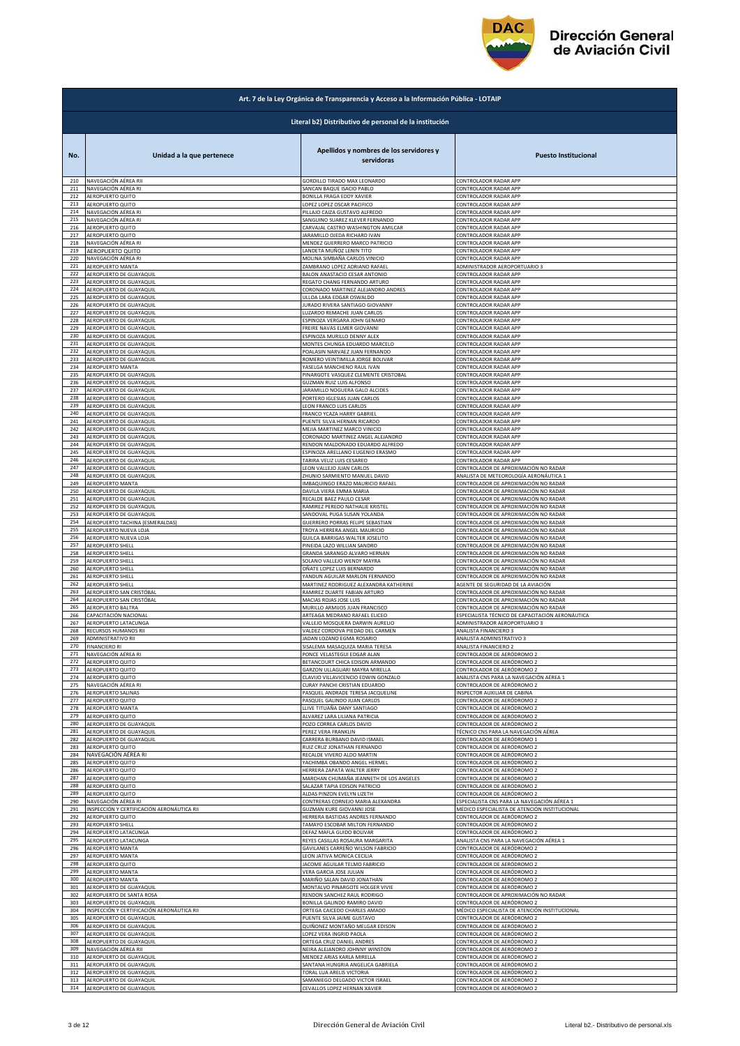**Dirección General de Aviación Civil**

| Art. 7 de la Ley Orgánica de Transparencia y Acceso a la Información Pública - LOTAIP | | | |
|---|---|---|---|
| **Literal b2) Distributivo de personal de la institución** | | | |
| **No.** | **Unidad a la que pertenece** | **Apellidos y nombres de los servidores y servidoras** | **Puesto Institucional** |
| 210 | NAVEGACIÓN AÉREA RII | GORDILLO TIRADO MAX LEONARDO | CONTROLADOR RADAR APP |
| 211 | NAVEGACIÓN AÉREA RI | SANCAN BAQUE ISACIO PABLO | CONTROLADOR RADAR APP |
| 212 | AEROPUERTO QUITO | BONILLA FRAGA EDDY XAVIER | CONTROLADOR RADAR APP |
| 213 | AEROPUERTO QUITO | LOPEZ LOPEZ OSCAR PACIFICO | CONTROLADOR RADAR APP |
| 214 | NAVEGACIÓN AÉREA RI | PILLAJO CAIZA GUSTAVO ALFREDO | CONTROLADOR RADAR APP |
| 215 | NAVEGACIÓN AÉREA RI | SANGUINO SUAREZ KLEVER FERNANDO | CONTROLADOR RADAR APP |
| 216 | AEROPUERTO QUITO | CARVAJAL CASTRO WASHINGTON AMILCAR | CONTROLADOR RADAR APP |
| 217 | AEROPUERTO QUITO | JARAMILLO OJEDA RICHARD IVAN | CONTROLADOR RADAR APP |
| 218 | NAVEGACIÓN AÉREA RI | MENDEZ GUERRERO MARCO PATRICIO | CONTROLADOR RADAR APP |
| 219 | AEROPUERTO QUITO | LANDETA MUÑOZ LENIN TITO | CONTROLADOR RADAR APP |
| 220 | NAVEGACIÓN AÉREA RI | MOLINA SIMBAÑA CARLOS VINICIO | CONTROLADOR RADAR APP |
| 221 | AEROPUERTO MANTA | ZAMBRANO LOPEZ ADRIANO RAFAEL | ADMINISTRADOR AEROPORTUARIO 3 |
| 222 | AEROPUERTO DE GUAYAQUIL | BALON ANASTACIO CESAR ANTONIO | CONTROLADOR RADAR APP |
| 223 | AEROPUERTO DE GUAYAQUIL | REGATO CHANG FERNANDO ARTURO | CONTROLADOR RADAR APP |
| 224 | AEROPUERTO DE GUAYAQUIL | CORONADO MARTINEZ ALEJANDRO ANDRES | CONTROLADOR RADAR APP |
| 225 | AEROPUERTO DE GUAYAQUIL | ULLOA LARA EDGAR OSWALDO | CONTROLADOR RADAR APP |
| 226 | AEROPUERTO DE GUAYAQUIL | JURADO RIVERA SANTIAGO GIOVANNY | CONTROLADOR RADAR APP |
| 227 | AEROPUERTO DE GUAYAQUIL | LUZARDO REMACHE JUAN CARLOS | CONTROLADOR RADAR APP |
| 228 | AEROPUERTO DE GUAYAQUIL | ESPINOZA VERGARA JOHN GENARO | CONTROLADOR RADAR APP |
| 229 | AEROPUERTO DE GUAYAQUIL | FREIRE NAVAS ELMER GIOVANNI | CONTROLADOR RADAR APP |
| 230 | AEROPUERTO DE GUAYAQUIL | ESPINOZA MURILLO DENNY ALEX | CONTROLADOR RADAR APP |
| 231 | AEROPUERTO DE GUAYAQUIL | MONTES CHUNGA EDUARDO MARCELO | CONTROLADOR RADAR APP |
| 232 | AEROPUERTO DE GUAYAQUIL | POALASIN NARVAEZ JUAN FERNANDO | CONTROLADOR RADAR APP |
| 233 | AEROPUERTO DE GUAYAQUIL | ROMERO VEINTIMILLA JORGE BOLIVAR | CONTROLADOR RADAR APP |
| 234 | AEROPUERTO MANTA | YASELGA MANCHENO RAUL IVAN | CONTROLADOR RADAR APP |
| 235 | AEROPUERTO DE GUAYAQUIL | PINARGOTE VASQUEZ CLEMENTE CRISTOBAL | CONTROLADOR RADAR APP |
| 236 | AEROPUERTO DE GUAYAQUIL | GUZMAN RUIZ LUIS ALFONSO | CONTROLADOR RADAR APP |
| 237 | AEROPUERTO DE GUAYAQUIL | JARAMILLO NOGUERA GALO ALCIDES | CONTROLADOR RADAR APP |
| 238 | AEROPUERTO DE GUAYAQUIL | PORTERO IGLESIAS JUAN CARLOS | CONTROLADOR RADAR APP |
| 239 | AEROPUERTO DE GUAYAQUIL | LEON FRANCO LUIS CARLOS | CONTROLADOR RADAR APP |
| 240 | AEROPUERTO DE GUAYAQUIL | FRANCO YCAZA HARRY GABRIEL | CONTROLADOR RADAR APP |
| 241 | AEROPUERTO DE GUAYAQUIL | PUENTE SILVA HERNAN RICARDO | CONTROLADOR RADAR APP |
| 242 | AEROPUERTO DE GUAYAQUIL | MEJIA MARTINEZ MARCO VINICIO | CONTROLADOR RADAR APP |
| 243 | AEROPUERTO DE GUAYAQUIL | CORONADO MARTINEZ ANGEL ALEJANDRO | CONTROLADOR RADAR APP |
| 244 | AEROPUERTO DE GUAYAQUIL | RENDON MALDONADO EDUARDO ALFREDO | CONTROLADOR RADAR APP |
| 245 | AEROPUERTO DE GUAYAQUIL | ESPINOZA ARELLANO EUGENIO ERASMO | CONTROLADOR RADAR APP |
| 246 | AEROPUERTO DE GUAYAQUIL | TARIRA VELIZ LUIS CESAREO | CONTROLADOR RADAR APP |
| 247 | AEROPUERTO DE GUAYAQUIL | LEON VALLEJO JUAN CARLOS | CONTROLADOR DE APROXIMACIÓN NO RADAR |
| 248 | AEROPUERTO DE GUAYAQUIL | ZHUNIO SARMIENTO MANUEL DAVID | ANALISTA DE METEOROLOGÍA AERONÁUTICA 1 |
| 249 | AEROPUERTO MANTA | IMBAQUINGO ERAZO MAURICIO RAFAEL | CONTROLADOR DE APROXIMACIÓN NO RADAR |
| 250 | AEROPUERTO DE GUAYAQUIL | DAVILA VIERA EMMA MARIA | CONTROLADOR DE APROXIMACIÓN NO RADAR |
| 251 | AEROPUERTO DE GUAYAQUIL | RECALDE BAEZ PAULO CESAR | CONTROLADOR DE APROXIMACIÓN NO RADAR |
| 252 | AEROPUERTO DE GUAYAQUIL | RAMIREZ PEREDO NATHALIE KRISTEL | CONTROLADOR DE APROXIMACIÓN NO RADAR |
| 253 | AEROPUERTO DE GUAYAQUIL | SANDOVAL PUGA SUSAN YOLANDA | CONTROLADOR DE APROXIMACIÓN NO RADAR |
| 254 | AEROPUERTO TACHINA (ESMERALDAS) | GUERRERO PORRAS FELIPE SEBASTIAN | CONTROLADOR DE APROXIMACIÓN NO RADAR |
| 255 | AEROPUERTO NUEVA LOJA | TROYA HERRERA ANGEL MAURICIO | CONTROLADOR DE APROXIMACIÓN NO RADAR |
| 256 | AEROPUERTO NUEVA LOJA | GUILCA BARRIGAS WALTER JOSELITO | CONTROLADOR DE APROXIMACIÓN NO RADAR |
| 257 | AEROPUERTO SHELL | PINEIDA LAZO WILLIAN SANDRO | CONTROLADOR DE APROXIMACIÓN NO RADAR |
| 258 | AEROPUERTO SHELL | GRANDA SARANGO ALVARO HERNAN | CONTROLADOR DE APROXIMACIÓN NO RADAR |
| 259 | AEROPUERTO SHELL | SOLANO VALLEJO WENDY MAYRA | CONTROLADOR DE APROXIMACIÓN NO RADAR |
| 260 | AEROPUERTO SHELL | OÑATE LOPEZ LUIS BERNARDO | CONTROLADOR DE APROXIMACIÓN NO RADAR |
| 261 | AEROPUERTO SHELL | YANDUN AGUILAR MARLON FERNANDO | CONTROLADOR DE APROXIMACIÓN NO RADAR |
| 262 | AEROPUERTO SHELL | MARTINEZ RODRIGUEZ ALEXANDRA KATHERINE | AGENTE DE SEGURIDAD DE LA AVIACIÓN |
| 263 | AEROPUERTO SAN CRISTÓBAL | RAMIREZ DUARTE FABIAN ARTURO | CONTROLADOR DE APROXIMACIÓN NO RADAR |
| 264 | AEROPUERTO SAN CRISTÓBAL | MACIAS ROJAS JOSE LUIS | CONTROLADOR DE APROXIMACIÓN NO RADAR |
| 265 | AEROPUERTO BALTRA | MURILLO ARMIJOS JUAN FRANCISCO | CONTROLADOR DE APROXIMACIÓN NO RADAR |
| 266 | CAPACITACIÓN NACIONAL | ARTEAGA MEDRANO RAFAEL ELICEO | ESPECIALISTA TÉCNICO DE CAPACITACIÓN AERONÁUTICA |
| 267 | AEROPUERTO LATACUNGA | VALLEJO MOSQUERA DARWIN AURELIO | ADMINISTRADOR AEROPORTUARIO 3 |
| 268 | RECURSOS HUMANOS RII | VALDEZ CORDOVA PIEDAD DEL CARMEN | ANALISTA FINANCIERO 3 |
| 269 | ADMINISTRATIVO RII | JADAN LOZANO EGMA ROSARIO | ANALISTA ADMINISTRATIVO 3 |
| 270 | FINANCIERO RI | SISALEMA MASAQUIZA MARIA TERESA | ANALISTA FINANCIERO 2 |
| 271 | NAVEGACIÓN AÉREA RI | PONCE VELASTEGUI EDGAR ALAN | CONTROLADOR DE AERÓDROMO 2 |
| 272 | AEROPUERTO QUITO | BETANCOURT CHICA EDISON ARMANDO | CONTROLADOR DE AERÓDROMO 2 |
| 273 | AEROPUERTO QUITO | GARZON ULLAGUARI MAYRA MIRELLA | CONTROLADOR DE AERÓDROMO 2 |
| 274 | AEROPUERTO QUITO | CLAVIJO VILLAVICENCIO EDWIN GONZALO | ANALISTA CNS PARA LA NAVEGACIÓN AÉREA 1 |
| 275 | NAVEGACIÓN AÉREA RI | CURAY PANCHI CRISTIAN EDUARDO | CONTROLADOR DE AERÓDROMO 2 |
| 276 | AEROPUERTO SALINAS | PASQUEL ANDRADE TERESA JACQUELINE | INSPECTOR AUXILIAR DE CABINA |
| 277 | AEROPUERTO QUITO | PASQUEL GALINDO JUAN CARLOS | CONTROLADOR DE AERÓDROMO 2 |
| 278 | AEROPUERTO MANTA | LLIVE TITUAÑA DANY SANTIAGO | CONTROLADOR DE AERÓDROMO 2 |
| 279 | AEROPUERTO QUITO | ALVAREZ LARA LILIANA PATRICIA | CONTROLADOR DE AERÓDROMO 2 |
| 280 | AEROPUERTO DE GUAYAQUIL | POZO CORREA CARLOS DAVID | CONTROLADOR DE AERÓDROMO 2 |
| 281 | AEROPUERTO DE GUAYAQUIL | PEREZ VERA FRANKLIN | TÉCNICO CNS PARA LA NAVEGACIÓN AÉREA |
| 282 | AEROPUERTO DE GUAYAQUIL | CARRERA BURBANO DAVID ISMAEL | CONTROLADOR DE AERÓDROMO 1 |
| 283 | AEROPUERTO QUITO | RUIZ CRUZ JONATHAN FERNANDO | CONTROLADOR DE AERÓDROMO 2 |
| 284 | NAVEGACIÓN AÉREA RI | RECALDE VIVERO ALDO MARTIN | CONTROLADOR DE AERÓDROMO 2 |
| 285 | AEROPUERTO QUITO | YACHIMBA OBANDO ANGEL HERMEL | CONTROLADOR DE AERÓDROMO 2 |
| 286 | AEROPUERTO QUITO | HERRERA ZAPATA WALTER JERRY | CONTROLADOR DE AERÓDROMO 2 |
| 287 | AEROPUERTO QUITO | MARCHAN CHUMAÑA JEANNETH DE LOS ANGELES | CONTROLADOR DE AERÓDROMO 2 |
| 288 | AEROPUERTO QUITO | SALAZAR TAPIA EDISON PATRICIO | CONTROLADOR DE AERÓDROMO 2 |
| 289 | AEROPUERTO QUITO | ALDAS PINZON EVELYN LIZETH | CONTROLADOR DE AERÓDROMO 2 |
| 290 | NAVEGACIÓN AÉREA RI | CONTRERAS CORNEJO MARIA ALEXANDRA | ESPECIALISTA CNS PARA LA NAVEGACIÓN AÉREA 1 |
| 291 | INSPECCIÓN Y CERTIFICACIÓN AERONÁUTICA RII | GUZMAN KURE GIOVANNI JOSE | MÉDICO ESPECIALISTA DE ATENCIÓN INSTITUCIONAL |
| 292 | AEROPUERTO QUITO | HERRERA BASTIDAS ANDRES FERNANDO | CONTROLADOR DE AERÓDROMO 2 |
| 293 | AEROPUERTO SHELL | TAMAYO ESCOBAR MILTON FERNANDO | CONTROLADOR DE AERÓDROMO 2 |
| 294 | AEROPUERTO LATACUNGA | DEFAZ MAFLA GUIDO BOLIVAR | CONTROLADOR DE AERÓDROMO 2 |
| 295 | AEROPUERTO LATACUNGA | REYES CASILLAS ROSAURA MARGARITA | ANALISTA CNS PARA LA NAVEGACIÓN AÉREA 1 |
| 296 | AEROPUERTO MANTA | GAVILANES CARREÑO WILSON FABRICIO | CONTROLADOR DE AERÓDROMO 2 |
| 297 | AEROPUERTO MANTA | LEON JATIVA MONICA CECILIA | CONTROLADOR DE AERÓDROMO 2 |
| 298 | AEROPUERTO QUITO | JACOME AGUILAR TELMO FABRICIO | CONTROLADOR DE AERÓDROMO 2 |
| 299 | AEROPUERTO MANTA | VERA GARCIA JOSE JULIAN | CONTROLADOR DE AERÓDROMO 2 |
| 300 | AEROPUERTO MANTA | MARIÑO SALAN DAVID JONATHAN | CONTROLADOR DE AERÓDROMO 2 |
| 301 | AEROPUERTO DE GUAYAQUIL | MONTALVO PINARGOTE HOLGER VIVIE | CONTROLADOR DE AERÓDROMO 2 |
| 302 | AEROPUERTO DE SANTA ROSA | RENDON SANCHEZ RAUL RODRIGO | CONTROLADOR DE APROXIMACIÓN NO RADAR |
| 303 | AEROPUERTO DE GUAYAQUIL | BONILLA GALINDO RAMIRO DAVID | CONTROLADOR DE AERÓDROMO 2 |
| 304 | INSPECCIÓN Y CERTIFICACIÓN AERONÁUTICA RII | ORTEGA CAICEDO CHARLES AMADO | MÉDICO ESPECIALISTA DE ATENCIÓN INSTITUCIONAL |
| 305 | AEROPUERTO DE GUAYAQUIL | PUENTE SILVA JAIME GUSTAVO | CONTROLADOR DE AERÓDROMO 2 |
| 306 | AEROPUERTO DE GUAYAQUIL | QUIÑONEZ MONTAÑO MELGAR EDISON | CONTROLADOR DE AERÓDROMO 2 |
| 307 | AEROPUERTO DE GUAYAQUIL | LOPEZ VERA INGRID PAOLA | CONTROLADOR DE AERÓDROMO 2 |
| 308 | AEROPUERTO DE GUAYAQUIL | ORTEGA CRUZ DANIEL ANDRES | CONTROLADOR DE AERÓDROMO 2 |
| 309 | NAVEGACIÓN AÉREA RII | NEIRA ALEJANDRO JOHNNY WINSTON | CONTROLADOR DE AERÓDROMO 2 |
| 310 | AEROPUERTO DE GUAYAQUIL | MENDEZ ARIAS KARLA MIRELLA | CONTROLADOR DE AERÓDROMO 2 |
| 311 | AEROPUERTO DE GUAYAQUIL | SANTANA HUNGRIA ANGELICA GABRIELA | CONTROLADOR DE AERÓDROMO 2 |
| 312 | AEROPUERTO DE GUAYAQUIL | TORAL LUA ARELIS VICTORIA | CONTROLADOR DE AERÓDROMO 2 |
| 313 | AEROPUERTO DE GUAYAQUIL | SAMANIEGO DELGADO VICTOR ISRAEL | CONTROLADOR DE AERÓDROMO 2 |
| 314 | AEROPUERTO DE GUAYAQUIL | CEVALLOS LOPEZ HERNAN XAVIER | CONTROLADOR DE AERÓDROMO 2 |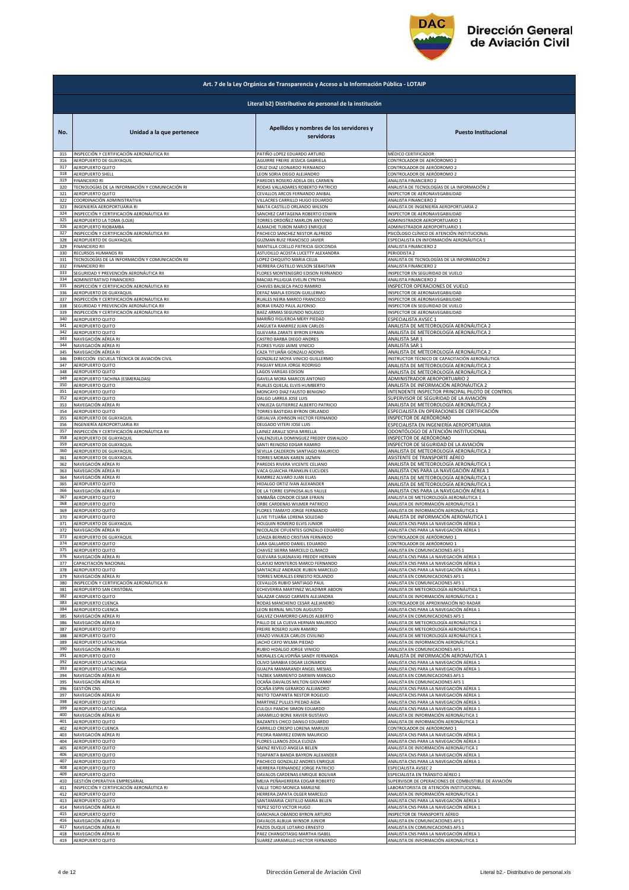## Art. 7 de la Ley Orgánica de Transparencia y Acceso a la Información Pública - LOTAIP

### Literal b2) Distributivo de personal de la institución

| No. | Unidad a la que pertenece | Apellidos y nombres de los servidores y servidoras | Puesto Institucional |
|---|---|---|---|
| 315 | INSPECCIÓN Y CERTIFICACIÓN AERONÁUTICA RII | PATIÑO LOPEZ EDUARDO ARTURO | MÉDICO CERTIFICADOR |
| 316 | AEROPUERTO DE GUAYAQUIL | AGUIRRE FREIRE JESSICA GABRIELA | CONTROLADOR DE AERÓDROMO 2 |
| 317 | AEROPUERTO QUITO | CRUZ DIAZ LEONARDO FERNANDO | CONTROLADOR DE AERÓDROMO 2 |
| 318 | AEROPUERTO SHELL | LEON SORIA DIEGO ALEJANDRO | CONTROLADOR DE AERÓDROMO 2 |
| 319 | FINANCIERO RI | PAREDES ROSERO ADELA DEL CARMEN | ANALISTA FINANCIERO 2 |
| 320 | TECNOLOGÍAS DE LA INFORMACIÓN Y COMUNICACIÓN RI | RODAS VALLADARES ROBERTO PATRICIO | ANALISTA DE TECNOLOGÍAS DE LA INFORMACIÓN 2 |
| 321 | AEROPUERTO QUITO | CEVALLOS ARCOS FERNANDO ANIBAL | INSPECTOR DE AERONAVEGABILIDAD |
| 322 | COORDINACIÓN ADMINISTRATIVA | VILLACRES CARRILLO HUGO EDUARDO | ANALISTA FINANCIERO 2 |
| 323 | INGENIERÍA AEROPORTUARIA RI | MAITA CASTILLO ORLANDO WILSON | ANALISTA DE INGENIERÍA AEROPORTUARIA 2 |
| 324 | INSPECCIÓN Y CERTIFICACIÓN AERONÁUTICA RII | SANCHEZ CARTAGENA ROBERTO EDWIN | INSPECTOR DE AERONAVEGABILIDAD |
| 325 | AEROPUERTO LA TOMA (LOJA) | TORRES ORDOÑEZ MARLON ANTONIO | ADMINISTRADOR AEROPORTUARIO 1 |
| 326 | AEROPUERTO RIOBAMBA | ALMACHE TUBON MARIO ENRIQUE | ADMINISTRADOR AEROPORTUARIO 1 |
| 327 | INSPECCIÓN Y CERTIFICACIÓN AERONÁUTICA RII | PACHECO SANCHEZ NESTOR ALFREDO | PSICOLOGO CLÍNICO DE ATENCIÓN INSTITUCIONAL |
| 328 | AEROPUERTO DE GUAYAQUIL | GUZMAN RUIZ FRANCISCO JAVIER | ESPECIALISTA EN INFORMACIÓN AERONÁUTICA 1 |
| 329 | FINANCIERO RII | MANTILLA COELLO PATRICIA GIOCONDA | ANALISTA FINANCIERO 2 |
| 330 | RECURSOS HUMANOS RII | ASTUDILLO ACOSTA LUCETTY ALEXANDRA | PERIODISTA 2 |
| 331 | TECNOLOGÍAS DE LA INFORMACIÓN Y COMUNICACIÓN RII | LOPEZ CHIQUITO MARIA CELIA | ANALISTA DE TECNOLOGÍAS DE LA INFORMACIÓN 2 |
| 332 | FINANCIERO RII | HERRERA CASTILLO WILSON SEBASTIAN | ANALISTA FINANCIERO 2 |
| 333 | SEGURIDAD Y PREVENCIÓN AERONÁUTICA RII | FLORES MONTENEGRO EDISON FERNANDO | INSPECTOR EN SEGURIDAD DE VUELO |
| 334 | ADMINISTRATIVO FINANCIERO | MACIAS PILLIGUA EVELIN CYNTHIA | ANALISTA FINANCIERO 2 |
| 335 | INSPECCIÓN Y CERTIFICACIÓN AERONÁUTICA RII | CHAVES BALSECA PACO RAMIRO | INSPECTOR OPERACIONES DE VUELO |
| 336 | AEROPUERTO DE GUAYAQUIL | DEFAZ MAFLA EDISON GUILLERMO | INSPECTOR DE AERONAVEGABILIDAD |
| 337 | INSPECCIÓN Y CERTIFICACIÓN AERONÁUTICA RII | RUALES NEIRA MARCO FRANCISCO | INSPECTOR DE AERONAVEGABILIDAD |
| 338 | SEGURIDAD Y PREVENCIÓN AERONÁUTICA RII | BORJA ERAZO PAUL ALFONSO | INSPECTOR EN SEGURIDAD DE VUELO |
| 339 | INSPECCIÓN Y CERTIFICACIÓN AERONÁUTICA RII | BAEZ ARMAS SEGUNDO NOLASCO | INSPECTOR DE AERONAVEGABILIDAD |
| 340 | AEROPUERTO QUITO | MARIÑO FIGUEROA MERY PIEDAD | ESPECIALISTA AVSEC 1 |
| 341 | AEROPUERTO QUITO | ANGUETA RAMIREZ JUAN CARLOS | ANALISTA DE METEOROLOGÍA AERONÁUTICA 2 |
| 342 | AEROPUERTO QUITO | GUEVARA ZARATE BYRON EFRAIN | ANALISTA DE METEOROLOGÍA AERONÁUTICA 2 |
| 343 | NAVEGACIÓN AÉREA RI | CASTRO BARBA DIEGO ANDRES | ANALISTA SAR 1 |
| 344 | NAVEGACIÓN AÉREA RI | FLORES YUGSI JAIME VINICIO | ANALISTA SAR 1 |
| 345 | NAVEGACIÓN AÉREA RI | CAZA TITUAÑA GONZALO ADONIS | ANALISTA DE METEOROLOGÍA AERONÁUTICA 2 |
| 346 | DIRECCIÓN ESCUELA TÉCNICA DE AVIACIÓN CIVIL | GONZALEZ MOYA VINICIO GUILLERMO | INSTRUCTOR TÉCNICO DE CAPACITACIÓN AERONÁUTICA |
| 347 | AEROPUERTO QUITO | PAGUAY MEJIA JORGE RODRIGO | ANALISTA DE METEOROLOGÍA AERONÁUTICA 2 |
| 348 | AEROPUERTO QUITO | LAGOS VARGAS EDISON | ANALISTA DE METEOROLOGÍA AERONÁUTICA 2 |
| 349 | AEROPUERTO TACHINA (ESMERALDAS) | GAVELA MORA MARCOS ANTONIO | ADMINISTRADOR AEROPORTUARIO 2 |
| 350 | AEROPUERTO QUITO | RUALES QUELAL ELVIS HUMBERTO | ANALISTA DE INFORMACIÓN AERONÁUTICA 2 |
| 351 | AEROPUERTO QUITO | MONCAYO DIAZ FAUSTO BENIGNO | INTENDENTE INSPECTOR PRINCIPAL PILOTO DE CONTROL |
| 352 | AEROPUERTO QUITO | DALGO LARREA JOSE LUIS | SUPERVISOR DE SEGURIDAD DE LA AVIACIÓN |
| 353 | NAVEGACIÓN AÉREA RI | VINUEZA GUTIERREZ ALBERTO PATRICIO | ANALISTA DE METEOROLOGÍA AERONÁUTICA 2 |
| 354 | AEROPUERTO QUITO | TORRES BASTIDAS BYRON ORLANDO | ESPECIALISTA EN OPERACIONES DE CERTIFICACIÓN |
| 355 | AEROPUERTO DE GUAYAQUIL | GRIJALVA JOHNSON HECTOR FERNANDO | INSPECTOR DE AERÓDROMO |
| 356 | INGENIERÍA AEROPORTUARIA RII | DELGADO VITERI JOSE LUIS | ESPECIALISTA EN INGENIERÍA AEROPORTUARIA |
| 357 | INSPECCIÓN Y CERTIFICACIÓN AERONÁUTICA RII | LAINEZ ARAUZ SOFIA MIRELLA | ODONTÓLOGO DE ATENCIÓN INSTITUCIONAL |
| 358 | AEROPUERTO DE GUAYAQUIL | VALENZUELA DOMINGUEZ FREDDY OSWALDO | INSPECTOR DE AERÓDROMO |
| 359 | AEROPUERTO DE GUAYAQUIL | SANTI REINOSO EDGAR RAMIRO | INSPECTOR DE SEGURIDAD DE LA AVIACIÓN |
| 360 | AEROPUERTO DE GUAYAQUIL | SEVILLA CALDERON SANTIAGO MAURICIO | ANALISTA DE METEOROLOGÍA AERONÁUTICA 2 |
| 361 | AEROPUERTO DE GUAYAQUIL | TORRES MORAN KAREN JAZMIN | ASISTENTE DE TRANSPORTE AÉREO |
| 362 | NAVEGACIÓN AÉREA RI | PAREDES RIVERA VICENTE CELIANO | ANALISTA DE METEOROLOGÍA AERONÁUTICA 1 |
| 363 | NAVEGACIÓN AÉREA RI | VACA GUAICHA FRANKLIN EUCLIDES | ANALISTA CNS PARA LA NAVEGACIÓN AÉREA 1 |
| 364 | NAVEGACIÓN AÉREA RI | RAMIREZ ALVARO JUAN ELIAS | ANALISTA DE METEOROLOGÍA AERONÁUTICA 1 |
| 365 | AEROPUERTO QUITO | HIDALGO ORTIZ IVAN ALEXANDER | ANALISTA DE METEOROLOGÍA AERONÁUTICA 1 |
| 366 | NAVEGACIÓN AÉREA RI | DE LA TORRE ESPINOSA ALIS YALILE | ANALISTA CNS PARA LA NAVEGACIÓN AÉREA 1 |
| 367 | AEROPUERTO QUITO | SIMBAÑA CONDOR CESAR EFRAIN | ANALISTA DE METEOROLOGÍA AERONÁUTICA 1 |
| 368 | AEROPUERTO QUITO | ORBE CARDENAS WILMER PATRICIO | ANALISTA DE INFORMACIÓN AERONÁUTICA 1 |
| 369 | AEROPUERTO QUITO | FLORES TAMAYO JORGE FERNANDO | ANALISTA DE INFORMACIÓN AERONÁUTICA 1 |
| 370 | AEROPUERTO QUITO | LLIVE TITUAÑA LORENA SOLEDAD | ANALISTA DE INFORMACIÓN AERONÁUTICA 1 |
| 371 | AEROPUERTO DE GUAYAQUIL | HOLGUIN ROMERO ELVIS JUNIOR | ANALISTA CNS PARA LA NAVEGACIÓN AÉREA 1 |
| 372 | NAVEGACIÓN AÉREA RI | NICOLALDE CIFUENTES GONZALO EDUARDO | ANALISTA CNS PARA LA NAVEGACIÓN AÉREA 1 |
| 373 | AEROPUERTO DE GUAYAQUIL | LOAIZA BERMEO CRISTIAN FERNANDO | CONTROLADOR DE AERÓDROMO 1 |
| 374 | AEROPUERTO QUITO | LARA GALLARDO DANIEL EDUARDO | CONTROLADOR DE AERÓDROMO 1 |
| 375 | AEROPUERTO QUITO | CHAVEZ SIERRA MARCELO CLIMACO | ANALISTA EN COMUNICACIONES AFS 1 |
| 376 | NAVEGACIÓN AÉREA RI | GUEVARA SUASNAVAS FREDDY HERNAN | ANALISTA CNS PARA LA NAVEGACIÓN AÉREA 1 |
| 377 | CAPACITACIÓN NACIONAL | CLAVIJO MONTEROS MARCO FERNANDO | ANALISTA CNS PARA LA NAVEGACIÓN AÉREA 1 |
| 378 | AEROPUERTO QUITO | SANTACRUZ ANDRADE RUBEN MARCELO | ANALISTA CNS PARA LA NAVEGACIÓN AÉREA 1 |
| 379 | NAVEGACIÓN AÉREA RI | TORRES MORALES ERNESTO ROLANDO | ANALISTA EN COMUNICACIONES AFS 1 |
| 380 | INSPECCIÓN Y CERTIFICACIÓN AERONÁUTICA RI | CEVALLOS RUBIO SANTIAGO PAUL | ANALISTA EN COMUNICACIONES AFS 1 |
| 381 | AEROPUERTO SAN CRISTÓBAL | ECHEVERRIA MARTINEZ WLADIMIR ABDON | ANALISTA DE METEOROLOGÍA AERONÁUTICA 1 |
| 382 | AEROPUERTO QUITO | SALAZAR CANGO CARMEN ALEJANDRA | ANALISTA DE INFORMACIÓN AERONÁUTICA 1 |
| 383 | AEROPUERTO CUENCA | RODAS MANCHENO CESAR ALEJANDRO | CONTROLADOR DE APROXIMACIÓN NO RADAR |
| 384 | AEROPUERTO CUENCA | LEON BERNAL MILTON AUGUSTO | ANALISTA CNS PARA LA NAVEGACIÓN AÉREA 1 |
| 385 | NAVEGACIÓN AÉREA RI | GALVEZ CHAMORRO CARLOS ALBERTO | ANALISTA EN COMUNICACIONES AFS 1 |
| 386 | NAVEGACIÓN AÉREA RI | PALLO DE LA CUEVA HERNAN MAURICIO | ANALISTA DE METEOROLOGÍA AERONÁUTICA 1 |
| 387 | AEROPUERTO QUITO | FREIRE ROSERO JUAN RAMIRO | ANALISTA DE METEOROLOGÍA AERONÁUTICA 1 |
| 388 | AEROPUERTO QUITO | ERAZO VINUEZA CARLOS CIVILINO | ANALISTA DE METEOROLOGÍA AERONÁUTICA 1 |
| 389 | AEROPUERTO LATACUNGA | JACHO CAYO WILMA PIEDAD | ANALISTA DE INFORMACIÓN AERONÁUTICA 1 |
| 390 | NAVEGACIÓN AÉREA RI | RUBIO HIDALGO JORGE VINICIO | ANALISTA EN COMUNICACIONES AFS 1 |
| 391 | AEROPUERTO QUITO | MORALES CALVOPIÑA SANDY FERNANDA | ANALISTA DE INFORMACIÓN AERONÁUTICA 1 |
| 392 | AEROPUERTO LATACUNGA | OLIVO SARABIA EDGAR LEONARDO | ANALISTA CNS PARA LA NAVEGACIÓN AÉREA 1 |
| 393 | AEROPUERTO LATACUNGA | GUALPA MAMARANDI ANGEL MESIAS | ANALISTA CNS PARA LA NAVEGACIÓN AÉREA 1 |
| 394 | NAVEGACIÓN AÉREA RI | YAZBEK SARMIENTO DARWIN MANOLO | ANALISTA EN COMUNICACIONES AFS 1 |
| 395 | NAVEGACIÓN AÉREA RI | OCAÑA DAVALOS MILTON GIOVANNY | ANALISTA EN COMUNICACIONES AFS 1 |
| 396 | GESTIÓN CNS | OCAÑA ESPIN GERARDO ALEJANDRO | ANALISTA CNS PARA LA NAVEGACIÓN AÉREA 1 |
| 397 | NAVEGACIÓN AÉREA RI | NIETO TOAPANTA NESTOR ROGELIO | ANALISTA CNS PARA LA NAVEGACIÓN AÉREA 1 |
| 398 | AEROPUERTO QUITO | MARTINEZ PULLES PIEDAD AIDA | ANALISTA CNS PARA LA NAVEGACIÓN AÉREA 1 |
| 399 | AEROPUERTO LATACUNGA | CULQUI PANCHI SIMON EDUARDO | ANALISTA CNS PARA LA NAVEGACIÓN AÉREA 1 |
| 400 | NAVEGACIÓN AÉREA RI | JARAMILLO BONE XAVIER GUSTAVO | ANALISTA DE INFORMACIÓN AERONÁUTICA 1 |
| 401 | AEROPUERTO QUITO | BAZANTES CHICO DANILO EDUARDO | ANALISTA DE INFORMACIÓN AERONÁUTICA 1 |
| 402 | AEROPUERTO CUENCA | CARRILLO CRESPO LORENA MARIUXI | CONTROLADOR DE AERÓDROMO 1 |
| 403 | NAVEGACIÓN AÉREA RI | PIEDRA RAMIREZ EDWIN MAURICIO | ANALISTA CNS PARA LA NAVEGACIÓN AÉREA 1 |
| 404 | AEROPUERTO QUITO | FLORES LLANOS ZOILA ELOIZA | ANALISTA CNS PARA LA NAVEGACIÓN AÉREA 1 |
| 405 | AEROPUERTO QUITO | SAENZ REVELO ANGELA BELEN | ANALISTA DE INFORMACIÓN AERONÁUTICA 1 |
| 406 | AEROPUERTO QUITO | TOAPANTA BANDA BAYRON ALEXANDER | ANALISTA CNS PARA LA NAVEGACIÓN AÉREA 1 |
| 407 | AEROPUERTO QUITO | PACHECO GONZALEZ ANDRES ENRIQUE | ANALISTA CNS PARA LA NAVEGACIÓN AÉREA 1 |
| 408 | AEROPUERTO QUITO | HERRERA FERNANDEZ JORGE PATRICIO | ESPECIALISTA AVSEC 2 |
| 409 | AEROPUERTO QUITO | DAVALOS CARDENAS ENRIQUE BOLIVAR | ESPECIALISTA EN TRÁNSITO AÉREO 1 |
| 410 | GESTIÓN OPERATIVA EMPRESARIAL | MEJIA PEÑAHERRERA EDGAR ROBERTO | SUPERVISOR DE OPERACIONES DE COMBUSTIBLE DE AVIACIÓN |
| 411 | INSPECCIÓN Y CERTIFICACIÓN AERONÁUTICA RI | VALLE TORO MONICA MARLENE | LABORATORISTA DE ATENCIÓN INSTITUCIONAL |
| 412 | AEROPUERTO QUITO | HERRERA ZAPATA OLGER MARCELO | ANALISTA DE INFORMACIÓN AERONÁUTICA 1 |
| 413 | AEROPUERTO QUITO | SANTAMARIA CASTILLO MARIA BELEN | ANALISTA CNS PARA LA NAVEGACIÓN AÉREA 1 |
| 414 | NAVEGACIÓN AÉREA RI | YEPEZ SOTO VICTOR HUGO | ANALISTA CNS PARA LA NAVEGACIÓN AÉREA 1 |
| 415 | AEROPUERTO QUITO | GANCHALA OBANDO BYRON ARTURO | INSPECTOR DE TRANSPORTE AÉREO |
| 416 | NAVEGACIÓN AÉREA RI | DAVALOS ALBUJA WINSOR JUNIOR | ANALISTA EN COMUNICACIONES AFS 1 |
| 417 | NAVEGACIÓN AÉREA RI | PAZOS DUQUE LOTARIO ERNESTO | ANALISTA EN COMUNICACIONES AFS 1 |
| 418 | NAVEGACIÓN AÉREA RI | PAEZ CHANGOTASIG MARTHA ISABEL | ANALISTA CNS PARA LA NAVEGACIÓN AÉREA 1 |
| 419 | AEROPUERTO QUITO | SUAREZ JARAMILLO HECTOR FERNANDO | ANALISTA DE INFORMACIÓN AERONÁUTICA 1 |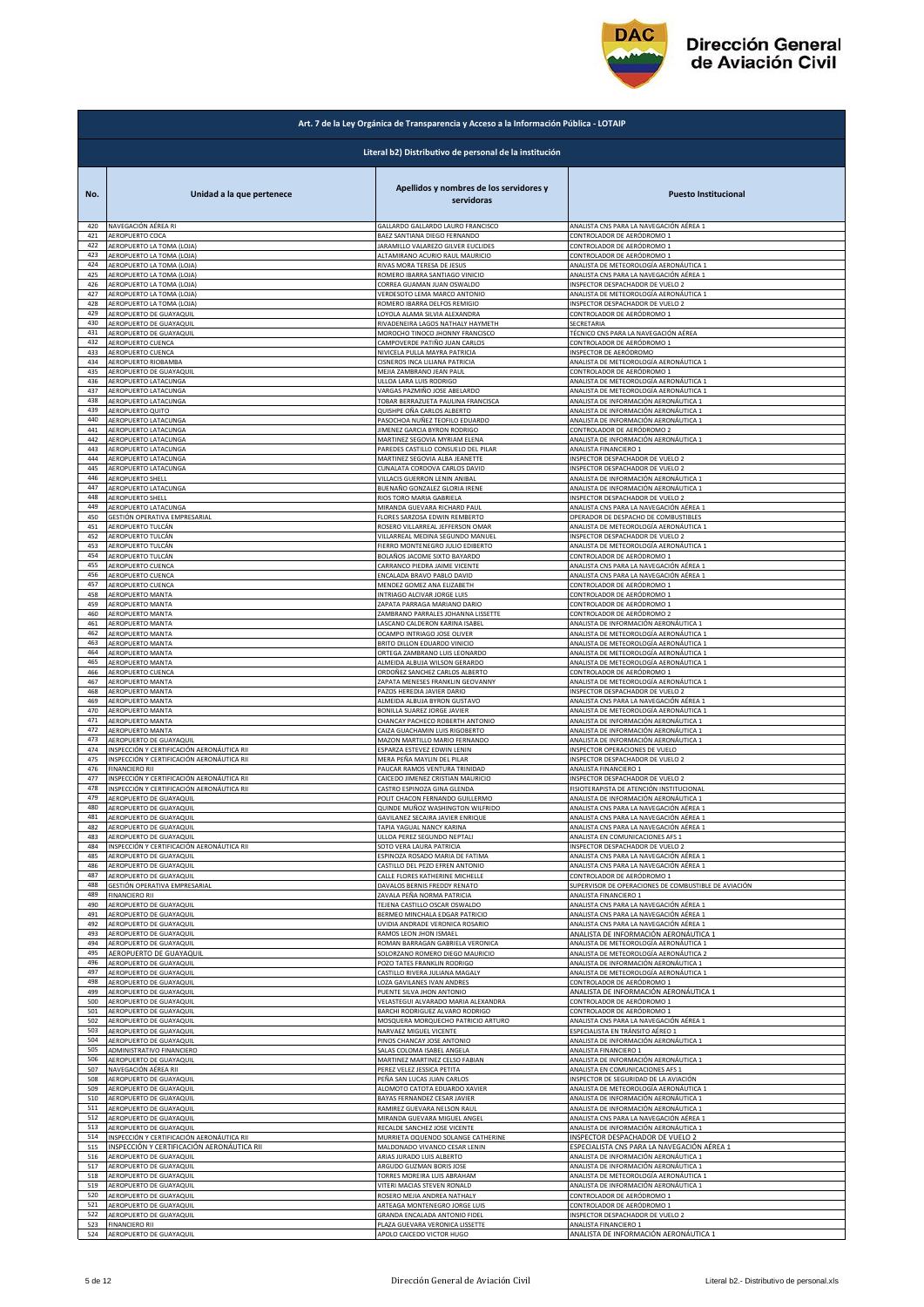## Art. 7 de la Ley Orgánica de Transparencia y Acceso a la Información Pública - LOTAIP

### Literal b2) Distributivo de personal de la institución

| No. | Unidad a la que pertenece | Apellidos y nombres de los servidores y servidoras | Puesto Institucional |
|---|---|---|---|
| 420 | NAVEGACIÓN AÉREA RI | GALLARDO GALLARDO LAURO FRANCISCO | ANALISTA CNS PARA LA NAVEGACIÓN AÉREA 1 |
| 421 | AEROPUERTO COCA | BAEZ SANTIANA DIEGO FERNANDO | CONTROLADOR DE AERÓDROMO 1 |
| 422 | AEROPUERTO LA TOMA (LOJA) | JARAMILLO VALAREZO GILVER EUCLIDES | CONTROLADOR DE AERÓDROMO 1 |
| 423 | AEROPUERTO LA TOMA (LOJA) | ALTAMIRANO ACURIO RAUL MAURICIO | CONTROLADOR DE AERÓDROMO 1 |
| 424 | AEROPUERTO LA TOMA (LOJA) | RIVAS MORA TERESA DE JESUS | ANALISTA DE METEOROLOGÍA AERONÁUTICA 1 |
| 425 | AEROPUERTO LA TOMA (LOJA) | ROMERO IBARRA SANTIAGO VINICIO | ANALISTA CNS PARA LA NAVEGACIÓN AÉREA 1 |
| 426 | AEROPUERTO LA TOMA (LOJA) | CORREA GUAMAN JUAN OSWALDO | INSPECTOR DESPACHADOR DE VUELO 2 |
| 427 | AEROPUERTO LA TOMA (LOJA) | VERDESOTO LEMA MARCO ANTONIO | ANALISTA DE METEOROLOGÍA AERONÁUTICA 1 |
| 428 | AEROPUERTO LA TOMA (LOJA) | ROMERO IBARRA DELFOS REMIGIO | INSPECTOR DESPACHADOR DE VUELO 2 |
| 429 | AEROPUERTO DE GUAYAQUIL | LOYOLA ALAMA SILVIA ALEXANDRA | CONTROLADOR DE AERÓDROMO 1 |
| 430 | AEROPUERTO DE GUAYAQUIL | RIVADENEIRA LAGOS NATHALY HAYMETH | SECRETARIA |
| 431 | AEROPUERTO DE GUAYAQUIL | MOROCHO TINOCO JHONNY FRANCISCO | TÉCNICO CNS PARA LA NAVEGACIÓN AÉREA |
| 432 | AEROPUERTO CUENCA | CAMPOVERDE PATIÑO JUAN CARLOS | CONTROLADOR DE AERÓDROMO 1 |
| 433 | AEROPUERTO CUENCA | NIVICELA PULLA MAYRA PATRICIA | INSPECTOR DE AERÓDROMO |
| 434 | AEROPUERTO RIOBAMBA | CISNEROS INCA LILIANA PATRICIA | ANALISTA DE METEOROLOGÍA AERONÁUTICA 1 |
| 435 | AEROPUERTO DE GUAYAQUIL | MEJIA ZAMBRANO JEAN PAUL | CONTROLADOR DE AERÓDROMO 1 |
| 436 | AEROPUERTO LATACUNGA | ULLOA LARA LUIS RODRIGO | ANALISTA DE METEOROLOGÍA AERONÁUTICA 1 |
| 437 | AEROPUERTO LATACUNGA | VARGAS PAZMIÑO JOSE ABELARDO | ANALISTA DE METEOROLOGÍA AERONÁUTICA 1 |
| 438 | AEROPUERTO LATACUNGA | TOBAR BERRAZUETA PAULINA FRANCISCA | ANALISTA DE INFORMACIÓN AERONÁUTICA 1 |
| 439 | AEROPUERTO QUITO | QUISHPE OÑA CARLOS ALBERTO | ANALISTA DE INFORMACIÓN AERONÁUTICA 1 |
| 440 | AEROPUERTO LATACUNGA | PASOCHOA NUÑEZ TEOFILO EDUARDO | ANALISTA DE INFORMACIÓN AERONÁUTICA 1 |
| 441 | AEROPUERTO LATACUNGA | JIMENEZ GARCIA BYRON RODRIGO | CONTROLADOR DE AERÓDROMO 2 |
| 442 | AEROPUERTO LATACUNGA | MARTINEZ SEGOVIA MYRIAM ELENA | ANALISTA DE INFORMACIÓN AERONÁUTICA 1 |
| 443 | AEROPUERTO LATACUNGA | PAREDES CASTILLO CONSUELO DEL PILAR | ANALISTA FINANCIERO 1 |
| 444 | AEROPUERTO LATACUNGA | MARTINEZ SEGOVIA ALBA JEANETTE | INSPECTOR DESPACHADOR DE VUELO 2 |
| 445 | AEROPUERTO LATACUNGA | CUNALATA CORDOVA CARLOS DAVID | INSPECTOR DESPACHADOR DE VUELO 2 |
| 446 | AEROPUERTO SHELL | VILLACIS GUERRON LENIN ANIBAL | ANALISTA DE INFORMACIÓN AERONÁUTICA 1 |
| 447 | AEROPUERTO LATACUNGA | BUENAÑO GONZALEZ GLORIA IRENE | ANALISTA DE INFORMACIÓN AERONÁUTICA 1 |
| 448 | AEROPUERTO SHELL | RIOS TORO MARIA GABRIELA | INSPECTOR DESPACHADOR DE VUELO 2 |
| 449 | AEROPUERTO LATACUNGA | MIRANDA GUEVARA RICHARD PAUL | ANALISTA CNS PARA LA NAVEGACIÓN AÉREA 1 |
| 450 | GESTIÓN OPERATIVA EMPRESARIAL | FLORES SARZOSA EDWIN REMBERTO | OPERADOR DE DESPACHO DE COMBUSTIBLES |
| 451 | AEROPUERTO TULCÁN | ROSERO VILLARREAL JEFFERSON OMAR | ANALISTA DE METEOROLOGÍA AERONÁUTICA 1 |
| 452 | AEROPUERTO TULCÁN | VILLARREAL MEDINA SEGUNDO MANUEL | INSPECTOR DESPACHADOR DE VUELO 2 |
| 453 | AEROPUERTO TULCÁN | FIERRO MONTENEGRO JULIO EDIBERTO | ANALISTA DE METEOROLOGÍA AERONÁUTICA 1 |
| 454 | AEROPUERTO TULCÁN | BOLAÑOS JACOME SIXTO BAYARDO | CONTROLADOR DE AERÓDROMO 1 |
| 455 | AEROPUERTO CUENCA | CARRANCO PIEDRA JAIME VICENTE | ANALISTA CNS PARA LA NAVEGACIÓN AÉREA 1 |
| 456 | AEROPUERTO CUENCA | ENCALADA BRAVO PABLO DAVID | ANALISTA CNS PARA LA NAVEGACIÓN AÉREA 1 |
| 457 | AEROPUERTO CUENCA | MENDEZ GOMEZ ANA ELIZABETH | CONTROLADOR DE AERÓDROMO 1 |
| 458 | AEROPUERTO MANTA | INTRIAGO ALCIVAR JORGE LUIS | CONTROLADOR DE AERÓDROMO 1 |
| 459 | AEROPUERTO MANTA | ZAPATA PARRAGA MARIANO DARIO | CONTROLADOR DE AERÓDROMO 1 |
| 460 | AEROPUERTO MANTA | ZAMBRANO PARRALES JOHANNA LISSETTE | CONTROLADOR DE AERÓDROMO 2 |
| 461 | AEROPUERTO MANTA | LASCANO CALDERON KARINA ISABEL | ANALISTA DE INFORMACIÓN AERONÁUTICA 1 |
| 462 | AEROPUERTO MANTA | OCAMPO INTRIAGO JOSE OLIVER | ANALISTA DE METEOROLOGÍA AERONÁUTICA 1 |
| 463 | AEROPUERTO MANTA | BRITO DILLON EDUARDO VINICIO | ANALISTA DE METEOROLOGÍA AERONÁUTICA 1 |
| 464 | AEROPUERTO MANTA | ORTEGA ZAMBRANO LUIS LEONARDO | ANALISTA DE METEOROLOGÍA AERONÁUTICA 1 |
| 465 | AEROPUERTO MANTA | ALMEIDA ALBUJA WILSON GERARDO | ANALISTA DE METEOROLOGÍA AERONÁUTICA 1 |
| 466 | AEROPUERTO CUENCA | ORDOÑEZ SANCHEZ CARLOS ALBERTO | CONTROLADOR DE AERÓDROMO 1 |
| 467 | AEROPUERTO MANTA | ZAPATA MENESES FRANKLIN GEOVANNY | ANALISTA DE METEOROLOGÍA AERONÁUTICA 1 |
| 468 | AEROPUERTO MANTA | PAZOS HEREDIA JAVIER DARIO | INSPECTOR DESPACHADOR DE VUELO 2 |
| 469 | AEROPUERTO MANTA | ALMEIDA ALBUJA BYRON GUSTAVO | ANALISTA CNS PARA LA NAVEGACIÓN AÉREA 1 |
| 470 | AEROPUERTO MANTA | BONILLA SUAREZ JORGE JAVIER | ANALISTA DE METEOROLOGÍA AERONÁUTICA 1 |
| 471 | AEROPUERTO MANTA | CHANCAY PACHECO ROBERTH ANTONIO | ANALISTA DE INFORMACIÓN AERONÁUTICA 1 |
| 472 | AEROPUERTO MANTA | CAIZA GUACHAMIN LUIS RIGOBERTO | ANALISTA DE INFORMACIÓN AERONÁUTICA 1 |
| 473 | AEROPUERTO DE GUAYAQUIL | MAZON MARTILLO MARIO FERNANDO | ANALISTA DE INFORMACIÓN AERONÁUTICA 1 |
| 474 | INSPECCIÓN Y CERTIFICACIÓN AERONÁUTICA RII | ESPARZA ESTEVEZ EDWIN LENIN | INSPECTOR OPERACIONES DE VUELO |
| 475 | INSPECCIÓN Y CERTIFICACIÓN AERONÁUTICA RII | MERA PEÑA MAYLIN DEL PILAR | INSPECTOR DESPACHADOR DE VUELO 2 |
| 476 | FINANCIERO RII | PAUCAR RAMOS VENTURA TRINIDAD | ANALISTA FINANCIERO 1 |
| 477 | INSPECCIÓN Y CERTIFICACIÓN AERONÁUTICA RII | CAICEDO JIMENEZ CRISTIAN MAURICIO | INSPECTOR DESPACHADOR DE VUELO 2 |
| 478 | INSPECCIÓN Y CERTIFICACIÓN AERONÁUTICA RII | CASTRO ESPINOZA GINA GLENDA | FISIOTERAPISTA DE ATENCIÓN INSTITUCIONAL |
| 479 | AEROPUERTO DE GUAYAQUIL | POLIT CHACON FERNANDO GUILLERMO | ANALISTA DE INFORMACIÓN AERONÁUTICA 1 |
| 480 | AEROPUERTO DE GUAYAQUIL | QUINDE MUÑOZ WASHINGTON WILFRIDO | ANALISTA CNS PARA LA NAVEGACIÓN AÉREA 1 |
| 481 | AEROPUERTO DE GUAYAQUIL | GAVILANEZ SECAIRA JAVIER ENRIQUE | ANALISTA CNS PARA LA NAVEGACIÓN AÉREA 1 |
| 482 | AEROPUERTO DE GUAYAQUIL | TAPIA YAGUAL NANCY KARINA | ANALISTA CNS PARA LA NAVEGACIÓN AÉREA 1 |
| 483 | AEROPUERTO DE GUAYAQUIL | ULLOA PEREZ SEGUNDO NEPTALI | ANALISTA EN COMUNICACIONES AFS 1 |
| 484 | INSPECCIÓN Y CERTIFICACIÓN AERONÁUTICA RII | SOTO VERA LAURA PATRICIA | INSPECTOR DESPACHADOR DE VUELO 2 |
| 485 | AEROPUERTO DE GUAYAQUIL | ESPINOZA ROSADO MARIA DE FATIMA | ANALISTA CNS PARA LA NAVEGACIÓN AÉREA 1 |
| 486 | AEROPUERTO DE GUAYAQUIL | CASTILLO DEL PEZO EFREN ANTONIO | ANALISTA CNS PARA LA NAVEGACIÓN AÉREA 1 |
| 487 | AEROPUERTO DE GUAYAQUIL | CALLE FLORES KATHERINE MICHELLE | CONTROLADOR DE AERÓDROMO 1 |
| 488 | GESTIÓN OPERATIVA EMPRESARIAL | DAVALOS BERNIS FREDDY RENATO | SUPERVISOR DE OPERACIONES DE COMBUSTIBLE DE AVIACIÓN |
| 489 | FINANCIERO RII | ZAVALA PEÑA NORMA PATRICIA | ANALISTA FINANCIERO 1 |
| 490 | AEROPUERTO DE GUAYAQUIL | TEJENA CASTILLO OSCAR OSWALDO | ANALISTA CNS PARA LA NAVEGACIÓN AÉREA 1 |
| 491 | AEROPUERTO DE GUAYAQUIL | BERMEO MINCHALA EDGAR PATRICIO | ANALISTA CNS PARA LA NAVEGACIÓN AÉREA 1 |
| 492 | AEROPUERTO DE GUAYAQUIL | UVIDIA ANDRADE VERONICA ROSARIO | ANALISTA CNS PARA LA NAVEGACIÓN AÉREA 1 |
| 493 | AEROPUERTO DE GUAYAQUIL | RAMOS LEON JHON ISMAEL | ANALISTA DE INFORMACIÓN AERONÁUTICA 1 |
| 494 | AEROPUERTO DE GUAYAQUIL | ROMAN BARRAGAN GABRIELA VERONICA | ANALISTA DE METEOROLOGÍA AERONÁUTICA 1 |
| 495 | AEROPUERTO DE GUAYAQUIL | SOLORZANO ROMERO DIEGO MAURICIO | ANALISTA DE METEOROLOGÍA AERONÁUTICA 2 |
| 496 | AEROPUERTO DE GUAYAQUIL | POZO TATES FRANKLIN RODRIGO | ANALISTA DE INFORMACIÓN AERONÁUTICA 1 |
| 497 | AEROPUERTO DE GUAYAQUIL | CASTILLO RIVERA JULIANA MAGALY | ANALISTA DE METEOROLOGÍA AERONÁUTICA 1 |
| 498 | AEROPUERTO DE GUAYAQUIL | LOZA GAVILANES IVAN ANDRES | CONTROLADOR DE AERÓDROMO 1 |
| 499 | AEROPUERTO DE GUAYAQUIL | PUENTE SILVA JHON ANTONIO | ANALISTA DE INFORMACIÓN AERONÁUTICA 1 |
| 500 | AEROPUERTO DE GUAYAQUIL | VELASTEGUI ALVARADO MARIA ALEXANDRA | CONTROLADOR DE AERÓDROMO 1 |
| 501 | AEROPUERTO DE GUAYAQUIL | BARCHI RODRIGUEZ ALVARO RODRIGO | CONTROLADOR DE AERÓDROMO 1 |
| 502 | AEROPUERTO DE GUAYAQUIL | MOSQUERA MORQUECHO PATRICIO ARTURO | ANALISTA CNS PARA LA NAVEGACIÓN AÉREA 1 |
| 503 | AEROPUERTO DE GUAYAQUIL | NARVAEZ MIGUEL VICENTE | ESPECIALISTA EN TRÁNSITO AÉREO 1 |
| 504 | AEROPUERTO DE GUAYAQUIL | PINOS CHANCAY JOSE ANTONIO | ANALISTA DE INFORMACIÓN AERONÁUTICA 1 |
| 505 | ADMINISTRATIVO FINANCIERO | SALAS COLOMA ISABEL ANGELA | ANALISTA FINANCIERO 1 |
| 506 | AEROPUERTO DE GUAYAQUIL | MARTINEZ MARTINEZ CELSO FABIAN | ANALISTA DE INFORMACIÓN AERONÁUTICA 1 |
| 507 | NAVEGACIÓN AÉREA RII | PEREZ VELEZ JESSICA PETITA | ANALISTA EN COMUNICACIONES AFS 1 |
| 508 | AEROPUERTO DE GUAYAQUIL | PEÑA SAN LUCAS JUAN CARLOS | INSPECTOR DE SEGURIDAD DE LA AVIACIÓN |
| 509 | AEROPUERTO DE GUAYAQUIL | ALOMOTO CATOTA EDUARDO XAVIER | ANALISTA DE METEOROLOGÍA AERONÁUTICA 1 |
| 510 | AEROPUERTO DE GUAYAQUIL | BAYAS FERNANDEZ CESAR JAVIER | ANALISTA DE INFORMACIÓN AERONÁUTICA 1 |
| 511 | AEROPUERTO DE GUAYAQUIL | RAMIREZ GUEVARA NELSON RAUL | ANALISTA DE INFORMACIÓN AERONÁUTICA 1 |
| 512 | AEROPUERTO DE GUAYAQUIL | MIRANDA GUEVARA MIGUEL ANGEL | ANALISTA CNS PARA LA NAVEGACIÓN AÉREA 1 |
| 513 | AEROPUERTO DE GUAYAQUIL | RECALDE SANCHEZ JOSE VICENTE | ANALISTA DE INFORMACIÓN AERONÁUTICA 1 |
| 514 | INSPECCIÓN Y CERTIFICACIÓN AERONÁUTICA RII | MURRIETA OQUENDO SOLANGE CATHERINE | INSPECTOR DESPACHADOR DE VUELO 2 |
| 515 | INSPECCIÓN Y CERTIFICACIÓN AERONÁUTICA RII | MALDONADO VIVANCO CESAR LENIN | ESPECIALISTA CNS PARA LA NAVEGACIÓN AÉREA 1 |
| 516 | AEROPUERTO DE GUAYAQUIL | ARIAS JURADO LUIS ALBERTO | ANALISTA DE INFORMACIÓN AERONÁUTICA 1 |
| 517 | AEROPUERTO DE GUAYAQUIL | ARGUDO GUZMAN BORIS JOSE | ANALISTA DE INFORMACIÓN AERONÁUTICA 1 |
| 518 | AEROPUERTO DE GUAYAQUIL | TORRES MOREIRA LUIS ABRAHAM | ANALISTA DE METEOROLOGÍA AERONÁUTICA 1 |
| 519 | AEROPUERTO DE GUAYAQUIL | VITERI MACIAS STEVEN RONALD | ANALISTA DE INFORMACIÓN AERONÁUTICA 1 |
| 520 | AEROPUERTO DE GUAYAQUIL | ROSERO MEJIA ANDREA NATHALY | CONTROLADOR DE AERÓDROMO 1 |
| 521 | AEROPUERTO DE GUAYAQUIL | ARTEAGA MONTENEGRO JORGE LUIS | CONTROLADOR DE AERÓDROMO 1 |
| 522 | AEROPUERTO DE GUAYAQUIL | GRANDA ENCALADA ANTONIO FIDEL | INSPECTOR DESPACHADOR DE VUELO 2 |
| 523 | FINANCIERO RII | PLAZA GUEVARA VERONICA LISSETTE | ANALISTA FINANCIERO 1 |
| 524 | AEROPUERTO DE GUAYAQUIL | APOLO CAICEDO VICTOR HUGO | ANALISTA DE INFORMACIÓN AERONÁUTICA 1 |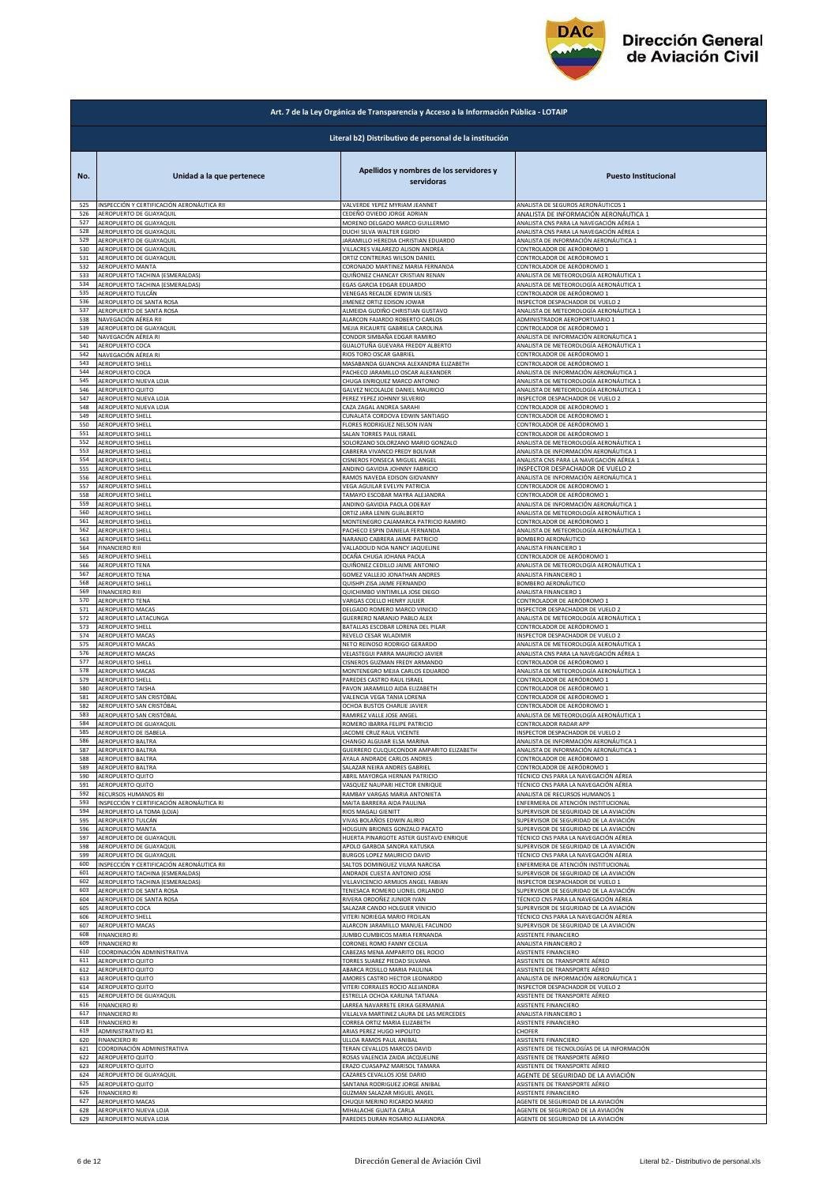**Dirección General de Aviación Civil**

| Art. 7 de la Ley Orgánica de Transparencia y Acceso a la Información Pública - LOTAIP | | | |
|---|---|---|---|
| Literal b2) Distributivo de personal de la institución | | | |
| No. | Unidad a la que pertenece | Apellidos y nombres de los servidores y servidoras | Puesto Institucional |
| 525 | INSPECCIÓN Y CERTIFICACIÓN AERONÁUTICA RII | VALVERDE YEPEZ MYRIAM JEANNET | ANALISTA DE SEGUROS AERONÁUTICOS 1 |
| 526 | AEROPUERTO DE GUAYAQUIL | CEDEÑO OVIEDO JORGE ADRIAN | ANALISTA DE INFORMACIÓN AERONÁUTICA 1 |
| 527 | AEROPUERTO DE GUAYAQUIL | MORENO DELGADO MARCO GUILLERMO | ANALISTA CNS PARA LA NAVEGACIÓN AÉREA 1 |
| 528 | AEROPUERTO DE GUAYAQUIL | DUCHI SILVA WALTER EGIDIO | ANALISTA CNS PARA LA NAVEGACIÓN AÉREA 1 |
| 529 | AEROPUERTO DE GUAYAQUIL | JARAMILLO HEREDIA CHRISTIAN EDUARDO | ANALISTA DE INFORMACIÓN AERONÁUTICA 1 |
| 530 | AEROPUERTO DE GUAYAQUIL | VILLACRES VALAREZO ALISON ANDREA | CONTROLADOR DE AERÓDROMO 1 |
| 531 | AEROPUERTO DE GUAYAQUIL | ORTIZ CONTRERAS WILSON DANIEL | CONTROLADOR DE AERÓDROMO 1 |
| 532 | AEROPUERTO MANTA | CORONADO MARTINEZ MARIA FERNANDA | CONTROLADOR DE AERÓDROMO 1 |
| 533 | AEROPUERTO TACHINA (ESMERALDAS) | QUIÑONEZ CHANCAY CRISTIAN RENAN | ANALISTA DE METEOROLOGÍA AERONÁUTICA 1 |
| 534 | AEROPUERTO TACHINA (ESMERALDAS) | EGAS GARCIA EDGAR EDUARDO | ANALISTA DE METEOROLOGÍA AERONÁUTICA 1 |
| 535 | AEROPUERTO TULCÁN | VENEGAS RECALDE EDWIN ULISES | CONTROLADOR DE AERÓDROMO 1 |
| 536 | AEROPUERTO DE SANTA ROSA | JIMENEZ ORTIZ EDISON JOWAR | INSPECTOR DESPACHADOR DE VUELO 2 |
| 537 | AEROPUERTO DE SANTA ROSA | ALMEIDA GUDIÑO CHRISTIAN GUSTAVO | ANALISTA DE METEOROLOGÍA AERONÁUTICA 1 |
| 538 | NAVEGACIÓN AÉREA RII | ALARCON FAJARDO ROBERTO CARLOS | ADMINISTRADOR AEROPORTUARIO 1 |
| 539 | AEROPUERTO DE GUAYAQUIL | MEJIA RICAURTE GABRIELA CAROLINA | CONTROLADOR DE AERÓDROMO 1 |
| 540 | NAVEGACIÓN AÉREA RI | CONDOR SIMBAÑA EDGAR RAMIRO | ANALISTA DE INFORMACIÓN AERONÁUTICA 1 |
| 541 | AEROPUERTO COCA | GUALOTUÑA GUEVARA FREDDY ALBERTO | ANALISTA DE METEOROLOGÍA AERONÁUTICA 1 |
| 542 | NAVEGACIÓN AÉREA RI | RIOS TORO OSCAR GABRIEL | CONTROLADOR DE AERÓDROMO 1 |
| 543 | AEROPUERTO SHELL | MASABANDA GUANCHA ALEXANDRA ELIZABETH | CONTROLADOR DE AERÓDROMO 1 |
| 544 | AEROPUERTO COCA | PACHECO JARAMILLO OSCAR ALEXANDER | ANALISTA DE INFORMACIÓN AERONÁUTICA 1 |
| 545 | AEROPUERTO NUEVA LOJA | CHUGA ENRIQUEZ MARCO ANTONIO | ANALISTA DE METEOROLOGÍA AERONÁUTICA 1 |
| 546 | AEROPUERTO QUITO | GALVEZ NICOLALDE DANIEL MAURICIO | ANALISTA DE METEOROLOGÍA AERONÁUTICA 1 |
| 547 | AEROPUERTO NUEVA LOJA | PEREZ YEPEZ JOHNNY SILVERIO | INSPECTOR DESPACHADOR DE VUELO 2 |
| 548 | AEROPUERTO NUEVA LOJA | CAZA ZAGAL ANDREA SARAHI | CONTROLADOR DE AERÓDROMO 1 |
| 549 | AEROPUERTO SHELL | CUNALATA CORDOVA EDWIN SANTIAGO | CONTROLADOR DE AERÓDROMO 1 |
| 550 | AEROPUERTO SHELL | FLORES RODRIGUEZ NELSON IVAN | CONTROLADOR DE AERÓDROMO 1 |
| 551 | AEROPUERTO SHELL | SALAN TORRES PAUL ISRAEL | CONTROLADOR DE AERÓDROMO 1 |
| 552 | AEROPUERTO SHELL | SOLORZANO SOLORZANO MARIO GONZALO | ANALISTA DE METEOROLOGÍA AERONÁUTICA 1 |
| 553 | AEROPUERTO SHELL | CABRERA VIVANCO FREDY BOLIVAR | ANALISTA DE INFORMACIÓN AERONÁUTICA 1 |
| 554 | AEROPUERTO SHELL | CISNEROS FONSECA MIGUEL ANGEL | ANALISTA CNS PARA LA NAVEGACIÓN AÉREA 1 |
| 555 | AEROPUERTO SHELL | ANDINO GAVIDIA JOHNNY FABRICIO | INSPECTOR DESPACHADOR DE VUELO 2 |
| 556 | AEROPUERTO SHELL | RAMOS NAVEDA EDISON GIOVANNY | ANALISTA DE INFORMACIÓN AERONÁUTICA 1 |
| 557 | AEROPUERTO SHELL | VEGA AGUILAR EVELYN PATRICIA | CONTROLADOR DE AERÓDROMO 1 |
| 558 | AEROPUERTO SHELL | TAMAYO ESCOBAR MAYRA ALEJANDRA | CONTROLADOR DE AERÓDROMO 1 |
| 559 | AEROPUERTO SHELL | ANDINO GAVIDIA PAOLA ODERAY | ANALISTA DE INFORMACIÓN AERONÁUTICA 1 |
| 560 | AEROPUERTO SHELL | ORTIZ JARA LENIN GUALBERTO | ANALISTA DE METEOROLOGÍA AERONÁUTICA 1 |
| 561 | AEROPUERTO SHELL | MONTENEGRO CAJAMARCA PATRICIO RAMIRO | CONTROLADOR DE AERÓDROMO 1 |
| 562 | AEROPUERTO SHELL | PACHECO ESPIN DANIELA FERNANDA | ANALISTA DE METEOROLOGÍA AERONÁUTICA 1 |
| 563 | AEROPUERTO SHELL | NARANJO CABRERA JAIME PATRICIO | BOMBERO AERONÁUTICO |
| 564 | FINANCIERO RIII | VALLADOLID NOA NANCY JAQUELINE | ANALISTA FINANCIERO 1 |
| 565 | AEROPUERTO SHELL | OCAÑA CHUGA JOHANA PAOLA | CONTROLADOR DE AERÓDROMO 1 |
| 566 | AEROPUERTO TENA | QUIÑONEZ CEDILLO JAIME ANTONIO | ANALISTA DE METEOROLOGÍA AERONÁUTICA 1 |
| 567 | AEROPUERTO TENA | GOMEZ VALLEJO JONATHAN ANDRES | ANALISTA FINANCIERO 1 |
| 568 | AEROPUERTO SHELL | QUISHPI ZISA JAIME FERNANDO | BOMBERO AERONÁUTICO |
| 569 | FINANCIERO RIII | QUICHIMBO VINTIMILLA JOSE DIEGO | ANALISTA FINANCIERO 1 |
| 570 | AEROPUERTO TENA | VARGAS COELLO HENRY JULIER | CONTROLADOR DE AERÓDROMO 1 |
| 571 | AEROPUERTO MACAS | DELGADO ROMERO MARCO VINICIO | INSPECTOR DESPACHADOR DE VUELO 2 |
| 572 | AEROPUERTO LATACUNGA | GUERRERO NARANJO PABLO ALEX | ANALISTA DE METEOROLOGÍA AERONÁUTICA 1 |
| 573 | AEROPUERTO SHELL | BATALLAS ESCOBAR LORENA DEL PILAR | CONTROLADOR DE AERÓDROMO 1 |
| 574 | AEROPUERTO MACAS | REVELO CESAR WLADIMIR | INSPECTOR DESPACHADOR DE VUELO 2 |
| 575 | AEROPUERTO MACAS | NETO REINOSO RODRIGO GERARDO | ANALISTA DE METEOROLOGÍA AERONÁUTICA 1 |
| 576 | AEROPUERTO MACAS | VELASTEGUI PARRA MAURICIO JAVIER | ANALISTA CNS PARA LA NAVEGACIÓN AÉREA 1 |
| 577 | AEROPUERTO SHELL | CISNEROS GUZMAN FREDY ARMANDO | CONTROLADOR DE AERÓDROMO 1 |
| 578 | AEROPUERTO MACAS | MONTENEGRO MEJIA CARLOS EDUARDO | ANALISTA DE METEOROLOGÍA AERONÁUTICA 1 |
| 579 | AEROPUERTO SHELL | PAREDES CASTRO RAUL ISRAEL | CONTROLADOR DE AERÓDROMO 1 |
| 580 | AEROPUERTO TAISHA | PAVON JARAMILLO AIDA ELIZABETH | CONTROLADOR DE AERÓDROMO 1 |
| 581 | AEROPUERTO SAN CRISTÓBAL | VALENCIA VEGA TANIA LORENA | CONTROLADOR DE AERÓDROMO 1 |
| 582 | AEROPUERTO SAN CRISTÓBAL | OCHOA BUSTOS CHARLIE JAVIER | CONTROLADOR DE AERÓDROMO 1 |
| 583 | AEROPUERTO SAN CRISTÓBAL | RAMIREZ VALLE JOSE ANGEL | ANALISTA DE METEOROLOGÍA AERONÁUTICA 1 |
| 584 | AEROPUERTO DE GUAYAQUIL | ROMERO IBARRA FELIPE PATRICIO | CONTROLADOR RADAR APP |
| 585 | AEROPUERTO DE ISABELA | JACOME CRUZ RAUL VICENTE | INSPECTOR DESPACHADOR DE VUELO 2 |
| 586 | AEROPUERTO BALTRA | CHANGO ALGUIAR ELSA MARINA | ANALISTA DE INFORMACIÓN AERONÁUTICA 1 |
| 587 | AEROPUERTO BALTRA | GUERRERO CULQUICONDOR AMPARITO ELIZABETH | ANALISTA DE INFORMACIÓN AERONÁUTICA 1 |
| 588 | AEROPUERTO BALTRA | AYALA ANDRADE CARLOS ANDRES | CONTROLADOR DE AERÓDROMO 1 |
| 589 | AEROPUERTO BALTRA | SALAZAR NEIRA ANDRES GABRIEL | CONTROLADOR DE AERÓDROMO 1 |
| 590 | AEROPUERTO QUITO | ABRIL MAYORGA HERNAN PATRICIO | TÉCNICO CNS PARA LA NAVEGACIÓN AÉREA |
| 591 | AEROPUERTO QUITO | VASQUEZ NAUPARI HECTOR ENRIQUE | TÉCNICO CNS PARA LA NAVEGACIÓN AÉREA |
| 592 | RECURSOS HUMANOS RII | RAMBAY VARGAS MARIA ANTONIETA | ANALISTA DE RECURSOS HUMANOS 1 |
| 593 | INSPECCIÓN Y CERTIFICACIÓN AERONÁUTICA RI | MAITA BARRERA AIDA PAULINA | ENFERMERA DE ATENCIÓN INSTITUCIONAL |
| 594 | AEROPUERTO LA TOMA (LOJA) | RIOS MAGALI GIENITT | SUPERVISOR DE SEGURIDAD DE LA AVIACIÓN |
| 595 | AEROPUERTO TULCÁN | VIVAS BOLAÑOS EDWIN ALIRIO | SUPERVISOR DE SEGURIDAD DE LA AVIACIÓN |
| 596 | AEROPUERTO MANTA | HOLGUIN BRIONES GONZALO PACATO | SUPERVISOR DE SEGURIDAD DE LA AVIACIÓN |
| 597 | AEROPUERTO DE GUAYAQUIL | HUERTA PINARGOTE ASTER GUSTAVO ENRIQUE | TÉCNICO CNS PARA LA NAVEGACIÓN AÉREA |
| 598 | AEROPUERTO DE GUAYAQUIL | APOLO GARBOA SANDRA KATUSKA | SUPERVISOR DE SEGURIDAD DE LA AVIACIÓN |
| 599 | AEROPUERTO DE GUAYAQUIL | BURGOS LOPEZ MAURICIO DAVID | TÉCNICO CNS PARA LA NAVEGACIÓN AÉREA |
| 600 | INSPECCIÓN Y CERTIFICACIÓN AERONÁUTICA RII | SALTOS DOMINGUEZ VILMA NARCISA | ENFERMERA DE ATENCIÓN INSTITUCIONAL |
| 601 | AEROPUERTO TACHINA (ESMERALDAS) | ANDRADE CUESTA ANTONIO JOSE | SUPERVISOR DE SEGURIDAD DE LA AVIACIÓN |
| 602 | AEROPUERTO TACHINA (ESMERALDAS) | VILLAVICENCIO ARMIJOS ANGEL FABIAN | INSPECTOR DESPACHADOR DE VUELO 1 |
| 603 | AEROPUERTO DE SANTA ROSA | TENESACA ROMERO LIONEL ORLANDO | SUPERVISOR DE SEGURIDAD DE LA AVIACIÓN |
| 604 | AEROPUERTO DE SANTA ROSA | RIVERA ORDOÑEZ JUNIOR IVAN | TÉCNICO CNS PARA LA NAVEGACIÓN AÉREA |
| 605 | AEROPUERTO COCA | SALAZAR CANDO HOLGUER VINICIO | SUPERVISOR DE SEGURIDAD DE LA AVIACIÓN |
| 606 | AEROPUERTO SHELL | VITERI NORIEGA MARIO FROILAN | TÉCNICO CNS PARA LA NAVEGACIÓN AÉREA |
| 607 | AEROPUERTO MACAS | ALARCON JARAMILLO MANUEL FACUNDO | SUPERVISOR DE SEGURIDAD DE LA AVIACIÓN |
| 608 | FINANCIERO RI | JUMBO CUMBICOS MARIA FERNANDA | ASISTENTE FINANCIERO |
| 609 | FINANCIERO RI | CORONEL ROMO FANNY CECILIA | ANALISTA FINANCIERO 2 |
| 610 | COORDINACIÓN ADMINISTRATIVA | CABEZAS MENA AMPARITO DEL ROCIO | ASISTENTE FINANCIERO |
| 611 | AEROPUERTO QUITO | TORRES SUAREZ PIEDAD SILVANA | ASISTENTE DE TRANSPORTE AÉREO |
| 612 | AEROPUERTO QUITO | ABARCA ROSILLO MARIA PAULINA | ASISTENTE DE TRANSPORTE AÉREO |
| 613 | AEROPUERTO QUITO | AMORES CASTRO HECTOR LEONARDO | ANALISTA DE INFORMACIÓN AERONÁUTICA 1 |
| 614 | AEROPUERTO QUITO | VITERI CORRALES ROCIO ALEJANDRA | INSPECTOR DESPACHADOR DE VUELO 2 |
| 615 | AEROPUERTO DE GUAYAQUIL | ESTRELLA OCHOA KARLINA TATIANA | ASISTENTE DE TRANSPORTE AÉREO |
| 616 | FINANCIERO RI | LARREA NAVARRETE ERIKA GERMANIA | ASISTENTE FINANCIERO |
| 617 | FINANCIERO RI | VILLALVA MARTINEZ LAURA DE LAS MERCEDES | ANALISTA FINANCIERO 1 |
| 618 | FINANCIERO RI | CORREA ORTIZ MARIA ELIZABETH | ASISTENTE FINANCIERO |
| 619 | ADMINISTRATIVO R1 | ARIAS PEREZ HUGO HIPOLITO | CHOFER |
| 620 | FINANCIERO RI | ULLOA RAMOS PAUL ANIBAL | ASISTENTE FINANCIERO |
| 621 | COORDINACIÓN ADMINISTRATIVA | TERAN CEVALLOS MARCOS DAVID | ASISTENTE DE TECNOLOGÍAS DE LA INFORMACIÓN |
| 622 | AEROPUERTO QUITO | ROSAS VALENCIA ZAIDA JACQUELINE | ASISTENTE DE TRANSPORTE AÉREO |
| 623 | AEROPUERTO QUITO | ERAZO CUASAPAZ MARISOL TAMARA | ASISTENTE DE TRANSPORTE AÉREO |
| 624 | AEROPUERTO DE GUAYAQUIL | CAZARES CEVALLOS JOSE DARIO | AGENTE DE SEGURIDAD DE LA AVIACIÓN |
| 625 | AEROPUERTO QUITO | SANTANA RODRIGUEZ JORGE ANIBAL | ASISTENTE DE TRANSPORTE AÉREO |
| 626 | FINANCIERO RI | GUZMAN SALAZAR MIGUEL ANGEL | ASISTENTE FINANCIERO |
| 627 | AEROPUERTO MACAS | CHUQUI MERINO RICARDO MARIO | AGENTE DE SEGURIDAD DE LA AVIACIÓN |
| 628 | AEROPUERTO NUEVA LOJA | MIHALACHE GUAITA CARLA | AGENTE DE SEGURIDAD DE LA AVIACIÓN |
| 629 | AEROPUERTO NUEVA LOJA | PAREDES DURAN ROSARIO ALEJANDRA | AGENTE DE SEGURIDAD DE LA AVIACIÓN |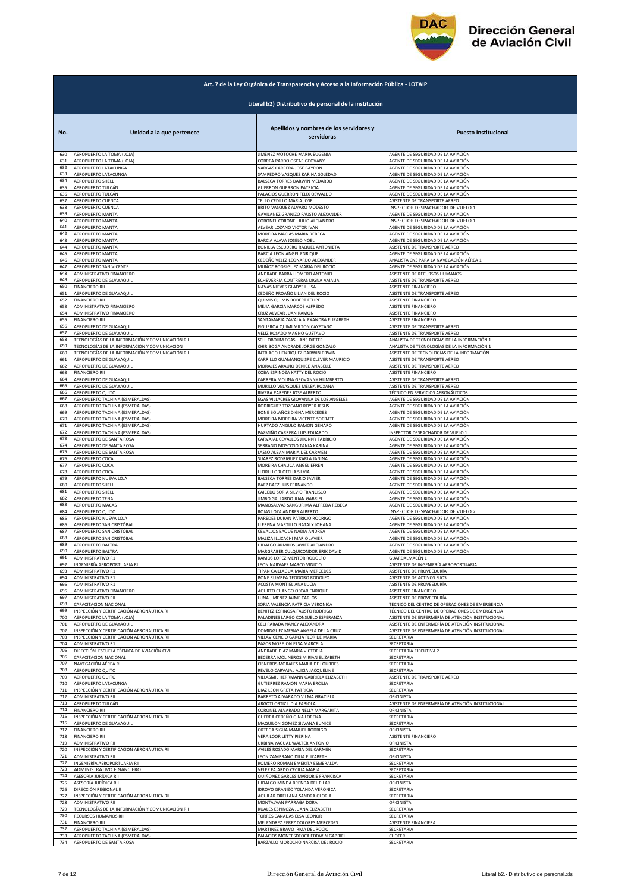| Art. 7 de la Ley Orgánica de Transparencia y Acceso a la Información Pública - LOTAIP | | | |
|---|---|---|---|
| **Literal b2) Distributivo de personal de la institución** | | | |
| **No.** | **Unidad a la que pertenece** | **Apellidos y nombres de los servidores y servidoras** | **Puesto Institucional** |
| 630 | AEROPUERTO LA TOMA (LOJA) | JIMENEZ MOTOCHE MARIA EUGENIA | AGENTE DE SEGURIDAD DE LA AVIACIÓN |
| 631 | AEROPUERTO LA TOMA (LOJA) | CORREA PARDO OSCAR GEOVANY | AGENTE DE SEGURIDAD DE LA AVIACIÓN |
| 632 | AEROPUERTO LATACUNGA | VARGAS CARRERA JOSE BAYRON | AGENTE DE SEGURIDAD DE LA AVIACIÓN |
| 633 | AEROPUERTO LATACUNGA | SAMPEDRO VASQUEZ KARINA SOLEDAD | AGENTE DE SEGURIDAD DE LA AVIACIÓN |
| 634 | AEROPUERTO SHELL | BALSECA TORRES DARWIN MEDARDO | AGENTE DE SEGURIDAD DE LA AVIACIÓN |
| 635 | AEROPUERTO TULCÁN | GUERRON GUERRON PATRICIA | AGENTE DE SEGURIDAD DE LA AVIACIÓN |
| 636 | AEROPUERTO TULCÁN | PALACIOS GUERRON FELIX OSWALDO | AGENTE DE SEGURIDAD DE LA AVIACIÓN |
| 637 | AEROPUERTO CUENCA | TELLO CEDILLO MARIA JOSE | ASISTENTE DE TRANSPORTE AÉREO |
| 638 | AEROPUERTO CUENCA | BRITO VASQUEZ ALVARO MODESTO | INSPECTOR DESPACHADOR DE VUELO 1 |
| 639 | AEROPUERTO MANTA | GAVILANEZ GRANIZO FAUSTO ALEXANDER | AGENTE DE SEGURIDAD DE LA AVIACIÓN |
| 640 | AEROPUERTO MANTA | CORONEL CORONEL JULIO ALEJANDRO | INSPECTOR DESPACHADOR DE VUELO 1 |
| 641 | AEROPUERTO MANTA | ALVEAR LOZANO VICTOR IVAN | AGENTE DE SEGURIDAD DE LA AVIACIÓN |
| 642 | AEROPUERTO MANTA | MOREIRA MACIAS MARIA REBECA | AGENTE DE SEGURIDAD DE LA AVIACIÓN |
| 643 | AEROPUERTO MANTA | BARCIA ALAVA JOSELO NOEL | AGENTE DE SEGURIDAD DE LA AVIACIÓN |
| 644 | AEROPUERTO MANTA | BONILLA ESCUDERO RAQUEL ANTONIETA | ASISTENTE DE TRANSPORTE AÉREO |
| 645 | AEROPUERTO MANTA | BARCIA LEON ANGEL ENRIQUE | AGENTE DE SEGURIDAD DE LA AVIACIÓN |
| 646 | AEROPUERTO MANTA | CEDEÑO VELEZ LEONARDO ALEXANDER | ANALISTA CNS PARA LA NAVEGACIÓN AÉREA 1 |
| 647 | AEROPUERTO SAN VICENTE | MUÑOZ RODRIGUEZ MARIA DEL ROCIO | AGENTE DE SEGURIDAD DE LA AVIACIÓN |
| 648 | ADMINISTRATIVO FINANCIERO | ANDRADE BARBA HOMERO ANTONIO | ASISTENTE DE RECURSOS HUMANOS |
| 649 | AEROPUERTO DE GUAYAQUIL | ECHEVERRIA CONTRERAS DIGNA AMALIA | ASISTENTE DE TRANSPORTE AÉREO |
| 650 | FINANCIERO RII | NAVAS NIEVES GLADYS LUISA | ASISTENTE FINANCIERO |
| 651 | AEROPUERTO DE GUAYAQUIL | CEDEÑO PROAÑO LILIAN DEL ROCIO | ASISTENTE DE TRANSPORTE AÉREO |
| 652 | FINANCIERO RII | QUIMIS QUIMIS ROBERT FELIPE | ASISTENTE FINANCIERO |
| 653 | ADMINISTRATIVO FINANCIERO | MEJIA GARCIA MARCOS ALFREDO | ASISTENTE FINANCIERO |
| 654 | ADMINISTRATIVO FINANCIERO | CRUZ ALVEAR JUAN RAMON | ASISTENTE FINANCIERO |
| 655 | FINANCIERO RII | SANTAMARIA ZAVALA ALEXANDRA ELIZABETH | ASISTENTE FINANCIERO |
| 656 | AEROPUERTO DE GUAYAQUIL | FIGUEROA QUIMI MILTON CAYETANO | ASISTENTE DE TRANSPORTE AÉREO |
| 657 | AEROPUERTO DE GUAYAQUIL | VELIZ ROSADO MAGNO GUSTAVO | ASISTENTE DE TRANSPORTE AÉREO |
| 658 | TECNOLOGÍAS DE LA INFORMACIÓN Y COMUNICACIÓN RII | SCHLOBOHM EGAS HANS DIETER | ANALISTA DE TECNOLOGÍAS DE LA INFORMACIÓN 1 |
| 659 | TECNOLOGÍAS DE LA INFORMACIÓN Y COMUNICACIÓN | CHIRIBOGA ANDRADE JORGE GONZALO | ANALISTA DE TECNOLOGÍAS DE LA INFORMACIÓN 1 |
| 660 | TECNOLOGÍAS DE LA INFORMACIÓN Y COMUNICACIÓN RII | INTRIAGO HENRIQUEZ DARWIN ERWIN | ASISTENTE DE TECNOLOGÍAS DE LA INFORMACIÓN |
| 661 | AEROPUERTO DE GUAYAQUIL | CARRILLO GUAMANQUISPE CLEVER MAURICIO | ASISTENTE DE TRANSPORTE AÉREO |
| 662 | AEROPUERTO DE GUAYAQUIL | MORALES ARAUJO DENICE ANABELLE | ASISTENTE DE TRANSPORTE AÉREO |
| 663 | FINANCIERO RII | COBA ESPINOZA KATTY DEL ROCIO | ASISTENTE FINANCIERO |
| 664 | AEROPUERTO DE GUAYAQUIL | CARRERA MOLINA GEOVANNY HUMBERTO | ASISTENTE DE TRANSPORTE AÉREO |
| 665 | AEROPUERTO DE GUAYAQUIL | MURILLO VELASQUEZ MELBA ROXANA | ASISTENTE DE TRANSPORTE AÉREO |
| 666 | AEROPUERTO QUITO | RIVERA PAREDES JOSE ALBERTO | TÉCNICO EN SERVICIOS AERONÁUTICOS |
| 667 | AEROPUERTO TACHINA (ESMERALDAS) | EGAS VILLACRES GIOVANNA DE LOS ANGELES | AGENTE DE SEGURIDAD DE LA AVIACIÓN |
| 668 | AEROPUERTO TACHINA (ESMERALDAS) | RODRIGUEZ TOZCANO ROYER JESUS | AGENTE DE SEGURIDAD DE LA AVIACIÓN |
| 669 | AEROPUERTO TACHINA (ESMERALDAS) | BONE BOLAÑOS DIGNA MERCEDES | AGENTE DE SEGURIDAD DE LA AVIACIÓN |
| 670 | AEROPUERTO TACHINA (ESMERALDAS) | MOREIRA MOREIRA VICENTE SOCRATE | AGENTE DE SEGURIDAD DE LA AVIACIÓN |
| 671 | AEROPUERTO TACHINA (ESMERALDAS) | HURTADO ANGULO RAMON GENARO | AGENTE DE SEGURIDAD DE LA AVIACIÓN |
| 672 | AEROPUERTO TACHINA (ESMERALDAS) | PAZMIÑO CARRERA LUIS EDUARDO | INSPECTOR DESPACHADOR DE VUELO 1 |
| 673 | AEROPUERTO DE SANTA ROSA | CARVAJAL CEVALLOS JHONNY FABRICIO | AGENTE DE SEGURIDAD DE LA AVIACIÓN |
| 674 | AEROPUERTO DE SANTA ROSA | SERRANO MOSCOSO TANIA KARINA | AGENTE DE SEGURIDAD DE LA AVIACIÓN |
| 675 | AEROPUERTO DE SANTA ROSA | LASSO ALBAN MARIA DEL CARMEN | AGENTE DE SEGURIDAD DE LA AVIACIÓN |
| 676 | AEROPUERTO COCA | SUAREZ RODRIGUEZ KARLA JANINA | AGENTE DE SEGURIDAD DE LA AVIACIÓN |
| 677 | AEROPUERTO COCA | MOREIRA CHAUCA ANGEL EFREN | AGENTE DE SEGURIDAD DE LA AVIACIÓN |
| 678 | AEROPUERTO COCA | LLORI LLORI OFELIA SILVIA | AGENTE DE SEGURIDAD DE LA AVIACIÓN |
| 679 | AEROPUERTO NUEVA LOJA | BALSECA TORRES DARIO JAVIER | AGENTE DE SEGURIDAD DE LA AVIACIÓN |
| 680 | AEROPUERTO SHELL | BAEZ BAEZ LUIS FERNANDO | AGENTE DE SEGURIDAD DE LA AVIACIÓN |
| 681 | AEROPUERTO SHELL | CAICEDO SORIA SILVIO FRANCISCO | AGENTE DE SEGURIDAD DE LA AVIACIÓN |
| 682 | AEROPUERTO TENA | JIMBO GALLARDO JUAN GABRIEL | AGENTE DE SEGURIDAD DE LA AVIACIÓN |
| 683 | AEROPUERTO MACAS | MANOSALVAS SANGURIMA ALFREDA REBECA | AGENTE DE SEGURIDAD DE LA AVIACIÓN |
| 684 | AEROPUERTO QUITO | ROJAS LOZA ANDRES ALBERTO | INSPECTOR DESPACHADOR DE VUELO 2 |
| 685 | AEROPUERTO NUEVA LOJA | PAREDES DURAN PATRICIO RODRIGO | AGENTE DE SEGURIDAD DE LA AVIACIÓN |
| 686 | AEROPUERTO SAN CRISTÓBAL | LLERENA MARTILLO NATALY JOHANA | AGENTE DE SEGURIDAD DE LA AVIACIÓN |
| 687 | AEROPUERTO SAN CRISTÓBAL | CEVALLOS BAQUE NADIA ANDREA | AGENTE DE SEGURIDAD DE LA AVIACIÓN |
| 688 | AEROPUERTO SAN CRISTÓBAL | MALIZA ILLICACHI MARIO JAVIER | AGENTE DE SEGURIDAD DE LA AVIACIÓN |
| 689 | AEROPUERTO BALTRA | HIDALGO ARMIJOS JAVIER ALEJANDRO | AGENTE DE SEGURIDAD DE LA AVIACIÓN |
| 690 | AEROPUERTO BALTRA | MARGRABER CULQUICONDOR ERIK DAVID | AGENTE DE SEGURIDAD DE LA AVIACIÓN |
| 691 | ADMINISTRATIVO R1 | RAMOS LOPEZ MENTOR RODOLFO | GUARDALMACÉN 1 |
| 692 | INGENIERÍA AEROPORTUARIA RI | LEON NARVAEZ MARCO VINICIO | ASISTENTE DE INGENIERÍA AEROPORTUARIA |
| 693 | ADMINISTRATIVO R1 | TIPAN CAILLAGUA MARIA MERCEDES | ASISTENTE DE PROVEEDURÍA |
| 694 | ADMINISTRATIVO R1 | BONE RUMBEA TEODORO RODOLFO | ASISTENTE DE ACTIVOS FIJOS |
| 695 | ADMINISTRATIVO R1 | ACOSTA MONTIEL ANA LUCIA | ASISTENTE DE PROVEEDURÍA |
| 696 | ADMINISTRATIVO FINANCIERO | AGURTO CHANGO OSCAR ENRIQUE | ASISTENTE FINANCIERO |
| 697 | ADMINISTRATIVO RII | LUNA JIMENEZ JAIME CARLOS | ASISTENTE DE PROVEEDURÍA |
| 698 | CAPACITACIÓN NACIONAL | SORIA VALENCIA PATRICIA VERONICA | TÉCNICO DEL CENTRO DE OPERACIONES DE EMERGENCIA |
| 699 | INSPECCIÓN Y CERTIFICACIÓN AERONÁUTICA RI | BENITEZ ESPINOSA FAUSTO RODRIGO | TÉCNICO DEL CENTRO DE OPERACIONES DE EMERGENCIA |
| 700 | AEROPUERTO LA TOMA (LOJA) | PALADINES LARGO CONSUELO ESPERANZA | ASISTENTE DE ENFERMERÍA DE ATENCIÓN INSTITUCIONAL |
| 701 | AEROPUERTO DE GUAYAQUIL | CELI PARADA NANCY ALEXANDRA | ASISTENTE DE ENFERMERÍA DE ATENCIÓN INSTITUCIONAL |
| 702 | INSPECCIÓN Y CERTIFICACIÓN AERONÁUTICA RII | DOMINGUEZ MESIAS ANGELA DE LA CRUZ | ASISTENTE DE ENFERMERÍA DE ATENCIÓN INSTITUCIONAL |
| 703 | INSPECCIÓN Y CERTIFICACIÓN AERONÁUTICA RII | VILLAVICENCIO GARCIA FLOR DE MARIA | SECRETARIA |
| 704 | ADMINISTRATIVO R1 | PAZOS MOREJON ELSA MARCELA | SECRETARIA |
| 705 | DIRECCIÓN ESCUELA TÉCNICA DE AVIACIÓN CIVIL | ANDRADE DIAZ MARIA VICTORIA | SECRETARIA EJECUTIVA 2 |
| 706 | CAPACITACIÓN NACIONAL | BECERRA MOLINEROS MIRIAN ELIZABETH | SECRETARIA |
| 707 | NAVEGACIÓN AÉREA RI | CISNEROS MORALES MARIA DE LOURDES | SECRETARIA |
| 708 | AEROPUERTO QUITO | REVELO CARVAJAL ALICIA JACQUELINE | SECRETARIA |
| 709 | AEROPUERTO QUITO | VILLASMIL HERRMANN GABRIELA ELIZABETH | ASISTENTE DE TRANSPORTE AÉREO |
| 710 | AEROPUERTO LATACUNGA | GUTIERREZ RAMON MARIA ERCILIA | SECRETARIA |
| 711 | INSPECCIÓN Y CERTIFICACIÓN AERONÁUTICA RII | DIAZ LEON GRETA PATRICIA | SECRETARIA |
| 712 | ADMINISTRATIVO RII | BARRETO ALVARADO VILMA GRACIELA | OFICINISTA |
| 713 | AEROPUERTO TULCÁN | ARGOTI ORTIZ LIDIA FABIOLA | ASISTENTE DE ENFERMERÍA DE ATENCIÓN INSTITUCIONAL |
| 714 | FINANCIERO RII | CORONEL ALVARADO NELLY MARGARITA | OFICINISTA |
| 715 | INSPECCIÓN Y CERTIFICACIÓN AERONÁUTICA RII | GUERRA CEDEÑO GINA LORENA | SECRETARIA |
| 716 | AEROPUERTO DE GUAYAQUIL | MAQUILON GOMEZ SILVANA EUNICE | SECRETARIA |
| 717 | FINANCIERO RII | ORTEGA SIGUA MANUEL RODRIGO | OFICINISTA |
| 718 | FINANCIERO RII | VERA LOOR LETTY PIERINA | ASISTENTE FINANCIERO |
| 719 | ADMINISTRATIVO RII | URBINA YAGUAL WALTER ANTONIO | OFICINISTA |
| 720 | INSPECCIÓN Y CERTIFICACIÓN AERONÁUTICA RII | AVILES ROSADO MARIA DEL CARMEN | SECRETARIA |
| 721 | ADMINISTRATIVO RII | LEON ZAMBRANO DILIA ELIZABETH | OFICINISTA |
| 722 | INGENIERÍA AEROPORTUARIA RII | ROMERO ROMAN EMERITA ESMERALDA | SECRETARIA |
| 723 | ADMINISTRATIVO FINANCIERO | VELEZ FAJARDO CECILIA MARIA | SECRETARIA |
| 724 | ASESORÍA JURÍDICA RII | QUIÑONEZ GARCES MARJORIE FRANCISCA | SECRETARIA |
| 725 | ASESORÍA JURÍDICA RII | HIDALGO MINDA BRENDA DEL PILAR | OFICINISTA |
| 726 | DIRECCIÓN REGIONAL II | IDROVO GRANIZO YOLANDA VERONICA | SECRETARIA |
| 727 | INSPECCIÓN Y CERTIFICACIÓN AERONÁUTICA RII | AGUILAR ORELLANA SANDRA GLORIA | SECRETARIA |
| 728 | ADMINISTRATIVO RII | MONTALVAN PARRAGA DORA | OFICINISTA |
| 729 | TECNOLOGÍAS DE LA INFORMACIÓN Y COMUNICACIÓN RII | RUALES ESPINOZA JUANA ELIZABETH | SECRETARIA |
| 730 | RECURSOS HUMANOS RII | TORRES CANADAS ELSA LEONOR | SECRETARIA |
| 731 | FINANCIERO RII | MELENDREZ PEREZ DOLORES MERCEDES | ASISTENTE FINANCIERA |
| 732 | AEROPUERTO TACHINA (ESMERALDAS) | MARTINEZ BRAVO IRMA DEL ROCIO | SECRETARIA |
| 733 | AEROPUERTO TACHINA (ESMERALDAS) | PALACIOS MONTESDEOCA EDDWIN GABRIEL | CHOFER |
| 734 | AEROPUERTO DE SANTA ROSA | BARZALLO MOROCHO NARCISA DEL ROCIO | SECRETARIA |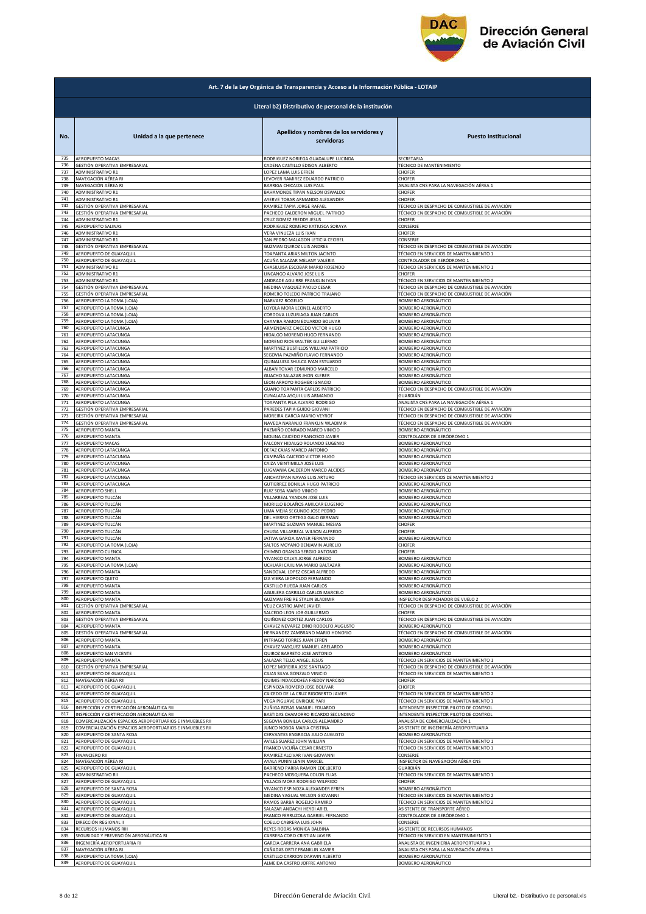| Art. 7 de la Ley Orgánica de Transparencia y Acceso a la Información Pública - LOTAIP | | | |
|---|---|---|---|
| Literal b2) Distributivo de personal de la institución | | | |
| No. | Unidad a la que pertenece | Apellidos y nombres de los servidores y servidoras | Puesto Institucional |
| 735 | AEROPUERTO MACAS | RODRIGUEZ NORIEGA GUADALUPE LUCINDA | SECRETARIA |
| 736 | GESTIÓN OPERATIVA EMPRESARIAL | CADENA CASTILLO EDISON ALBERTO | TÉCNICO DE MANTENIMIENTO |
| 737 | ADMINISTRATIVO R1 | LOPEZ LAMA LUIS EFREN | CHOFER |
| 738 | NAVEGACIÓN AÉREA RI | LEVOYER RAMIREZ EDUARDO PATRICIO | CHOFER |
| 739 | NAVEGACIÓN AÉREA RI | BARRIGA CHICAIZA LUIS PAUL | ANALISTA CNS PARA LA NAVEGACIÓN AÉREA 1 |
| 740 | ADMINISTRATIVO R1 | BAHAMONDE TIPAN NELSON OSWALDO | CHOFER |
| 741 | ADMINISTRATIVO R1 | AYERVE TOBAR ARMANDO ALEXANDER | CHOFER |
| 742 | GESTIÓN OPERATIVA EMPRESARIAL | RAMIREZ TAPIA JORGE RAFAEL | TÉCNICO EN DESPACHO DE COMBUSTIBLE DE AVIACIÓN |
| 743 | GESTIÓN OPERATIVA EMPRESARIAL | PACHECO CALDERON MIGUEL PATRICIO | TÉCNICO EN DESPACHO DE COMBUSTIBLE DE AVIACIÓN |
| 744 | ADMINISTRATIVO R1 | CRUZ GOMEZ FREDDY JESUS | CHOFER |
| 745 | AEROPUERTO SALINAS | RODRIGUEZ ROMERO KATIUSCA SORAYA | CONSERJE |
| 746 | ADMINISTRATIVO R1 | VERA VINUEZA LUIS IVAN | CHOFER |
| 747 | ADMINISTRATIVO R1 | SAN PEDRO MALAGON LETICIA CECIBEL | CONSERJE |
| 748 | GESTIÓN OPERATIVA EMPRESARIAL | GUZMAN QUIROZ LUIS ANDRES | TÉCNICO EN DESPACHO DE COMBUSTIBLE DE AVIACIÓN |
| 749 | AEROPUERTO DE GUAYAQUIL | TOAPANTA ARIAS MILTON JACINTO | TÉCNICO EN SERVICIOS DE MANTENIMIENTO 1 |
| 750 | AEROPUERTO DE GUAYAQUIL | ACUÑA SALAZAR MELANY VALERIA | CONTROLADOR DE AERÓDROMO 1 |
| 751 | ADMINISTRATIVO R1 | CHASILUISA ESCOBAR MARIO ROSENDO | TÉCNICO EN SERVICIOS DE MANTENIMIENTO 1 |
| 752 | ADMINISTRATIVO R1 | LINCANGO ALVARO JOSE LUIS | CHOFER |
| 753 | ADMINISTRATIVO R1 | ANDRADE AGUIRRE FRANKLIN IVAN | TÉCNICO EN SERVICIOS DE MANTENIMIENTO 2 |
| 754 | GESTIÓN OPERATIVA EMPRESARIAL | MEDINA VASQUEZ PAOLO CESAR | TÉCNICO EN DESPACHO DE COMBUSTIBLE DE AVIACIÓN |
| 755 | GESTIÓN OPERATIVA EMPRESARIAL | ROMERO TOLEDO PATRICIO TRAJANO | TÉCNICO EN DESPACHO DE COMBUSTIBLE DE AVIACIÓN |
| 756 | AEROPUERTO LA TOMA (LOJA) | NARVAEZ ROGELIO | BOMBERO AERONÁUTICO |
| 757 | AEROPUERTO LA TOMA (LOJA) | LOYOLA MORA LEONEL ALBERTO | BOMBERO AERONÁUTICO |
| 758 | AEROPUERTO LA TOMA (LOJA) | CORDOVA LUZURIAGA JUAN CARLOS | BOMBERO AERONÁUTICO |
| 759 | AEROPUERTO LA TOMA (LOJA) | CHAMBA RAMON EDUARDO BOLIVAR | BOMBERO AERONÁUTICO |
| 760 | AEROPUERTO LATACUNGA | ARMENDARIZ CAICEDO VICTOR HUGO | BOMBERO AERONÁUTICO |
| 761 | AEROPUERTO LATACUNGA | HIDALGO MORENO HUGO FERNANDO | BOMBERO AERONÁUTICO |
| 762 | AEROPUERTO LATACUNGA | MORENO RIOS WALTER GUILLERMO | BOMBERO AERONÁUTICO |
| 763 | AEROPUERTO LATACUNGA | MARTINEZ BUSTILLOS WILLIAM PATRICIO | BOMBERO AERONÁUTICO |
| 764 | AEROPUERTO LATACUNGA | SEGOVIA PAZMIÑO FLAVIO FERNANDO | BOMBERO AERONÁUTICO |
| 765 | AEROPUERTO LATACUNGA | QUINALUISA SHULCA IVAN ESTUARDO | BOMBERO AERONÁUTICO |
| 766 | AEROPUERTO LATACUNGA | ALBAN TOVAR EDMUNDO MARCELO | BOMBERO AERONÁUTICO |
| 767 | AEROPUERTO LATACUNGA | GUACHO SALAZAR JHON KLEBER | BOMBERO AERONÁUTICO |
| 768 | AEROPUERTO LATACUNGA | LEON ARROYO ROGHER IGNACIO | BOMBERO AERONÁUTICO |
| 769 | AEROPUERTO LATACUNGA | GUANO TOAPANTA CARLOS PATRICIO | TÉCNICO EN DESPACHO DE COMBUSTIBLE DE AVIACIÓN |
| 770 | AEROPUERTO LATACUNGA | CUNALATA ASQUI LUIS ARMANDO | GUARDIÁN |
| 771 | AEROPUERTO LATACUNGA | TOAPANTA PILA ALVARO RODRIGO | ANALISTA CNS PARA LA NAVEGACIÓN AÉREA 1 |
| 772 | GESTIÓN OPERATIVA EMPRESARIAL | PAREDES TAPIA GUIDO GIOVANI | TÉCNICO EN DESPACHO DE COMBUSTIBLE DE AVIACIÓN |
| 773 | GESTIÓN OPERATIVA EMPRESARIAL | MOREIRA GARCIA MARIO VEYROT | TÉCNICO EN DESPACHO DE COMBUSTIBLE DE AVIACIÓN |
| 774 | GESTIÓN OPERATIVA EMPRESARIAL | NAVEDA NARANJO FRANKLIN WLADIMIR | TÉCNICO EN DESPACHO DE COMBUSTIBLE DE AVIACIÓN |
| 775 | AEROPUERTO MANTA | PAZMIÑO CONRADO MARCO VINICIO | BOMBERO AERONÁUTICO |
| 776 | AEROPUERTO MANTA | MOLINA CAICEDO FRANCISCO JAVIER | CONTROLADOR DE AERÓDROMO 1 |
| 777 | AEROPUERTO MACAS | FALCONY HIDALGO ROLANDO EUGENIO | BOMBERO AERONÁUTICO |
| 778 | AEROPUERTO LATACUNGA | DEFAZ CAJAS MARCO ANTONIO | BOMBERO AERONÁUTICO |
| 779 | AEROPUERTO LATACUNGA | CAMPAÑA CAICEDO VICTOR HUGO | BOMBERO AERONÁUTICO |
| 780 | AEROPUERTO LATACUNGA | CAIZA VEINTIMILLA JOSE LUIS | BOMBERO AERONÁUTICO |
| 781 | AEROPUERTO LATACUNGA | LUGMANIA CALDERON MARCO ALCIDES | BOMBERO AERONÁUTICO |
| 782 | AEROPUERTO LATACUNGA | ANCHATIPAN NAVAS LUIS ARTURO | TÉCNICO EN SERVICIOS DE MANTENIMIENTO 2 |
| 783 | AEROPUERTO LATACUNGA | GUTIERREZ BONILLA HUGO PATRICIO | BOMBERO AERONÁUTICO |
| 784 | AEROPUERTO SHELL | RUIZ SOSA MARIO VINICIO | BOMBERO AERONÁUTICO |
| 785 | AEROPUERTO TULCÁN | VILLARREAL YANDUN JOSE LUIS | BOMBERO AERONÁUTICO |
| 786 | AEROPUERTO TULCÁN | MORILLO BOLAÑOS AMILCAR EUGENIO | BOMBERO AERONÁUTICO |
| 787 | AEROPUERTO TULCÁN | LIMA MEJIA SEGUNDO JOSE PEDRO | BOMBERO AERONÁUTICO |
| 788 | AEROPUERTO TULCÁN | DEL HIERRO ORTEGA GALO GERMAN | BOMBERO AERONÁUTICO |
| 789 | AEROPUERTO TULCÁN | MARTINEZ GUZMAN MANUEL MESIAS | CHOFER |
| 790 | AEROPUERTO TULCÁN | CHUGA VILLARREAL WILSON ALFREDO | CHOFER |
| 791 | AEROPUERTO TULCÁN | JATIVA GARCIA XAVIER FERNANDO | BOMBERO AERONÁUTICO |
| 792 | AEROPUERTO LA TOMA (LOJA) | SALTOS MOYANO BENJAMIN AURELIO | CHOFER |
| 793 | AEROPUERTO CUENCA | CHIMBO GRANDA SERGIO ANTONIO | CHOFER |
| 794 | AEROPUERTO MANTA | VIVANCO CALVA JORGE ALFREDO | BOMBERO AERONÁUTICO |
| 795 | AEROPUERTO LA TOMA (LOJA) | UCHUARI CAJILIMA MARIO BALTAZAR | BOMBERO AERONÁUTICO |
| 796 | AEROPUERTO MANTA | SANDOVAL LOPEZ OSCAR ALFREDO | BOMBERO AERONÁUTICO |
| 797 | AEROPUERTO QUITO | IZA VIERA LEOPOLDO FERNANDO | BOMBERO AERONÁUTICO |
| 798 | AEROPUERTO MANTA | CASTILLO RUEDA JUAN CARLOS | BOMBERO AERONÁUTICO |
| 799 | AEROPUERTO MANTA | AGUILERA CARRILLO CARLOS MARCELO | BOMBERO AERONÁUTICO |
| 800 | AEROPUERTO MANTA | GUZMAN FREIRE STALIN BLADIMIR | INSPECTOR DESPACHADOR DE VUELO 2 |
| 801 | GESTIÓN OPERATIVA EMPRESARIAL | VELIZ CASTRO JAIME JAVIER | TÉCNICO EN DESPACHO DE COMBUSTIBLE DE AVIACIÓN |
| 802 | AEROPUERTO MANTA | SALCEDO LEON JOB GUILLERMO | CHOFER |
| 803 | GESTIÓN OPERATIVA EMPRESARIAL | QUIÑONEZ CORTEZ JUAN CARLOS | TÉCNICO EN DESPACHO DE COMBUSTIBLE DE AVIACIÓN |
| 804 | AEROPUERTO MANTA | CHAVEZ NEVAREZ DINO RODOLFO AUGUSTO | BOMBERO AERONÁUTICO |
| 805 | GESTIÓN OPERATIVA EMPRESARIAL | HERNANDEZ ZAMBRANO MARIO HONORIO | TÉCNICO EN DESPACHO DE COMBUSTIBLE DE AVIACIÓN |
| 806 | AEROPUERTO MANTA | INTRIAGO TORRES JUAN EFREN | BOMBERO AERONÁUTICO |
| 807 | AEROPUERTO MANTA | CHAVEZ VASQUEZ MANUEL ABELARDO | BOMBERO AERONÁUTICO |
| 808 | AEROPUERTO SAN VICENTE | QUIROZ BARRETO JOSE ANTONIO | BOMBERO AERONÁUTICO |
| 809 | AEROPUERTO MANTA | SALAZAR TELLO ANGEL JESUS | TÉCNICO EN SERVICIOS DE MANTENIMIENTO 1 |
| 810 | GESTIÓN OPERATIVA EMPRESARIAL | LOPEZ MOREIRA JOSE SANTIAGO | TÉCNICO EN DESPACHO DE COMBUSTIBLE DE AVIACIÓN |
| 811 | AEROPUERTO DE GUAYAQUIL | CAJAS SILVA GONZALO VINICIO | TÉCNICO EN SERVICIOS DE MANTENIMIENTO 1 |
| 812 | NAVEGACIÓN AÉREA RII | QUIMIS INDACOCHEA FREDDY NARCISO | CHOFER |
| 813 | AEROPUERTO DE GUAYAQUIL | ESPINOZA ROMERO JOSE BOLIVAR | CHOFER |
| 814 | AEROPUERTO DE GUAYAQUIL | CAICEDO DE LA CRUZ RIGOBERTO JAVIER | TÉCNICO EN SERVICIOS DE MANTENIMIENTO 2 |
| 815 | AEROPUERTO DE GUAYAQUIL | VEGA PIGUAVE ENRIQUE YARI | TÉCNICO EN SERVICIOS DE MANTENIMIENTO 1 |
| 816 | INSPECCIÓN Y CERTIFICACIÓN AERONÁUTICA RII | ZUÑIGA ROSAS MANUEL EDUARDO | INTENDENTE INSPECTOR PILOTO DE CONTROL |
| 817 | INSPECCIÓN Y CERTIFICACIÓN AERONÁUTICA RII | BASTIDAS CHAMORRO RICARDO SECUNDINO | INTENDENTE INSPECTOR PILOTO DE CONTROL |
| 818 | COMERCIALIZACIÓN ESPACIOS AEROPORTUARIOS E INMUEBLES RII | SEGOVIA BONILLA CARLOS ALEJANDRO | ANALISTA DE COMERCIALIZACIÓN 1 |
| 819 | COMERCIALIZACIÓN ESPACIOS AEROPORTUARIOS E INMUEBLES RII | JUNCO NOBOA MARIA CRISTINA | ASISTENTE DE INGENIERÍA AEROPORTUARIA |
| 820 | AEROPUERTO DE SANTA ROSA | CERVANTES ENGRACIA JULIO AUGUSTO | BOMBERO AERONÁUTICO |
| 821 | AEROPUERTO DE GUAYAQUIL | AVILES SUAREZ JOHN WILLIAN | TÉCNICO EN SERVICIOS DE MANTENIMIENTO 1 |
| 822 | AEROPUERTO DE GUAYAQUIL | FRANCO VICUÑA CESAR ERNESTO | TÉCNICO EN SERVICIOS DE MANTENIMIENTO 1 |
| 823 | FINANCIERO RII | RAMIREZ ALCIVAR IVAN GIOVANNI | CONSERJE |
| 824 | NAVEGACIÓN AÉREA RI | AYALA PUNIN LENIN MARCEL | INSPECTOR DE NAVEGACIÓN AÉREA CNS |
| 825 | AEROPUERTO DE GUAYAQUIL | BARRENO PARRA RAMON EDELBERTO | GUARDIÁN |
| 826 | ADMINISTRATIVO RII | PACHECO MOSQUERA COLON ELIAS | TÉCNICO EN SERVICIOS DE MANTENIMIENTO 1 |
| 827 | AEROPUERTO DE GUAYAQUIL | VILLACIS MORA RODRIGO WILFRIDO | CHOFER |
| 828 | AEROPUERTO DE SANTA ROSA | VIVANCO ESPINOZA ALEXANDER EFREN | BOMBERO AERONÁUTICO |
| 829 | AEROPUERTO DE GUAYAQUIL | MEDINA YAGUAL WILSON GIOVANNI | TÉCNICO EN SERVICIOS DE MANTENIMIENTO 2 |
| 830 | AEROPUERTO DE GUAYAQUIL | RAMOS BARBA ROGELIO RAMIRO | TÉCNICO EN SERVICIOS DE MANTENIMIENTO 2 |
| 831 | AEROPUERTO DE GUAYAQUIL | SALAZAR ANDACHI HEYDI ARIEL | ASISTENTE DE TRANSPORTE AÉREO |
| 832 | AEROPUERTO DE GUAYAQUIL | FRANCO FERRUZOLA GABRIEL FERNANDO | CONTROLADOR DE AERÓDROMO 1 |
| 833 | DIRECCIÓN REGIONAL II | COELLO CABRERA LUIS JOHN | CONSERJE |
| 834 | RECURSOS HUMANOS RIII | REYES RODAS MONICA BALBINA | ASISTENTE DE RECURSOS HUMANOS |
| 835 | SEGURIDAD Y PREVENCIÓN AERONÁUTICA RI | CARRERA CORO CRISTIAN JAVIER | TÉCNICO EN SERVICIO EN MANTENIMIENTO 1 |
| 836 | INGENIERÍA AEROPORTUARIA RI | GARCIA CARRERA ANA GABRIELA | ANALISTA DE INGENIERIA AEROPORTUARIA 1 |
| 837 | NAVEGACIÓN AÉREA RI | CAÑADAS ORTIZ FRANKLIN XAVIER | ANALISTA CNS PARA LA NAVEGACIÓN AÉREA 1 |
| 838 | AEROPUERTO LA TOMA (LOJA) | CASTILLO CARRION DARWIN ALBERTO | BOMBERO AERONÁUTICO |
| 839 | AEROPUERTO DE GUAYAQUIL | ALMEIDA CASTRO JOFFRE ANTONIO | BOMBERO AERONÁUTICO |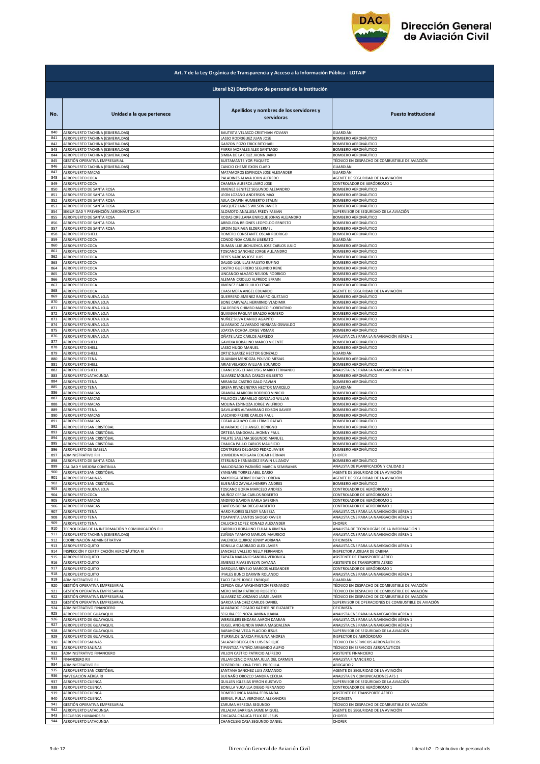**Art. 7 de la Ley Orgánica de Transparencia y Acceso a la Información Pública - LOTAIP**

**Literal b2) Distributivo de personal de la institución**

| No. | Unidad a la que pertenece | Apellidos y nombres de los servidores y servidoras | Puesto Institucional |
|---|---|---|---|
| 840 | AEROPUERTO TACHINA (ESMERALDAS) | BAUTISTA VELASCO CRISTHIAN YOVANY | GUARDIÁN |
| 841 | AEROPUERTO TACHINA (ESMERALDAS) | LASSO RODRIGUEZ JUAN JOSE | BOMBERO AERONÁUTICO |
| 842 | AEROPUERTO TACHINA (ESMERALDAS) | GARZON POZO ERICK RITCHARI | BOMBERO AERONÁUTICO |
| 843 | AEROPUERTO TACHINA (ESMERALDAS) | PARRA MORALES ALEX SANTIAGO | BOMBERO AERONÁUTICO |
| 844 | AEROPUERTO TACHINA (ESMERALDAS) | SIMBA DE LA CRUZ JHONN JAIRO | BOMBERO AERONÁUTICO |
| 845 | GESTIÓN OPERATIVA EMPRESARIAL | BUSTAMANTE YOR PAQUITO | TÉCNICO EN DESPACHO DE COMBUSTIBLE DE AVIACIÓN |
| 846 | AEROPUERTO TACHINA (ESMERALDAS) | CANCIO CHEME EXON CLARD | GUARDIÁN |
| 847 | AEROPUERTO MACAS | MATAMOROS ESPINOZA JOSE ALEXANDER | GUARDIÁN |
| 848 | AEROPUERTO COCA | PALADINES ALAVA JOHN ALFREDO | AGENTE DE SEGURIDAD DE LA AVIACIÓN |
| 849 | AEROPUERTO COCA | CHAMBA ALBERCA JAIRO JOSE | CONTROLADOR DE AERÓDROMO 1 |
| 850 | AEROPUERTO DE SANTA ROSA | JIMENEZ BENITEZ SEGUNDO ALEJANDRO | BOMBERO AERONÁUTICO |
| 851 | AEROPUERTO DE SANTA ROSA | LEON LOZANO ANDERSON MAX | BOMBERO AERONÁUTICO |
| 852 | AEROPUERTO DE SANTA ROSA | AJILA CHAPIN HUMBERTO STALIN | BOMBERO AERONÁUTICO |
| 853 | AEROPUERTO DE SANTA ROSA | VASQUEZ LAINES WILSON JAVIER | BOMBERO AERONÁUTICO |
| 854 | SEGURIDAD Y PREVENCIÓN AERONÁUTICA RI | ALOMOTO ANALUISA FREDY FABIAN | SUPERVISOR DE SEGURIDAD DE LA AVIACIÓN |
| 855 | AEROPUERTO DE SANTA ROSA | RODAS ORELLANA ENRIQUE JONAS ALEJANDRO | BOMBERO AERONÁUTICO |
| 856 | AEROPUERTO DE SANTA ROSA | ARBOLEDA BRIONES LEOPOLDO ERNESTO | BOMBERO AERONÁUTICO |
| 857 | AEROPUERTO DE SANTA ROSA | URDIN SURIAGA ELDER ERMEL | BOMBERO AERONÁUTICO |
| 858 | AEROPUERTO SHELL | ROMERO CONSTANTE OSCAR RODRIGO | BOMBERO AERONÁUTICO |
| 859 | AEROPUERTO COCA | CONDO NOA CARLIN LIBERATO | GUARDIÁN |
| 860 | AEROPUERTO COCA | DUMAN LLIGUICHUZHCA JOSE CARLOS JULIO | BOMBERO AERONÁUTICO |
| 861 | AEROPUERTO COCA | TOSCANO SANCHEZ JORGE ALEJANDRO | BOMBERO AERONÁUTICO |
| 862 | AEROPUERTO COCA | REYES VARGAS JOSE LUIS | BOMBERO AERONÁUTICO |
| 863 | AEROPUERTO COCA | DALGO UQUILLAS FAUSTO RUFINO | BOMBERO AERONÁUTICO |
| 864 | AEROPUERTO COCA | CASTRO GUERRERO SEGUNDO RENE | BOMBERO AERONÁUTICO |
| 865 | AEROPUERTO COCA | LINCANGO ALVARO NELSON RODRIGO | BOMBERO AERONÁUTICO |
| 866 | AEROPUERTO COCA | ALEMAN CRIOLLO ALFREDO EFRAIN | BOMBERO AERONÁUTICO |
| 867 | AEROPUERTO COCA | JIMENEZ PARDO JULIO CESAR | BOMBERO AERONÁUTICO |
| 868 | AEROPUERTO COCA | CHASI MERA ANGEL EDUARDO | AGENTE DE SEGURIDAD DE LA AVIACIÓN |
| 869 | AEROPUERTO NUEVA LOJA | GUERRERO JIMENEZ RAMIRO GUSTAVO | BOMBERO AERONÁUTICO |
| 870 | AEROPUERTO NUEVA LOJA | BONE CARVAJAL HERMINIO VLADIMIR | BOMBERO AERONÁUTICO |
| 871 | AEROPUERTO NUEVA LOJA | CALDERON CHIMBO MARCO FLORENTINO | BOMBERO AERONÁUTICO |
| 872 | AEROPUERTO NUEVA LOJA | GUAMAN PAGUAY ERALDO HOMERO | BOMBERO AERONÁUTICO |
| 873 | AEROPUERTO NUEVA LOJA | NUÑEZ SILVA DANILO AGAPITO | BOMBERO AERONÁUTICO |
| 874 | AEROPUERTO NUEVA LOJA | ALVARADO ALVARADO NORMAN OSWALDO | BOMBERO AERONÁUTICO |
| 875 | AEROPUERTO NUEVA LOJA | LOAYZA OCHOA JORGE VISMAR | BOMBERO AERONÁUTICO |
| 876 | AEROPUERTO NUEVA LOJA | OÑATE LAZO CARLOS ALFREDO | ANALISTA CNS PARA LA NAVEGACIÓN AÉREA 1 |
| 877 | AEROPUERTO SHELL | GAVIDIA ROBALINO MARCO VICENTE | BOMBERO AERONÁUTICO |
| 878 | AEROPUERTO SHELL | LASSO HUGO MANUEL | BOMBERO AERONÁUTICO |
| 879 | AEROPUERTO SHELL | ORTIZ SUAREZ HECTOR GONZALO | GUARDIÁN |
| 880 | AEROPUERTO TENA | GUAMAN MENDOZA POLIVIO MESIAS | BOMBERO AERONÁUTICO |
| 881 | AEROPUERTO SHELL | ARIAS VELASCO WILLIAN EDUARDO | BOMBERO AERONÁUTICO |
| 882 | AEROPUERTO SHELL | CHANCUSIG CHANCUSIG MARIO FERNANDO | ANALISTA CNS PARA LA NAVEGACIÓN AÉREA 1 |
| 883 | AEROPUERTO LATACUNGA | ALVAREZ MOLINA CARLOS GILBERTO | BOMBERO AERONÁUTICO |
| 884 | AEROPUERTO TENA | MIRANDA CASTRO GALO FAVIAN | BOMBERO AERONÁUTICO |
| 885 | AEROPUERTO TENA | GREFA RIVADENEYRA HECTOR MARCELO | GUARDIÁN |
| 886 | AEROPUERTO MACAS | GRANDA ALARCON RODRIGO VINICIO | BOMBERO AERONÁUTICO |
| 887 | AEROPUERTO MACAS | PALACIOS JARAMILLO GONZALO WILLAN | BOMBERO AERONÁUTICO |
| 888 | AEROPUERTO MACAS | MOLINA ESPINOZA JORGE WILFRIDO | BOMBERO AERONÁUTICO |
| 889 | AEROPUERTO TENA | GAVILANES ALTAMIRANO EDISON XAVIER | BOMBERO AERONÁUTICO |
| 890 | AEROPUERTO MACAS | LASCANO FREIRE CARLOS RAUL | BOMBERO AERONÁUTICO |
| 891 | AEROPUERTO MACAS | COZAR AGUAYO GUILLERMO RAFAEL | BOMBERO AERONÁUTICO |
| 892 | AEROPUERTO SAN CRISTÓBAL | ALVARADO CELI ANGEL BENIGNO | BOMBERO AERONÁUTICO |
| 893 | AEROPUERTO SAN CRISTÓBAL | ORTEGA SANDOVAL JHONNY PAUL | BOMBERO AERONÁUTICO |
| 894 | AEROPUERTO SAN CRISTÓBAL | PALATE SAILEMA SEGUNDO MANUEL | BOMBERO AERONÁUTICO |
| 895 | AEROPUERTO SAN CRISTÓBAL | CHAUCA PALLO CARLOS MAURICIO | BOMBERO AERONÁUTICO |
| 896 | AEROPUERTO DE ISABELA | CONTRERAS DELGADO PEDRO JAVIER | BOMBERO AERONÁUTICO |
| 897 | ADMINISTRATIVO RIII | LOMBEIDA VERGARA EDGAR HERNAN | CHOFER |
| 898 | AEROPUERTO DE SANTA ROSA | STERLING HERNANDEZ ERWIN ULIANOV | BOMBERO AERONÁUTICO |
| 899 | CALIDAD Y MEJORA CONTINUA | MALDONADO PAZMIÑO MARCIA SEMIRAMIS | ANALISTA DE PLANIFICACIÓN Y CALIDAD 2 |
| 900 | AEROPUERTO SAN CRISTÓBAL | YANGARE TORRES ABEL DARIO | AGENTE DE SEGURIDAD DE LA AVIACIÓN |
| 901 | AEROPUERTO SALINAS | MAYORGA BERMEO DAISY LORENA | AGENTE DE SEGURIDAD DE LA AVIACIÓN |
| 902 | AEROPUERTO SAN CRISTÓBAL | BUENAÑO ZAVALA HENRRY ANDRES | BOMBERO AERONÁUTICO |
| 903 | AEROPUERTO NUEVA LOJA | TOSCANO BORJA MARCELO ANDRES | CONTROLADOR DE AERÓDROMO 1 |
| 904 | AEROPUERTO COCA | MUÑOZ CERDA CARLOS ROBERTO | CONTROLADOR DE AERÓDROMO 1 |
| 905 | AEROPUERTO MACAS | ANDINO GAVIDIA KARLA SABRINA | CONTROLADOR DE AERÓDROMO 1 |
| 906 | AEROPUERTO MACAS | CANTOS BORJA DIEGO ALBERTO | CONTROLADOR DE AERÓDROMO 1 |
| 907 | AEROPUERTO TENA | HARO FLORES SLENDY VANESSA | ANALISTA CNS PARA LA NAVEGACIÓN AÉREA 1 |
| 908 | AEROPUERTO TENA | TOAPANTA SANTOS SHOGO XAVIER | ANALISTA CNS PARA LA NAVEGACIÓN AÉREA 1 |
| 909 | AEROPUERTO TENA | CALUCHO LOPEZ RONALD ALEXANDER | CHOFER |
| 910 | TECNOLOGÍAS DE LA INFORMACIÓN Y COMUNICACIÓN RIII | CARRILLO ROBALINO EULALIA XIMENA | ANALISTA DE TECNOLOGÍAS DE LA INFORMACIÓN 1 |
| 911 | AEROPUERTO TACHINA (ESMERALDAS) | ZUÑIGA TAMAYO MARLON MAURICIO | ANALISTA CNS PARA LA NAVEGACIÓN AÉREA 1 |
| 912 | COORDINACIÓN ADMINISTRATIVA | VALENCIA QUIROZ JENNY ADRIANA | OFICINISTA |
| 913 | AEROPUERTO QUITO | BONILLA CUADRADO ALEX JAVIER | ANALISTA CNS PARA LA NAVEGACIÓN AÉREA 1 |
| 914 | INSPECCIÓN Y CERTIFICACIÓN AERONÁUTICA RI | SANCHEZ VALLEJO NELLY FERNANDA | INSPECTOR AUXILIAR DE CABINA |
| 915 | AEROPUERTO QUITO | ZAPATA NARANJO SANDRA VERONICA | ASISTENTE DE TRANSPORTE AÉREO |
| 916 | AEROPUERTO QUITO | JIMENEZ RIVAS EVELYN DAYANA | ASISTENTE DE TRANSPORTE AÉREO |
| 917 | AEROPUERTO QUITO | DARQUEA REVELO MARCOS ALEXANDER | CONTROLADOR DE AERÓDROMO 1 |
| 918 | AEROPUERTO QUITO | IPIALES BUNCI DARWIN ROLANDO | ANALISTA CNS PARA LA NAVEGACIÓN AÉREA 1 |
| 919 | ADMINISTRATIVO R1 | TACO TAIPE JORGE ENRIQUE | GUARDIÁN |
| 920 | GESTIÓN OPERATIVA EMPRESARIAL | CEPEDA CELA WASHINGTON FERNANDO | TÉCNICO EN DESPACHO DE COMBUSTIBLE DE AVIACIÓN |
| 921 | GESTIÓN OPERATIVA EMPRESARIAL | MERO MERA PATRICIO ROBERTO | TÉCNICO EN DESPACHO DE COMBUSTIBLE DE AVIACIÓN |
| 922 | GESTIÓN OPERATIVA EMPRESARIAL | ALVAREZ SOLORZANO JAIME JAVIER | TÉCNICO EN DESPACHO DE COMBUSTIBLE DE AVIACIÓN |
| 923 | GESTIÓN OPERATIVA EMPRESARIAL | GARCIA SANCHEZ CARLOS DANIEL | SUPERVISOR DE OPERACIONES DE COMBUSTIBLE DE AVIACIÓN |
| 924 | ADMINISTRATIVO FINANCIERO | ALVARADO ROSADO KATHERINE ELIZABETH | OFICINISTA |
| 925 | AEROPUERTO DE GUAYAQUIL | SEGURA ESPINOZA JANINA JUANA | ANALISTA CNS PARA LA NAVEGACIÓN AÉREA 1 |
| 926 | AEROPUERTO DE GUAYAQUIL | WBRASLERS ENDARA AARON DAMIAN | ANALISTA CNS PARA LA NAVEGACIÓN AÉREA 1 |
| 927 | AEROPUERTO DE GUAYAQUIL | RUGEL ANCHUNDIA MARIA MAGDALENA | ANALISTA CNS PARA LA NAVEGACIÓN AÉREA 1 |
| 928 | AEROPUERTO DE GUAYAQUIL | BARAHONA VEGA PLACIDO JESUS | SUPERVISOR DE SEGURIDAD DE LA AVIACIÓN |
| 929 | AEROPUERTO DE GUAYAQUIL | ITURRALDE GARCIA PAULINA ANDREA | INSPECTOR DE AERÓDROMO |
| 930 | AEROPUERTO SALINAS | SALAZAR BEJEGUEN LUIS ENRIQUE | TÉCNICO EN SERVICIOS AERONÁUTICOS |
| 931 | AEROPUERTO SALINAS | TIPANTIZA PATIÑO ARMANDO ALIPIO | TÉCNICO EN SERVICIOS AERONÁUTICOS |
| 932 | ADMINISTRATIVO FINANCIERO | VILLON CASTRO PATRICIO ALFREDO | ASISTENTE FINANCIERO |
| 933 | FINANCIERO RII | VILLAVICENCIO PALMA JULIA DEL CARMEN | ANALISTA FINANCIERO 1 |
| 934 | ADMINISTRATIVO RII | ROSERO RUILOVA EYBEL PRISCILLA | ABOGADO 2 |
| 935 | AEROPUERTO SAN CRISTÓBAL | SANTANA SANCHEZ LUIS ARMANDO | AGENTE DE SEGURIDAD DE LA AVIACIÓN |
| 936 | NAVEGACIÓN AÉREA RI | BUENAÑO OROZCO SANDRA CECILIA | ANALISTA EN COMUNICACIONES AFS 1 |
| 937 | AEROPUERTO CUENCA | GUILLEN IGLESIAS BYRON GUSTAVO | SUPERVISOR DE SEGURIDAD DE LA AVIACIÓN |
| 938 | AEROPUERTO CUENCA | BONILLA YUCAILLA DIEGO FERNANDO | CONTROLADOR DE AERÓDROMO 1 |
| 939 | AEROPUERTO CUENCA | ROMERO INGA MARIA FERNANDA | ASISTENTE DE TRANSPORTE AÉREO |
| 940 | AEROPUERTO CUENCA | BERNAL PULLA VERONICA ALEXANDRA | OFICINISTA |
| 941 | GESTIÓN OPERATIVA EMPRESARIAL | ZARUMA HEREDIA SEGUNDO | TÉCNICO EN DESPACHO DE COMBUSTIBLE DE AVIACIÓN |
| 942 | AEROPUERTO LATACUNGA | VILLALVA BARRIGA JAIME MIGUEL | AGENTE DE SEGURIDAD DE LA AVIACIÓN |
| 943 | RECURSOS HUMANOS RI | CHICAIZA CHAUCA FELIX DE JESUS | CHOFER |
| 944 | AEROPUERTO LATACUNGA | CHANCUSIG CASA SEGUNDO DANIEL | CHOFER |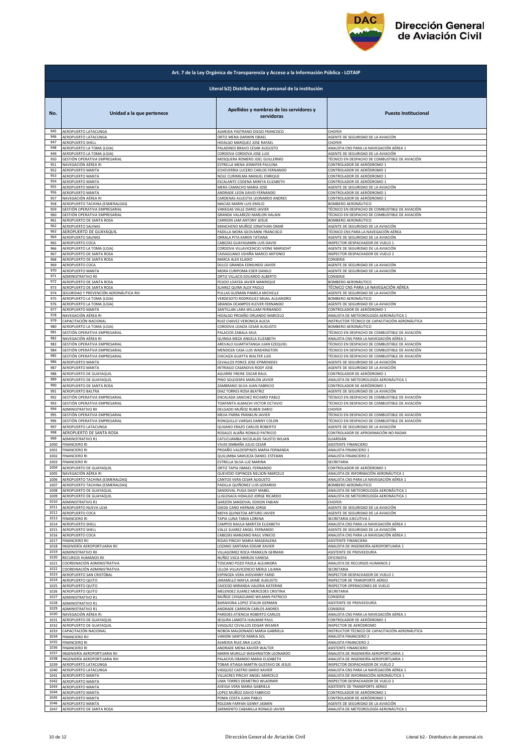## Art. 7 de la Ley Orgánica de Transparencia y Acceso a la Información Pública - LOTAIP

### Literal b2) Distributivo de personal de la institución

| No. | Unidad a la que pertenece | Apellidos y nombres de los servidores y servidoras | Puesto Institucional |
|---|---|---|---|
| 945 | AEROPUERTO LATACUNGA | ALMEIDA PASTRANO DIEGO FRANCISCO | CHOFER |
| 946 | AEROPUERTO LATACUNGA | ORTIZ MENA DARWIN ISRAEL | AGENTE DE SEGURIDAD DE LA AVIACIÓN |
| 947 | AEROPUERTO SHELL | HIDALGO MARQUEZ JOSE RAFAEL | CHOFER |
| 948 | AEROPUERTO LA TOMA (LOJA) | PALADINES BRAVO CESAR AUGUSTO | ANALISTA CNS PARA LA NAVEGACIÓN AÉREA 1 |
| 949 | AEROPUERTO LA TOMA (LOJA) | CORDOVA CORDOVA JOSE LUIS | AGENTE DE SEGURIDAD DE LA AVIACIÓN |
| 950 | GESTIÓN OPERATIVA EMPRESARIAL | MOSQUERA ROMERO JOEL GUILLERMO | TÉCNICO EN DESPACHO DE COMBUSTIBLE DE AVIACIÓN |
| 951 | NAVEGACIÓN AÉREA RI | ESTRELLA MENA JENNIFER PAULINA | CONTROLADOR DE AERÓDROMO 1 |
| 952 | AEROPUERTO MANTA | ECHEVERRIA LUCERO CARLOS FERNANDO | CONTROLADOR DE AERÓDROMO 1 |
| 953 | AEROPUERTO MANTA | NOLE CURIMILMA MANUEL ENRIQUE | CONTROLADOR DE AERÓDROMO 1 |
| 954 | AEROPUERTO MANTA | ESCALANTE CODENA MIREYA ELIZABETH | CONTROLADOR DE AERÓDROMO 1 |
| 955 | AEROPUERTO MANTA | MERA CAMACHO MARIA JOSE | AGENTE DE SEGURIDAD DE LA AVIACIÓN |
| 956 | AEROPUERTO MANTA | ANDRADE LEON DAVID FERNANDO | CONTROLADOR DE AERÓDROMO 1 |
| 957 | NAVEGACIÓN AÉREA RI | CARDENAS AULESTIA LEONARDO ANDRES | CONTROLADOR DE AERÓDROMO 1 |
| 958 | AEROPUERTO TACHINA (ESMERALDAS) | MACIAS MARIN LUIS EMILIO | BOMBERO AERONÁUTICO |
| 959 | GESTIÓN OPERATIVA EMPRESARIAL | VANEGAS VALLE DARIO JAVIER | TÉCNICO EN DESPACHO DE COMBUSTIBLE DE AVIACIÓN |
| 960 | GESTIÓN OPERATIVA EMPRESARIAL | GRANDA VALAREZO MARLON HALAIN | TÉCNICO EN DESPACHO DE COMBUSTIBLE DE AVIACIÓN |
| 961 | AEROPUERTO DE SANTA ROSA | CARRION LAM ANTONY JOSUE | BOMBERO AERONÁUTICO |
| 962 | AEROPUERTO SALINAS | MANCHENO MUÑOZ JONATHAN OMAR | AGENTE DE SEGURIDAD DE LA AVIACIÓN |
| 963 | AEROPUERTO DE GUAYAQUIL | PADILLA MORA GEOVANNI FRANCISCO | TÉCNICO CNS PARA LA NAVEGACIÓN AÉREA |
| 964 | AEROPUERTO SALINAS | ORRALA PITA KAREN TATIANA | AGENTE DE SEGURIDAD DE LA AVIACIÓN |
| 965 | AEROPUERTO COCA | CABEZAS GUAYASAMIN LUIS DAVID | INSPECTOR DESPACHADOR DE VUELO 1 |
| 966 | AEROPUERTO LA TOMA (LOJA) | CORDOVA VILLAVICENCIO IVONE MARGOHT | AGENTE DE SEGURIDAD DE LA AVIACIÓN |
| 967 | AEROPUERTO DE SANTA ROSA | CAISAGUANO USHIÑA MARCO ANTONIO | INSPECTOR DESPACHADOR DE VUELO 2 |
| 968 | AEROPUERTO DE SANTA ROSA | MARCA ALEX ELADIO | CONSERJE |
| 969 | AEROPUERTO COCA | DULCE GRANDA EDMUNDO JAVIER | AGENTE DE SEGURIDAD DE LA AVIACIÓN |
| 970 | AEROPUERTO MANTA | MORA CURIPOMA EDER DANILO | AGENTE DE SEGURIDAD DE LA AVIACIÓN |
| 971 | ADMINISTRATIVO RII | ORTIZ VILLACIS EDUARDO ALBERTO | CONSERJE |
| 972 | AEROPUERTO DE SANTA ROSA | FEIJOO LOAYZA JAVIER MANRIQUE | BOMBERO AERONÁUTICO |
| 973 | AEROPUERTO DE SANTA ROSA | SUAREZ QUIMI ALEX PAOLO | TÉCNICO CNS PARA LA NAVEGACIÓN AÉREA |
| 974 | SEGURIDAD Y PREVENCIÓN AERONÁUTICA RIII | PULLAS GUZMAN PAMELA MICHELLE | AGENTE DE SEGURIDAD DE LA AVIACIÓN |
| 975 | AEROPUERTO LA TOMA (LOJA) | VERDESOTO RODRIGUEZ MIJAIL ALEJANDRO | BOMBERO AERONÁUTICO |
| 976 | AEROPUERTO LA TOMA (LOJA) | GRANDA OCAMPOS KLEVER FERNANDO | AGENTE DE SEGURIDAD DE LA AVIACIÓN |
| 977 | AEROPUERTO MANTA | SANTILLAN LARA WILLIAM FERNANDO | CONTROLADOR DE AERÓDROMO 1 |
| 978 | NAVEGACIÓN AÉREA RI | HIDALGO PROAÑO ORLANDO MARCELO | ANALISTA DE METEOROLOGÍA AERONÁUTICA 1 |
| 979 | CAPACITACIÓN NACIONAL | RUIZ CHAVEZ VERONICA ALICIA | INSTRUCTOR TÉCNICO DE CAPACITACIÓN AERONÁUTICA |
| 980 | AEROPUERTO LA TOMA (LOJA) | CORDOVA LOAIZA CESAR AUGUSTO | BOMBERO AERONÁUTICO |
| 981 | GESTIÓN OPERATIVA EMPRESARIAL | PALACIOS ZABALA SAUL | TÉCNICO EN DESPACHO DE COMBUSTIBLE DE AVIACIÓN |
| 982 | NAVEGACIÓN AÉREA RI | QUINGA MEZA ANGELA ELIZABETH | ANALISTA CNS PARA LA NAVEGACIÓN AÉREA 1 |
| 983 | GESTIÓN OPERATIVA EMPRESARIAL | AREVALO GUARTATANGA JUAN EZEQUIEL | TÉCNICO EN DESPACHO DE COMBUSTIBLE DE AVIACIÓN |
| 984 | GESTIÓN OPERATIVA EMPRESARIAL | MENDOZA CASA LUIS WASHINGTON | TÉCNICO EN DESPACHO DE COMBUSTIBLE DE AVIACIÓN |
| 985 | GESTIÓN OPERATIVA EMPRESARIAL | CHICAIZA GUAYTA WALTER LUIS | TÉCNICO EN DESPACHO DE COMBUSTIBLE DE AVIACIÓN |
| 986 | AEROPUERTO MANTA | CEVALLOS PONCE JOSE EPIMENIDES | AGENTE DE SEGURIDAD DE LA AVIACIÓN |
| 987 | AEROPUERTO MANTA | INTRIAGO CASANOVA RODY JOSE | AGENTE DE SEGURIDAD DE LA AVIACIÓN |
| 988 | AEROPUERTO DE GUAYAQUIL | AGUIRRE FREIRE OSCAR RAUL | CONTROLADOR DE AERÓDROMO 1 |
| 989 | AEROPUERTO DE GUAYAQUIL | PINO SOLEDISPA MARLON JAVIER | ANALISTA DE METEOROLOGÍA AERONÁUTICA 1 |
| 990 | AEROPUERTO DE SANTA ROSA | ZAMBRANO SILVA JUAN FABRICIO | CONTROLADOR DE AERÓDROMO 1 |
| 991 | AEROPUERTO BALTRA | DIAZ TORRES ROSA BEATRIZ | AGENTE DE SEGURIDAD DE LA AVIACIÓN |
| 992 | GESTIÓN OPERATIVA EMPRESARIAL | ENCALADA SANCHEZ RICHARD PABLO | TÉCNICO EN DESPACHO DE COMBUSTIBLE DE AVIACIÓN |
| 993 | GESTIÓN OPERATIVA EMPRESARIAL | TOAPANTA ALMACHI VICTOR OCTAVIO | TÉCNICO EN DESPACHO DE COMBUSTIBLE DE AVIACIÓN |
| 994 | ADMINISTRATIVO RII | DELGADO MUÑOZ RUBEN DARIO | CHOFER |
| 995 | GESTIÓN OPERATIVA EMPRESARIAL | MEJIA PARRA FRANKLIN JAVIER | TÉCNICO EN DESPACHO DE COMBUSTIBLE DE AVIACIÓN |
| 996 | GESTIÓN OPERATIVA EMPRESARIAL | RONQUILLO VARGAS DANNY COLON | TÉCNICO EN DESPACHO DE COMBUSTIBLE DE AVIACIÓN |
| 997 | AEROPUERTO LATACUNGA | QUIJANO ERAZO CARLOS ROBERTO | AGENTE DE SEGURIDAD DE LA AVIACIÓN |
| 998 | AEROPUERTO DE SANTA ROSA | ROSALES ALAÑA RONALD PATRICIO | CONTROLADOR DE APROXIMACIÓN NO RADAR |
| 999 | ADMINISTRATIVO R1 | CATUCUAMBA NICOLALDE FAUSTO WILIAN | GUARDIÁN |
| 1000 | FINANCIERO RI | VIVAS SIMBAÑA JULIO CESAR | ASISTENTE FINANCIERO |
| 1001 | FINANCIERO RI | PROAÑO VALDOSPINOS MARIA FERNANDA | ANALISTA FINANCIERO 1 |
| 1002 | FINANCIERO RI | QUILUMBA SAMUEZA DANIEL ESTEBAN | ANALISTA FINANCIERO 2 |
| 1003 | FINANCIERO RI | ESTRELLA SILVA LUZ MARINA | SECRETARIA |
| 1004 | AEROPUERTO DE GUAYAQUIL | ORTIZ TAPIA ISMAEL FERNANDO | CONTROLADOR DE AERÓDROMO 1 |
| 1005 | NAVEGACIÓN AÉREA RI | QUEVEDO ESPINOZA NELSON MARCELO | ANALISTA DE INFORMACIÓN AERONÁUTICA 1 |
| 1006 | AEROPUERTO TACHINA (ESMERALDAS) | CANTOS VERA CESAR AUGUSTO | ANALISTA CNS PARA LA NAVEGACIÓN AÉREA 1 |
| 1007 | AEROPUERTO TACHINA (ESMERALDAS) | PADILLA QUIÑONEZ LUIS GERARDO | BOMBERO AERONÁUTICO |
| 1008 | AEROPUERTO DE GUAYAQUIL | SANDOVAL PUGA DAISY MABEL | ANALISTA DE METEOROLOGÍA AERONÁUTICA 1 |
| 1009 | AEROPUERTO DE GUAYAQUIL | LLIGUISACA HIDALGO JORGE RICARDO | ANALISTA DE METEOROLOGÍA AERONÁUTICA 1 |
| 1010 | ADMINISTRATIVO R1 | GARZON SANDOVAL EDISON FABIAN | CHOFER |
| 1011 | AEROPUERTO NUEVA LOJA | OJEDA CANO HERNAN JORGE | AGENTE DE SEGURIDAD DE LA AVIACIÓN |
| 1012 | AEROPUERTO COCA | MOYA QUINATOA ARTURO JAVIER | AGENTE DE SEGURIDAD DE LA AVIACIÓN |
| 1013 | FINANCIERO RI | TAPIA LUNA TANIA LORENA | SECRETARIA EJECUTIVA 1 |
| 1014 | AEROPUERTO SHELL | CAMPOS NAULA MARITZA ELIZABETH | ANALISTA CNS PARA LA NAVEGACIÓN AÉREA 1 |
| 1015 | AEROPUERTO SHELL | VALLE SUAREZ ANGEL FERNANDO | AGENTE DE SEGURIDAD DE LA AVIACIÓN |
| 1016 | AEROPUERTO COCA | CABEZAS MANZANO RAUL VINICIO | ANALISTA CNS PARA LA NAVEGACIÓN AÉREA 1 |
| 1017 | FINANCIERO RII | ROJAS PINCAY MARIA MAGDALENA | ASISTENTE FINANCIERA |
| 1018 | INGENIERÍA AEROPORTUARIA RII | LOZANO SANTANA EDGAR XAVIER | ANALISTA DE INGENIERÍA AEROPORTUARIA 1 |
| 1019 | ADMINISTRATIVO RII | VILLAGOMEZ ROCA FRANKLIN GERMAN | ASISTENTE DE PROVEEDURÍA |
| 1020 | RECURSOS HUMANOS RII | NUÑEZ VACA MARLIN VANESA | OFICINISTA |
| 1021 | COORDINACIÓN ADMINISTRATIVA | TOSCANO POZO PAOLA ALEJANDRA | ANALISTA DE RECURSOS HUMANOS 2 |
| 1022 | COORDINACIÓN ADMINISTRATIVA | ULLOA VILLAVICENCIO MERLE LILIANA | SECRETARIA |
| 1023 | AEROPUERTO SAN CRISTÓBAL | ESPINOZA VERA JHOVANNY FARID | INSPECTOR DESPACHADOR DE VUELO 1 |
| 1024 | AEROPUERTO QUITO | JARAMILLO MAFLA JAIME AUGUSTO | INSPECTOR DE TRANSPORTE AÉREO |
| 1025 | AEROPUERTO QUITO | CAICEDO MIRANDA VALERIA KATERINE | INSPECTOR OPERACIONES DE VUELO |
| 1026 | AEROPUERTO QUITO | MELENDEZ SUAREZ MERCEDES CRISTINA | SECRETARIA |
| 1027 | ADMINISTRATIVO R1 | MUÑOZ CHISAGUANO WILMAN PATRICIO | CONSERJE |
| 1028 | ADMINISTRATIVO R1 | BARAHONA LOPEZ STALIN GERMAN | ASISTENTE DE PROVEEDURÍA |
| 1029 | ADMINISTRATIVO R1 | ANDRADE CARRION CARLOS ANDRES | CONSERJE |
| 1030 | NAVEGACIÓN AÉREA RI | PAREDES ATIENCIA ROBERTO CARLOS | ANALISTA CNS PARA LA NAVEGACIÓN AÉREA 1 |
| 1031 | AEROPUERTO DE GUAYAQUIL | SEGURA LAMOTA HJALMAR PAUL | CONTROLADOR DE AERÓDROMO 1 |
| 1032 | AEROPUERTO DE GUAYAQUIL | VASQUEZ CEVALLOS EDGAR WILMER | INSPECTOR DE AERÓDROMO |
| 1033 | CAPACITACIÓN NACIONAL | NOBOA MALDONADO MARIA GABRIELA | INSTRUCTOR TÉCNICO DE CAPACITACIÓN AERONÁUTICA |
| 1034 | FINANCIERO RII | VANONI SANTOS MARIA SOL | ANALISTA FINANCIERO 2 |
| 1035 | FINANCIERO RI | ALMEIDA RUIZ ANA LUCIA | ANALISTA FINANCIERO 2 |
| 1036 | FINANCIERO RI | ANDRADE MENA XAVIER WALTER | ASISTENTE FINANCIERO |
| 1037 | INGENIERÍA AEROPORTUARIA RII | MARIN MURILLO WASHINGTON LEONARDO | ANALISTA DE INGENIERÍA AEROPORTUARIA 1 |
| 1038 | INGENIERÍA AEROPORTUARIA RIII | PALACIOS OBANDO MARIA ELIZABETH | ANALISTA DE INGENIERÍA AEROPORTUARIA 1 |
| 1039 | AEROPUERTO LATACUNGA | TOBAR ATIAGA MARTIN GUSTAVO DE JESUS | INSPECTOR DESPACHADOR DE VUELO 2 |
| 1040 | AEROPUERTO LATACUNGA | VASQUEZ CASTRO DARIO XAVIER | ANALISTA CNS PARA LA NAVEGACIÓN AÉREA 1 |
| 1041 | AEROPUERTO MANTA | VILLACRES PINCAY ANGEL MARCELO | ANALISTA DE INFORMACIÓN AERONÁUTICA 1 |
| 1042 | AEROPUERTO MANTA | LIMA TORRES DEMETRIO WLADIMIR | INSPECTOR DESPACHADOR DE VUELO 2 |
| 1043 | AEROPUERTO MANTA | AVEIGA VERA MARIA GABRIELA | ASISTENTE DE TRANSPORTE AÉREO |
| 1044 | AEROPUERTO MANTA | LOPEZ MUÑOZ DAVID FABRICIO | CONTROLADOR DE AERÓDROMO 1 |
| 1045 | AEROPUERTO MANTA | POMA COSTA JUAN PABLO | CONTROLADOR DE AERÓDROMO 1 |
| 1046 | AEROPUERTO MANTA | ROLDAN FARFAN GENNY JASMIN | AGENTE DE SEGURIDAD DE LA AVIACIÓN |
| 1047 | AEROPUERTO DE SANTA ROSA | SARMIENTO CABANILLA RONALD JAVIER | ANALISTA DE METEOROLOGÍA AERONÁUTICA 1 |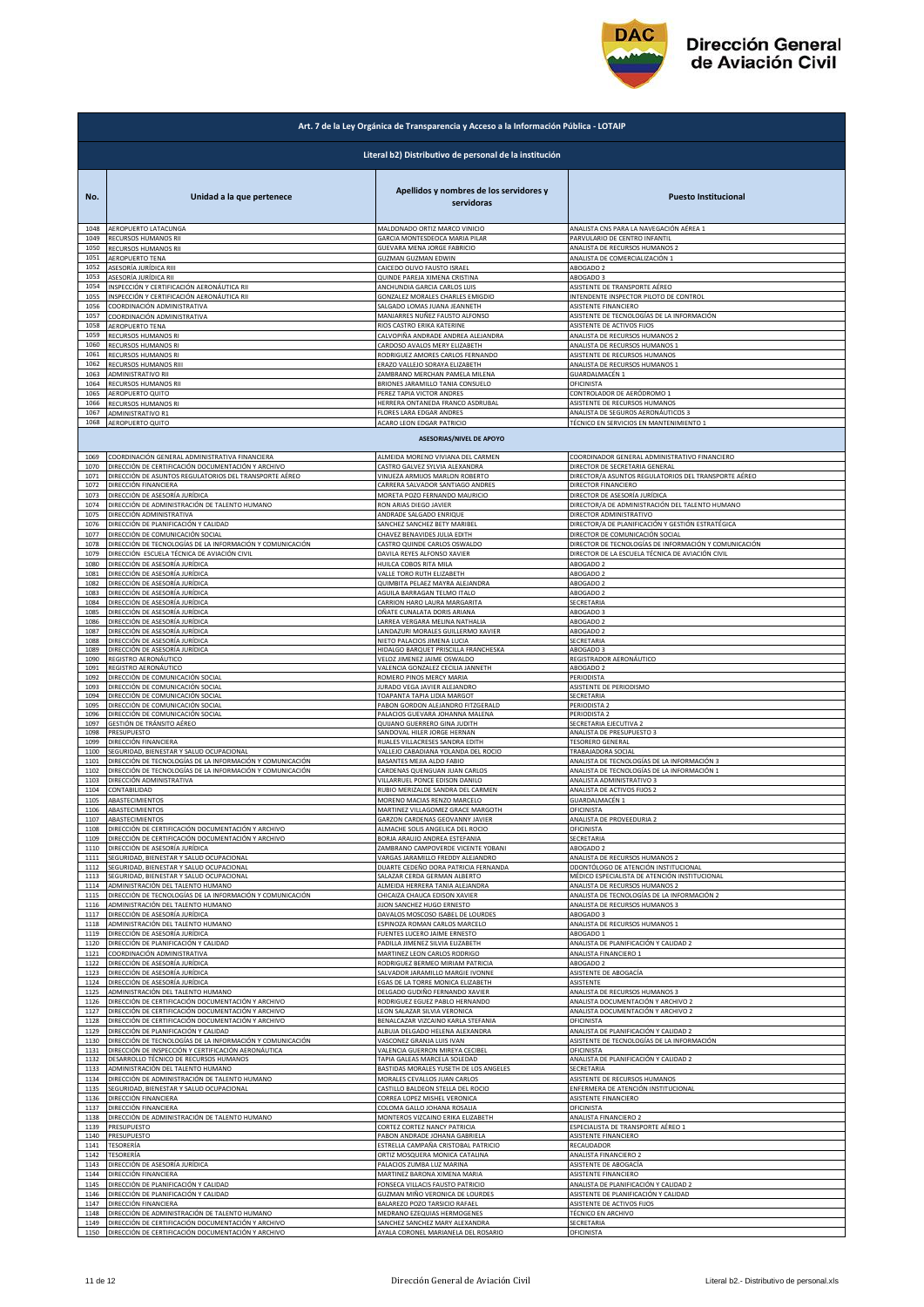| Art. 7 de la Ley Orgánica de Transparencia y Acceso a la Información Pública - LOTAIP | | | |
|---|---|---|---|
| Literal b2) Distributivo de personal de la institución | | | |
| No. | Unidad a la que pertenece | Apellidos y nombres de los servidores y servidoras | Puesto Institucional |
| 1048 | AEROPUERTO LATACUNGA | MALDONADO ORTIZ MARCO VINICIO | ANALISTA CNS PARA LA NAVEGACIÓN AÉREA 1 |
| 1049 | RECURSOS HUMANOS RII | GARCIA MONTESDEOCA MARIA PILAR | PARVULARIO DE CENTRO INFANTIL |
| 1050 | RECURSOS HUMANOS RII | GUEVARA MENA JORGE FABRICIO | ANALISTA DE RECURSOS HUMANOS 2 |
| 1051 | AEROPUERTO TENA | GUZMAN GUZMAN EDWIN | ANALISTA DE COMERCIALIZACIÓN 1 |
| 1052 | ASESORÍA JURÍDICA RIII | CAICEDO OLIVO FAUSTO ISRAEL | ABOGADO 2 |
| 1053 | ASESORÍA JURÍDICA RII | QUINDE PAREJA XIMENA CRISTINA | ABOGADO 3 |
| 1054 | INSPECCIÓN Y CERTIFICACIÓN AERONÁUTICA RII | ANCHUNDIA GARCIA CARLOS LUIS | ASISTENTE DE TRANSPORTE AÉREO |
| 1055 | INSPECCIÓN Y CERTIFICACIÓN AERONÁUTICA RII | GONZALEZ MORALES CHARLES EMIGDIO | INTENDENTE INSPECTOR PILOTO DE CONTROL |
| 1056 | COORDINACIÓN ADMINISTRATIVA | SALGADO LOMAS JUANA JEANNETH | ASISTENTE FINANCIERO |
| 1057 | COORDINACIÓN ADMINISTRATIVA | MANJARRES NUÑEZ FAUSTO ALFONSO | ASISTENTE DE TECNOLOGÍAS DE LA INFORMACIÓN |
| 1058 | AEROPUERTO TENA | RIOS CASTRO ERIKA KATERINE | ASISTENTE DE ACTIVOS FIJOS |
| 1059 | RECURSOS HUMANOS RI | CALVOPIÑA ANDRADE ANDREA ALEJANDRA | ANALISTA DE RECURSOS HUMANOS 2 |
| 1060 | RECURSOS HUMANOS RI | CARDOSO AVALOS MERY ELIZABETH | ANALISTA DE RECURSOS HUMANOS 1 |
| 1061 | RECURSOS HUMANOS RI | RODRIGUEZ AMORES CARLOS FERNANDO | ASISTENTE DE RECURSOS HUMANOS |
| 1062 | RECURSOS HUMANOS RIII | ERAZO VALLEJO SORAYA ELIZABETH | ANALISTA DE RECURSOS HUMANOS 1 |
| 1063 | ADMINISTRATIVO RII | ZAMBRANO MERCHAN PAMELA MILENA | GUARDALMACÉN 1 |
| 1064 | RECURSOS HUMANOS RII | BRIONES JARAMILLO TANIA CONSUELO | OFICINISTA |
| 1065 | AEROPUERTO QUITO | PEREZ TAPIA VICTOR ANDRES | CONTROLADOR DE AERÓDROMO 1 |
| 1066 | RECURSOS HUMANOS RI | HERRERA ONTANEDA FRANCO ASDRUBAL | ASISTENTE DE RECURSOS HUMANOS |
| 1067 | ADMINISTRATIVO R1 | FLORES LARA EDGAR ANDRES | ANALISTA DE SEGUROS AERONÁUTICOS 3 |
| 1068 | AEROPUERTO QUITO | ACARO LEON EDGAR PATRICIO | TÉCNICO EN SERVICIOS EN MANTENIMIENTO 1 |
| ASESORIAS/NIVEL DE APOYO | | | |
| 1069 | COORDINACIÓN GENERAL ADMINISTRATIVA FINANCIERA | ALMEIDA MORENO VIVIANA DEL CARMEN | COORDINADOR GENERAL ADMINISTRATIVO FINANCIERO |
| 1070 | DIRECCIÓN DE CERTIFICACIÓN DOCUMENTACIÓN Y ARCHIVO | CASTRO GALVEZ SYLVIA ALEXANDRA | DIRECTOR DE SECRETARIA GENERAL |
| 1071 | DIRECCIÓN DE ASUNTOS REGULATORIOS DEL TRANSPORTE AÉREO | VINUEZA ARMIJOS MARLON ROBERTO | DIRECTOR/A ASUNTOS REGULATORIOS DEL TRANSPORTE AÉREO |
| 1072 | DIRECCIÓN FINANCIERA | CARRERA SALVADOR SANTIAGO ANDRES | DIRECTOR FINANCIERO |
| 1073 | DIRECCIÓN DE ASESORÍA JURÍDICA | MORETA POZO FERNANDO MAURICIO | DIRECTOR DE ASESORÍA JURÍDICA |
| 1074 | DIRECCIÓN DE ADMINISTRACIÓN DE TALENTO HUMANO | RON ARIAS DIEGO JAVIER | DIRECTOR/A DE ADMINISTRACIÓN DEL TALENTO HUMANO |
| 1075 | DIRECCIÓN ADMINISTRATIVA | ANDRADE SALGADO ENRIQUE | DIRECTOR ADMINISTRATIVO |
| 1076 | DIRECCIÓN DE PLANIFICACIÓN Y CALIDAD | SANCHEZ SANCHEZ BETY MARIBEL | DIRECTOR/A DE PLANIFICACIÓN Y GESTIÓN ESTRATÉGICA |
| 1077 | DIRECCIÓN DE COMUNICACIÓN SOCIAL | CHAVEZ BENAVIDES JULIA EDITH | DIRECTOR DE COMUNICACIÓN SOCIAL |
| 1078 | DIRECCIÓN DE TECNOLOGÍAS DE LA INFORMACIÓN Y COMUNICACIÓN | CASTRO QUINDE CARLOS OSWALDO | DIRECTOR DE TECNOLOGÍAS DE INFORMACIÓN Y COMUNICACIÓN |
| 1079 | DIRECCIÓN ESCUELA TÉCNICA DE AVIACIÓN CIVIL | DAVILA REYES ALFONSO XAVIER | DIRECTOR DE LA ESCUELA TÉCNICA DE AVIACIÓN CIVIL |
| 1080 | DIRECCIÓN DE ASESORÍA JURÍDICA | HUILCA COBOS RITA MILA | ABOGADO 2 |
| 1081 | DIRECCIÓN DE ASESORÍA JURÍDICA | VALLE TORO RUTH ELIZABETH | ABOGADO 2 |
| 1082 | DIRECCIÓN DE ASESORÍA JURÍDICA | QUIMBITA PELAEZ MAYRA ALEJANDRA | ABOGADO 2 |
| 1083 | DIRECCIÓN DE ASESORÍA JURÍDICA | AGUILA BARRAGAN TELMO ITALO | ABOGADO 2 |
| 1084 | DIRECCIÓN DE ASESORÍA JURÍDICA | CARRION HARO LAURA MARGARITA | SECRETARIA |
| 1085 | DIRECCIÓN DE ASESORÍA JURÍDICA | OÑATE CUNALATA DORIS ARIANA | ABOGADO 3 |
| 1086 | DIRECCIÓN DE ASESORÍA JURÍDICA | LARREA VERGARA MELINA NATHALIA | ABOGADO 2 |
| 1087 | DIRECCIÓN DE ASESORÍA JURÍDICA | LANDAZURI MORALES GUILLERMO XAVIER | ABOGADO 2 |
| 1088 | DIRECCIÓN DE ASESORÍA JURÍDICA | NIETO PALACIOS JIMENA LUCIA | SECRETARIA |
| 1089 | DIRECCIÓN DE ASESORÍA JURÍDICA | HIDALGO BARQUET PRISCILLA FRANCHESKA | ABOGADO 3 |
| 1090 | REGISTRO AERONÁUTICO | VELOZ JIMENEZ JAIME OSWALDO | REGISTRADOR AERONÁUTICO |
| 1091 | REGISTRO AERONÁUTICO | VALENCIA GONZALEZ CECILIA JANNETH | ABOGADO 2 |
| 1092 | DIRECCIÓN DE COMUNICACIÓN SOCIAL | ROMERO PINOS MERCY MARIA | PERIODISTA |
| 1093 | DIRECCIÓN DE COMUNICACIÓN SOCIAL | JURADO VEGA JAVIER ALEJANDRO | ASISTENTE DE PERIODISMO |
| 1094 | DIRECCIÓN DE COMUNICACIÓN SOCIAL | TOAPANTA TAPIA LIDIA MARGOT | SECRETARIA |
| 1095 | DIRECCIÓN DE COMUNICACIÓN SOCIAL | PABON GORDON ALEJANDRO FITZGERALD | PERIODISTA 2 |
| 1096 | DIRECCIÓN DE COMUNICACIÓN SOCIAL | PALACIOS GUEVARA JOHANNA MALENA | PERIODISTA 2 |
| 1097 | GESTIÓN DE TRÁNSITO AÉREO | QUIJANO GUERRERO GINA JUDITH | SECRETARIA EJECUTIVA 2 |
| 1098 | PRESUPUESTO | SANDOVAL HILER JORGE HERNAN | ANALISTA DE PRESUPUESTO 3 |
| 1099 | DIRECCIÓN FINANCIERA | RUALES VILLACRESES SANDRA EDITH | TESORERO GENERAL |
| 1100 | SEGURIDAD, BIENESTAR Y SALUD OCUPACIONAL | VALLEJO CABADIANA YOLANDA DEL ROCIO | TRABAJADORA SOCIAL |
| 1101 | DIRECCIÓN DE TECNOLOGÍAS DE LA INFORMACIÓN Y COMUNICACIÓN | BASANTES MEJIA ALDO FABIO | ANALISTA DE TECNOLOGÍAS DE LA INFORMACIÓN 3 |
| 1102 | DIRECCIÓN DE TECNOLOGÍAS DE LA INFORMACIÓN Y COMUNICACIÓN | CARDENAS QUENGUAN JUAN CARLOS | ANALISTA DE TECNOLOGÍAS DE LA INFORMACIÓN 1 |
| 1103 | DIRECCIÓN ADMINISTRATIVA | VILLARRUEL PONCE EDISON DANILO | ANALISTA ADMINISTRATIVO 3 |
| 1104 | CONTABILIDAD | RUBIO MERIZALDE SANDRA DEL CARMEN | ANALISTA DE ACTIVOS FIJOS 2 |
| 1105 | ABASTECIMIENTOS | MORENO MACIAS RENZO MARCELO | GUARDALMACÉN 1 |
| 1106 | ABASTECIMIENTOS | MARTINEZ VILLAGOMEZ GRACE MARGOTH | OFICINISTA |
| 1107 | ABASTECIMIENTOS | GARZON CARDENAS GEOVANNY JAVIER | ANALISTA DE PROVEEDURIA 2 |
| 1108 | DIRECCIÓN DE CERTIFICACIÓN DOCUMENTACIÓN Y ARCHIVO | ALMACHE SOLIS ANGELICA DEL ROCIO | OFICINISTA |
| 1109 | DIRECCIÓN DE CERTIFICACIÓN DOCUMENTACIÓN Y ARCHIVO | BORJA ARAUJO ANDREA ESTEFANIA | SECRETARIA |
| 1110 | DIRECCIÓN DE ASESORÍA JURÍDICA | ZAMBRANO CAMPOVERDE VICENTE YOBANI | ABOGADO 2 |
| 1111 | SEGURIDAD, BIENESTAR Y SALUD OCUPACIONAL | VARGAS JARAMILLO FREDDY ALEJANDRO | ANALISTA DE RECURSOS HUMANOS 2 |
| 1112 | SEGURIDAD, BIENESTAR Y SALUD OCUPACIONAL | DUARTE CEDEÑO DORA PATRICIA FERNANDA | ODONTÓLOGO DE ATENCIÓN INSTITUCIONAL |
| 1113 | SEGURIDAD, BIENESTAR Y SALUD OCUPACIONAL | SALAZAR CERDA GERMAN ALBERTO | MÉDICO ESPECIALISTA DE ATENCIÓN INSTITUCIONAL |
| 1114 | ADMINISTRACIÓN DEL TALENTO HUMANO | ALMEIDA HERRERA TANIA ALEJANDRA | ANALISTA DE RECURSOS HUMANOS 2 |
| 1115 | DIRECCIÓN DE TECNOLOGÍAS DE LA INFORMACIÓN Y COMUNICACIÓN | CHICAIZA CHAUCA EDISON XAVIER | ANALISTA DE TECNOLOGÍAS DE LA INFORMACIÓN 2 |
| 1116 | ADMINISTRACIÓN DEL TALENTO HUMANO | JIJON SANCHEZ HUGO ERNESTO | ANALISTA DE RECURSOS HUMANOS 3 |
| 1117 | DIRECCIÓN DE ASESORÍA JURÍDICA | DAVALOS MOSCOSO ISABEL DE LOURDES | ABOGADO 3 |
| 1118 | ADMINISTRACIÓN DEL TALENTO HUMANO | ESPINOZA ROMAN CARLOS MARCELO | ANALISTA DE RECURSOS HUMANOS 1 |
| 1119 | DIRECCIÓN DE ASESORÍA JURÍDICA | FUENTES LUCERO JAIME ERNESTO | ABOGADO 1 |
| 1120 | DIRECCIÓN DE PLANIFICACIÓN Y CALIDAD | PADILLA JIMENEZ SILVIA ELIZABETH | ANALISTA DE PLANIFICACIÓN Y CALIDAD 2 |
| 1121 | COORDINACIÓN ADMINISTRATIVA | MARTINEZ LEON CARLOS RODRIGO | ANALISTA FINANCIERO 1 |
| 1122 | DIRECCIÓN DE ASESORÍA JURÍDICA | RODRIGUEZ BERMEO MIRIAM PATRICIA | ABOGADO 2 |
| 1123 | DIRECCIÓN DE ASESORÍA JURÍDICA | SALVADOR JARAMILLO MARGIE IVONNE | ASISTENTE DE ABOGACÍA |
| 1124 | DIRECCIÓN DE ASESORÍA JURÍDICA | EGAS DE LA TORRE MONICA ELIZABETH | ASISTENTE |
| 1125 | ADMINISTRACIÓN DEL TALENTO HUMANO | DELGADO GUDIÑO FERNANDO XAVIER | ANALISTA DE RECURSOS HUMANOS 3 |
| 1126 | DIRECCIÓN DE CERTIFICACIÓN DOCUMENTACIÓN Y ARCHIVO | RODRIGUEZ EGUEZ PABLO HERNANDO | ANALISTA DOCUMENTACIÓN Y ARCHIVO 2 |
| 1127 | DIRECCIÓN DE CERTIFICACIÓN DOCUMENTACIÓN Y ARCHIVO | LEON SALAZAR SILVIA VERONICA | ANALISTA DOCUMENTACIÓN Y ARCHIVO 2 |
| 1128 | DIRECCIÓN DE CERTIFICACIÓN DOCUMENTACIÓN Y ARCHIVO | BENALCAZAR VIZCAINO KARLA STEFANIA | OFICINISTA |
| 1129 | DIRECCIÓN DE PLANIFICACIÓN Y CALIDAD | ALBUJA DELGADO HELENA ALEXANDRA | ANALISTA DE PLANIFICACIÓN Y CALIDAD 2 |
| 1130 | DIRECCIÓN DE TECNOLOGÍAS DE LA INFORMACIÓN Y COMUNICACIÓN | VASCONEZ GRANJA LUIS IVAN | ASISTENTE DE TECNOLOGÍAS DE LA INFORMACIÓN |
| 1131 | DIRECCIÓN DE INSPECCIÓN Y CERTIFICACIÓN AERONÁUTICA | VALENCIA GUERRON MIREYA CECIBEL | OFICINISTA |
| 1132 | DESARROLLO TÉCNICO DE RECURSOS HUMANOS | TAPIA GALEAS MARCELA SOLEDAD | ANALISTA DE PLANIFICACIÓN Y CALIDAD 2 |
| 1133 | ADMINISTRACIÓN DEL TALENTO HUMANO | BASTIDAS MORALES YUSETH DE LOS ANGELES | SECRETARIA |
| 1134 | DIRECCIÓN DE ADMINISTRACIÓN DE TALENTO HUMANO | MORALES CEVALLOS JUAN CARLOS | ASISTENTE DE RECURSOS HUMANOS |
| 1135 | SEGURIDAD, BIENESTAR Y SALUD OCUPACIONAL | CASTILLO BALDEON STELLA DEL ROCIO | ENFERMERA DE ATENCIÓN INSTITUCIONAL |
| 1136 | DIRECCIÓN FINANCIERA | CORREA LOPEZ MISHEL VERONICA | ASISTENTE FINANCIERO |
| 1137 | DIRECCIÓN FINANCIERA | COLOMA GALLO JOHANA ROSALIA | OFICINISTA |
| 1138 | DIRECCIÓN DE ADMINISTRACIÓN DE TALENTO HUMANO | MONTEROS VIZCAINO ERIKA ELIZABETH | ANALISTA FINANCIERO 2 |
| 1139 | PRESUPUESTO | CORTEZ CORTEZ NANCY PATRICIA | ESPECIALISTA DE TRANSPORTE AÉREO 1 |
| 1140 | PRESUPUESTO | PABON ANDRADE JOHANA GABRIELA | ASISTENTE FINANCIERO |
| 1141 | TESORERÍA | ESTRELLA CAMPAÑA CRISTOBAL PATRICIO | RECAUDADOR |
| 1142 | TESORERÍA | ORTIZ MOSQUERA MONICA CATALINA | ANALISTA FINANCIERO 2 |
| 1143 | DIRECCIÓN DE ASESORÍA JURÍDICA | PALACIOS ZUMBA LUZ MARINA | ASISTENTE DE ABOGACÍA |
| 1144 | DIRECCIÓN FINANCIERA | MARTINEZ BARONA XIMENA MARIA | ASISTENTE FINANCIERO |
| 1145 | DIRECCIÓN DE PLANIFICACIÓN Y CALIDAD | FONSECA VILLACIS FAUSTO PATRICIO | ANALISTA DE PLANIFICACIÓN Y CALIDAD 2 |
| 1146 | DIRECCIÓN DE PLANIFICACIÓN Y CALIDAD | GUZMAN MIÑO VERONICA DE LOURDES | ASISTENTE DE PLANIFICACIÓN Y CALIDAD |
| 1147 | DIRECCIÓN FINANCIERA | BALAREZO POZO TARSICIO RAFAEL | ASISTENTE DE ACTIVOS FIJOS |
| 1148 | DIRECCIÓN DE ADMINISTRACIÓN DE TALENTO HUMANO | MEDRANO EZEQUIAS HERMOGENES | TÉCNICO EN ARCHIVO |
| 1149 | DIRECCIÓN DE CERTIFICACIÓN DOCUMENTACIÓN Y ARCHIVO | SANCHEZ SANCHEZ MARY ALEXANDRA | SECRETARIA |
| 1150 | DIRECCIÓN DE CERTIFICACIÓN DOCUMENTACIÓN Y ARCHIVO | AYALA CORONEL MARIANELA DEL ROSARIO | OFICINISTA |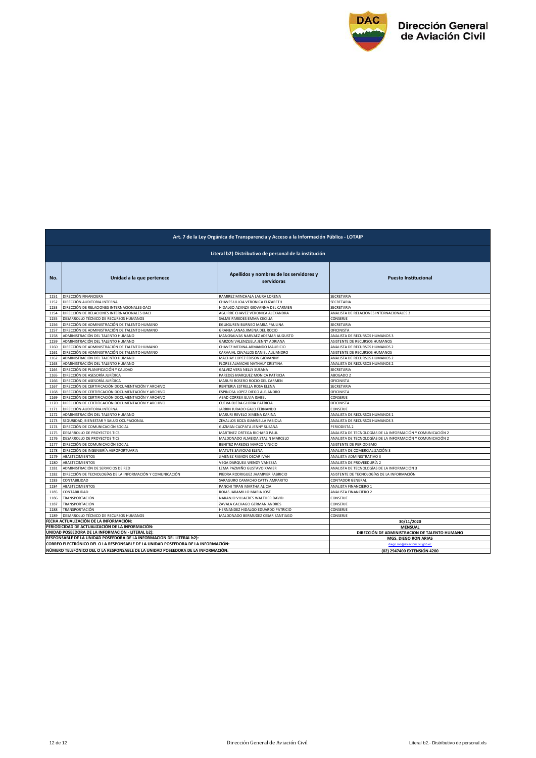# Dirección General de Aviación Civil

| Art. 7 de la Ley Orgánica de Transparencia y Acceso a la Información Pública - LOTAIP | | | |
|---|---|---|---|
| **Literal b2) Distributivo de personal de la institución** | | | |
| **No.** | **Unidad a la que pertenece** | **Apellidos y nombres de los servidores y servidoras** | **Puesto Institucional** |
| 1151 | DIRECCIÓN FINANCIERA | RAMIREZ MINCHALA LAURA LORENA | SECRETARIA |
| 1152 | DIRECCIÓN AUDITORIA INTERNA | CHAVES ULLOA VERONICA ELIZABETH | SECRETARIA |
| 1153 | DIRECCIÓN DE RELACIONES INTERNACIONALES OACI | HIDALGO AZANZA GIOVANNA DEL CARMEN | SECRETARIA |
| 1154 | DIRECCIÓN DE RELACIONES INTERNACIONALES OACI | AGUIRRE CHAVEZ VERONICA ALEXANDRA | ANALISTA DE RELACIONES INTERNACIONALES 3 |
| 1155 | DESARROLLO TÉCNICO DE RECURSOS HUMANOS | SALME PAREDES EMMA CECILIA | CONSERJE |
| 1156 | DIRECCIÓN DE ADMINISTRACIÓN DE TALENTO HUMANO | EGUIGUREN BURNEO MARIA PAULINA | SECRETARIA |
| 1157 | DIRECCIÓN DE ADMINISTRACIÓN DE TALENTO HUMANO | GRANJA LANAS JIMENA DEL ROCIO | OFICINISTA |
| 1158 | ADMINISTRACIÓN DEL TALENTO HUMANO | MANOSALVAS NARVAEZ ADEMAR AUGUSTO | ANALISTA DE RECURSOS HUMANOS 3 |
| 1159 | ADMINISTRACIÓN DEL TALENTO HUMANO | GARZON VALENZUELA JENNY ADRIANA | ASISTENTE DE RECURSOS HUMANOS |
| 1160 | DIRECCIÓN DE ADMINISTRACIÓN DE TALENTO HUMANO | CHAVEZ MEDINA ARMANDO MAURICIO | ANALISTA DE RECURSOS HUMANOS 2 |
| 1161 | DIRECCIÓN DE ADMINISTRACIÓN DE TALENTO HUMANO | CARVAJAL CEVALLOS DANIEL ALEJANDRO | ASISTENTE DE RECURSOS HUMANOS |
| 1162 | ADMINISTRACIÓN DEL TALENTO HUMANO | MACHAY LOPEZ EDISON GIOVANNY | ANALISTA DE RECURSOS HUMANOS 2 |
| 1163 | ADMINISTRACIÓN DEL TALENTO HUMANO | FLORES ALMACHE NATHALY CRISTINA | ANALISTA DE RECURSOS HUMANOS 2 |
| 1164 | DIRECCIÓN DE PLANIFICACIÓN Y CALIDAD | GALVEZ VERA NELLY SUSANA | SECRETARIA |
| 1165 | DIRECCIÓN DE ASESORÍA JURÍDICA | PAREDES MARQUEZ MONICA PATRICIA | ABOGADO 2 |
| 1166 | DIRECCIÓN DE ASESORÍA JURÍDICA | MARURI ROSERO ROCIO DEL CARMEN | OFICINISTA |
| 1167 | DIRECCIÓN DE CERTIFICACIÓN DOCUMENTACIÓN Y ARCHIVO | RENTERIA ESTRELLA ROSA ELENA | SECRETARIA |
| 1168 | DIRECCIÓN DE CERTIFICACIÓN DOCUMENTACIÓN Y ARCHIVO | ESPINOSA LOPEZ DIEGO ALEJANDRO | OFICINISTA |
| 1169 | DIRECCIÓN DE CERTIFICACIÓN DOCUMENTACIÓN Y ARCHIVO | ABAD CORREA ELVIA ISABEL | CONSERJE |
| 1170 | DIRECCIÓN DE CERTIFICACIÓN DOCUMENTACIÓN Y ARCHIVO | CUEVA OJEDA GLORIA PATRICIA | OFICINISTA |
| 1171 | DIRECCIÓN AUDITORIA INTERNA | JARRIN JURADO GALO FERNANDO | CONSERJE |
| 1172 | ADMINISTRACIÓN DEL TALENTO HUMANO | MARURI REVELO XIMENA KARINA | ANALISTA DE RECURSOS HUMANOS 1 |
| 1173 | SEGURIDAD, BIENESTAR Y SALUD OCUPACIONAL | ZEVALLOS BOZA GIANNELLA FABIOLA | ANALISTA DE RECURSOS HUMANOS 3 |
| 1174 | DIRECCIÓN DE COMUNICACIÓN SOCIAL | GUZMAN CACPATA JENNY SUSANA | PERIODISTA 2 |
| 1175 | DESARROLLO DE PROYECTOS TICS | MARTINEZ ORTEGA RICHARD PAUL | ANALISTA DE TECNOLOGÍAS DE LA INFORMACIÓN Y COMUNICACIÓN 2 |
| 1176 | DESARROLLO DE PROYECTOS TICS | MALDONADO ALMEIDA STALIN MARCELO | ANALISTA DE TECNOLOGÍAS DE LA INFORMACIÓN Y COMUNICACIÓN 2 |
| 1177 | DIRECCIÓN DE COMUNICACIÓN SOCIAL | BENITEZ PAREDES MARCO VINICIO | ASISTENTE DE PERIODISMO |
| 1178 | DIRECCIÓN DE INGENIERÍA AEROPORTUARIA | MATUTE SAVICKAS ELENA | ANALISTA DE COMERCIALIZACIÓN 3 |
| 1179 | ABASTECIMIENTOS | JIMENEZ RAMON OSCAR IVAN | ANALISTA ADMINISTRATIVO 3 |
| 1180 | ABASTECIMIENTOS | VEGA DARQUEA WENDY VANESSA | ANALISTA DE PROVEEDURÍA 2 |
| 1181 | ADMINISTRACIÓN DE SERVICIOS DE RED | LEMA PAZMIÑO GUSTAVO XAVIER | ANALISTA DE TECNOLOGÍAS DE LA INFORMACIÓN 3 |
| 1182 | DIRECCIÓN DE TECNOLOGÍAS DE LA INFORMACIÓN Y COMUNICACIÓN | PIEDRA RODRIGUEZ JHAMPIER FABRICIO | ASISTENTE DE TECNOLOGÍAS DE LA INFORMACIÓN |
| 1183 | CONTABILIDAD | SARAGURO CAMACHO CATTY AMPARITO | CONTADOR GENERAL |
| 1184 | ABASTECIMIENTOS | PANCHI TIPAN MARTHA ALICIA | ANALISTA FINANCIERO 1 |
| 1185 | CONTABILIDAD | ROJAS JARAMILLO MARIA JOSE | ANALISTA FINANCIERO 2 |
| 1186 | TRANSPORTACIÓN | NARANJO VILLACRES WALTHER DAVID | CONSERJE |
| 1187 | TRANSPORTACIÓN | ZAVALA CACHAGO GERMAN ANDRES | CONSERJE |
| 1188 | TRANSPORTACIÓN | HERNANDEZ HIDALGO EDUARDO PATRICIO | CONSERJE |
| 1189 | DESARROLLO TÉCNICO DE RECURSOS HUMANOS | MALDONADO BERMUDEZ CESAR SANTIAGO | CONSERJE |
| **FECHA ACTUALIZACIÓN DE LA INFORMACIÓN:** | | | **30/11/2020** |
| **PERIODICIDAD DE ACTUALIZACIÓN DE LA INFORMACIÓN:** | | | **MENSUAL** |
| **UNIDAD POSEEDORA DE LA INFORMACION - LITERAL b2):** | | | **DIRECCIÓN DE ADMINISTRACION DE TALENTO HUMANO** |
| **RESPONSABLE DE LA UNIDAD POSEEDORA DE LA INFORMACIÓN DEL LITERAL b2):** | | | **MGS. DIEGO RON ARIAS** |
| **CORREO ELECTRÓNICO DEL O LA RESPONSABLE DE LA UNIDAD POSEEDORA DE LA INFORMACIÓN:** | | | diego.ron@aviacioncivil.gob.ec |
| **NÚMERO TELEFÓNICO DEL O LA RESPONSABLE DE LA UNIDAD POSEEDORA DE LA INFORMACIÓN:** | | | **(02) 2947400 EXTENSIÓN 4200** |